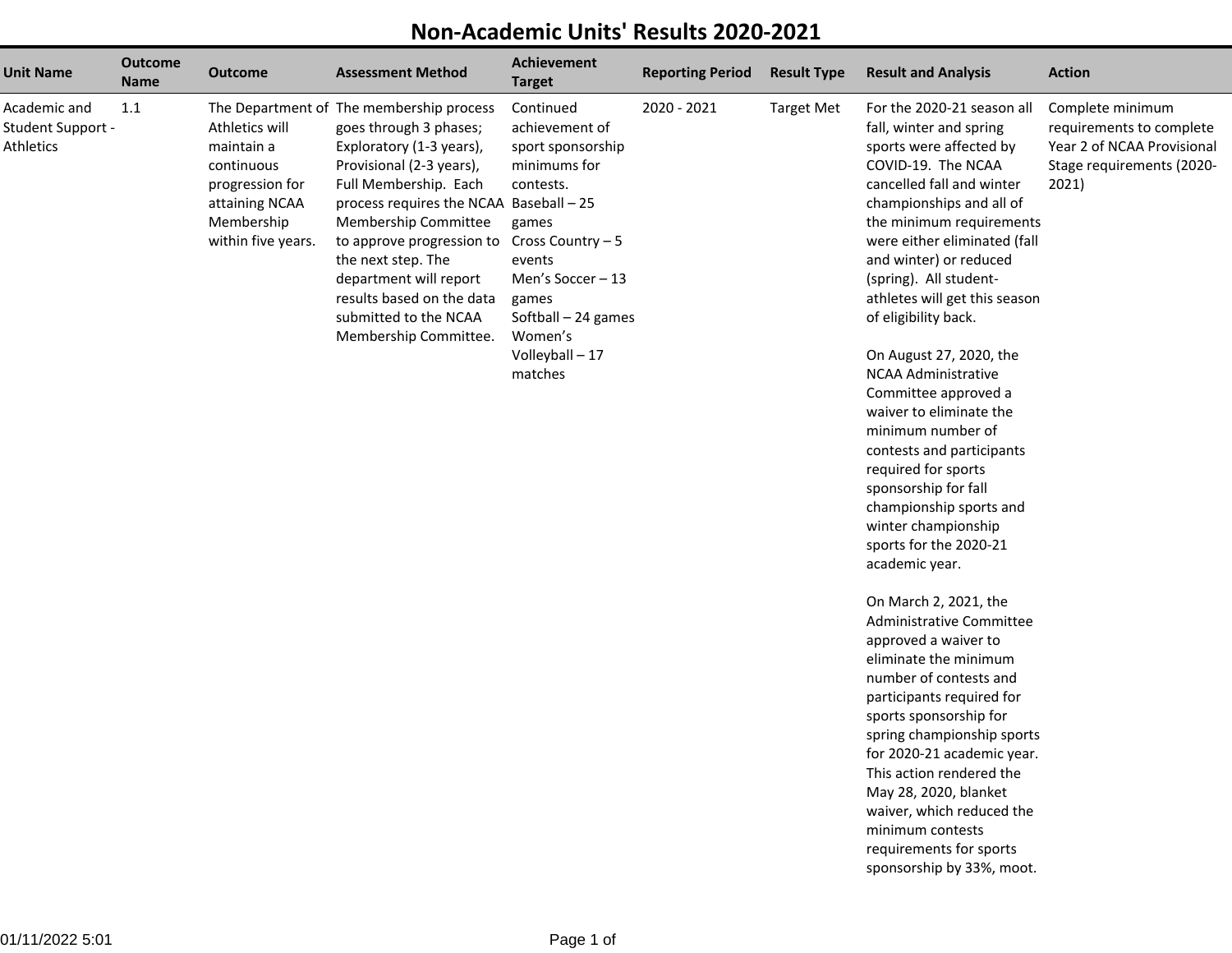# Non-Academic Units' Results 2020-2021

| Unit Name | Outcome Name | Outcome | Assessment Method | Achievement Target | Reporting Period | Result Type | Result and Analysis | Action |
|---|---|---|---|---|---|---|---|---|
| Academic and Student Support - Athletics | 1.1 | The Department of Athletics will maintain a continuous progression for attaining NCAA Membership within five years. | The membership process goes through 3 phases; Exploratory (1-3 years), Provisional (2-3 years), Full Membership. Each process requires the NCAA Membership Committee to approve progression to the next step. The department will report results based on the data submitted to the NCAA Membership Committee. | Continued achievement of sport sponsorship minimums for contests.<br>Baseball – 25 games<br>Cross Country – 5 events<br>Men's Soccer – 13 games<br>Softball – 24 games<br>Women's Volleyball – 17 matches | 2020 - 2021 | Target Met | For the 2020-21 season all fall, winter and spring sports were affected by COVID-19. The NCAA cancelled fall and winter championships and all of the minimum requirements were either eliminated (fall and winter) or reduced (spring). All student-athletes will get this season of eligibility back.<br><br>On August 27, 2020, the NCAA Administrative Committee approved a waiver to eliminate the minimum number of contests and participants required for sports sponsorship for fall championship sports and winter championship sports for the 2020-21 academic year.<br><br>On March 2, 2021, the Administrative Committee approved a waiver to eliminate the minimum number of contests and participants required for sports sponsorship for spring championship sports for 2020-21 academic year. This action rendered the May 28, 2020, blanket waiver, which reduced the minimum contests requirements for sports sponsorship by 33%, moot. | Complete minimum requirements to complete Year 2 of NCAA Provisional Stage requirements (2020-2021) |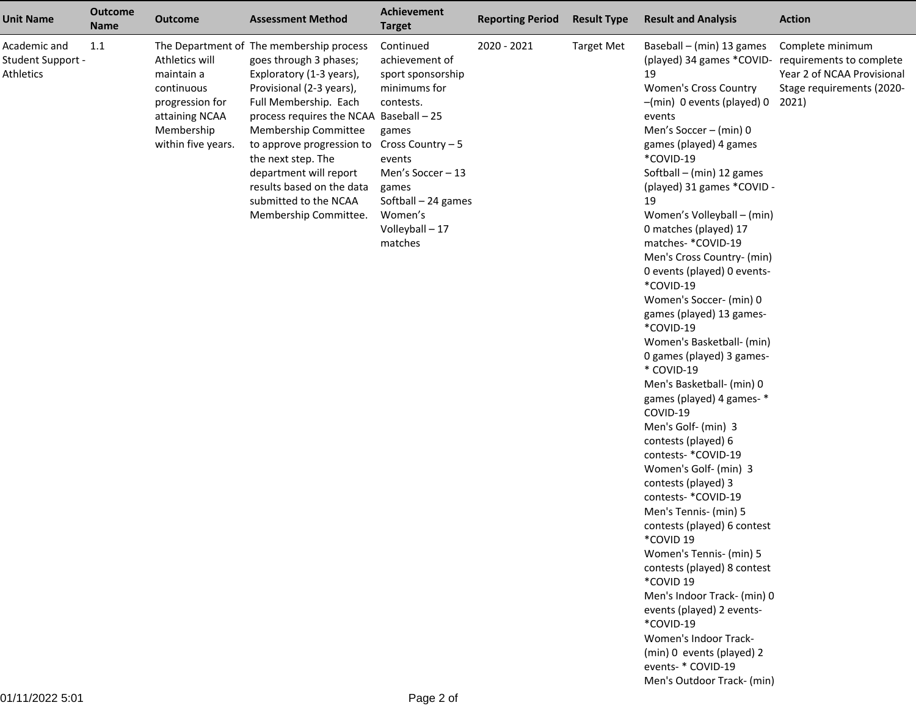| Unit Name | Outcome Name | Outcome | Assessment Method | Achievement Target | Reporting Period | Result Type | Result and Analysis | Action |
|---|---|---|---|---|---|---|---|---|
| Academic and Student Support - Athletics | 1.1 | The Department of Athletics will maintain a continuous progression for attaining NCAA Membership within five years. | The membership process goes through 3 phases; Exploratory (1-3 years), Provisional (2-3 years), Full Membership. Each process requires the NCAA Membership Committee to approve progression to the next step. The department will report results based on the data submitted to the NCAA Membership Committee. | Continued achievement of sport sponsorship minimums for contests.<br>Baseball – 25 games<br>Cross Country – 5 events<br>Men's Soccer – 13 games<br>Softball – 24 games<br>Women's Volleyball – 17 matches | 2020 - 2021 | Target Met | Baseball – (min) 13 games (played) 34 games *COVID-19<br>Women's Cross Country –(min) 0 events (played) 0 events<br>Men's Soccer – (min) 0 games (played) 4 games *COVID-19<br>Softball – (min) 12 games (played) 31 games *COVID - 19<br>Women's Volleyball – (min) 0 matches (played) 17 matches- *COVID-19<br>Men's Cross Country- (min) 0 events (played) 0 events- *COVID-19<br>Women's Soccer- (min) 0 games (played) 13 games- *COVID-19<br>Women's Basketball- (min) 0 games (played) 3 games- * COVID-19<br>Men's Basketball- (min) 0 games (played) 4 games- * COVID-19<br>Men's Golf- (min) 3 contests (played) 6 contests- *COVID-19<br>Women's Golf- (min) 3 contests (played) 3 contests- *COVID-19<br>Men's Tennis- (min) 5 contests (played) 6 contest *COVID 19<br>Women's Tennis- (min) 5 contests (played) 8 contest *COVID 19<br>Men's Indoor Track- (min) 0 events (played) 2 events- *COVID-19<br>Women's Indoor Track- (min) 0 events (played) 2 events- * COVID-19<br>Men's Outdoor Track- (min) | Complete minimum requirements to complete Year 2 of NCAA Provisional Stage requirements (2020-2021) |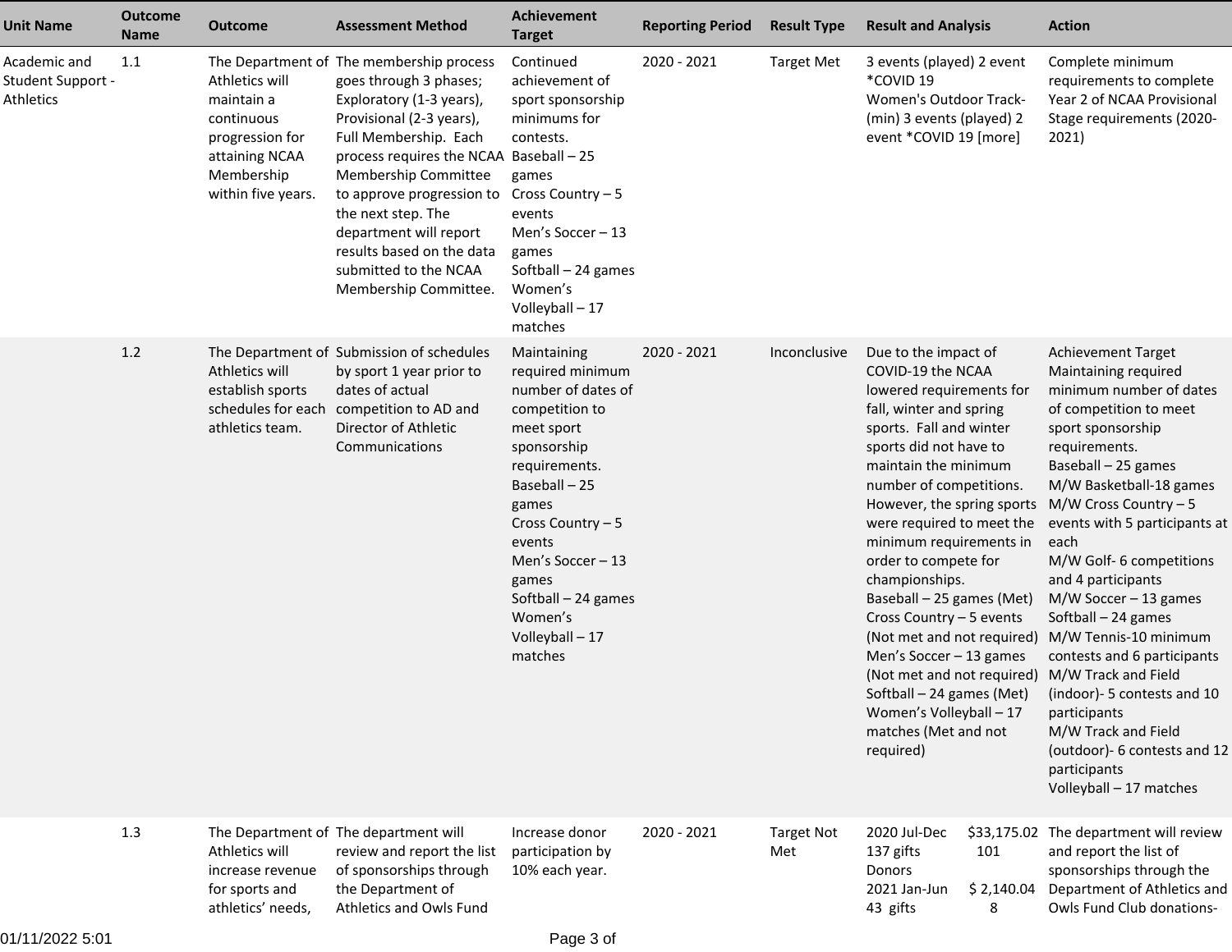| Unit Name | Outcome Name | Outcome | Assessment Method | Achievement Target | Reporting Period | Result Type | Result and Analysis | Action |
|---|---|---|---|---|---|---|---|---|
| Academic and Student Support - Athletics | 1.1 | The Department of Athletics will maintain a continuous progression for attaining NCAA Membership within five years. | The membership process goes through 3 phases; Exploratory (1-3 years), Provisional (2-3 years), Full Membership. Each process requires the NCAA Membership Committee to approve progression to the next step. The department will report results based on the data submitted to the NCAA Membership Committee. | Continued achievement of sport sponsorship minimums for contests.<br>Baseball – 25 games<br>Cross Country – 5 events<br>Men's Soccer – 13 games<br>Softball – 24 games<br>Women's Volleyball – 17 matches | 2020 - 2021 | Target Met | 3 events (played) 2 event *COVID 19<br>Women's Outdoor Track- (min) 3 events (played) 2 event *COVID 19 [more] | Complete minimum requirements to complete Year 2 of NCAA Provisional Stage requirements (2020-2021) |
| | 1.2 | The Department of Athletics will establish sports schedules for each athletics team. | Submission of schedules by sport 1 year prior to dates of actual competition to AD and Director of Athletic Communications | Maintaining required minimum number of dates of competition to meet sport sponsorship requirements.<br>Baseball – 25 games<br>Cross Country – 5 events<br>Men's Soccer – 13 games<br>Softball – 24 games<br>Women's Volleyball – 17 matches | 2020 - 2021 | Inconclusive | Due to the impact of COVID-19 the NCAA lowered requirements for fall, winter and spring sports. Fall and winter sports did not have to maintain the minimum number of competitions. However, the spring sports were required to meet the minimum requirements in order to compete for championships.<br>Baseball – 25 games (Met)<br>Cross Country – 5 events (Not met and not required)<br>Men's Soccer – 13 games (Not met and not required)<br>Softball – 24 games (Met)<br>Women's Volleyball – 17 matches (Met and not required) | Achievement Target Maintaining required minimum number of dates of competition to meet sport sponsorship requirements.<br>Baseball – 25 games<br>M/W Basketball-18 games<br>M/W Cross Country – 5 events with 5 participants at each<br>M/W Golf- 6 competitions and 4 participants<br>M/W Soccer – 13 games<br>Softball – 24 games<br>M/W Tennis-10 minimum contests and 6 participants<br>M/W Track and Field (indoor)- 5 contests and 10 participants<br>M/W Track and Field (outdoor)- 6 contests and 12 participants<br>Volleyball – 17 matches |
| | 1.3 | The Department of Athletics will increase revenue for sports and athletics' needs, | The department will review and report the list of sponsorships through the Department of Athletics and Owls Fund | Increase donor participation by 10% each year. | 2020 - 2021 | Target Not Met | 2020 Jul-Dec $33,175.02<br>137 gifts 101<br>Donors<br>2021 Jan-Jun $ 2,140.04<br>43 gifts 8 | The department will review and report the list of sponsorships through the Department of Athletics and Owls Fund Club donations- |

01/11/2022 5:01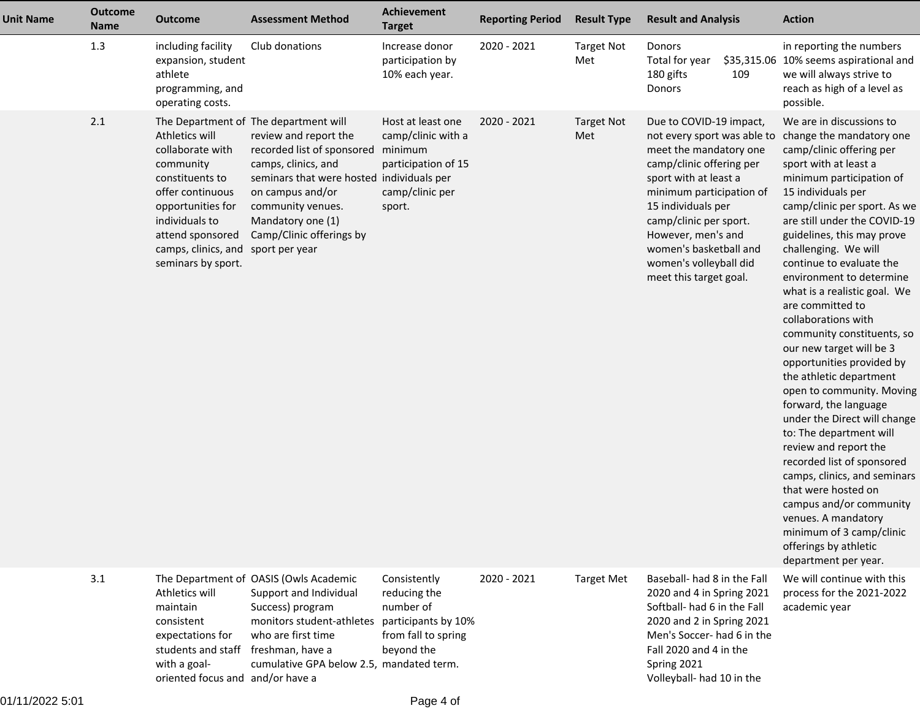| Unit Name | Outcome Name | Outcome | Assessment Method | Achievement Target | Reporting Period | Result Type | Result and Analysis | Action |
|---|---|---|---|---|---|---|---|---|
| | 1.3 | including facility expansion, student athlete programming, and operating costs. | Club donations | Increase donor participation by 10% each year. | 2020 - 2021 | Target Not Met | Donors<br>Total for year $35,315.06<br>180 gifts 109<br>Donors | in reporting the numbers 10% seems aspirational and we will always strive to reach as high of a level as possible. |
| | 2.1 | The Department of Athletics will collaborate with community constituents to offer continuous opportunities for individuals to attend sponsored camps, clinics, and seminars by sport. | The department will review and report the recorded list of sponsored camps, clinics, and seminars that were hosted on campus and/or community venues. Mandatory one (1) Camp/Clinic offerings by sport per year | Host at least one camp/clinic with a minimum participation of 15 individuals per camp/clinic per sport. | 2020 - 2021 | Target Not Met | Due to COVID-19 impact, not every sport was able to meet the mandatory one camp/clinic offering per sport with at least a minimum participation of 15 individuals per camp/clinic per sport. However, men's and women's basketball and women's volleyball did meet this target goal. | We are in discussions to change the mandatory one camp/clinic offering per sport with at least a minimum participation of 15 individuals per camp/clinic per sport. As we are still under the COVID-19 guidelines, this may prove challenging. We will continue to evaluate the environment to determine what is a realistic goal. We are committed to collaborations with community constituents, so our new target will be 3 opportunities provided by the athletic department open to community. Moving forward, the language under the Direct will change to: The department will review and report the recorded list of sponsored camps, clinics, and seminars that were hosted on campus and/or community venues. A mandatory minimum of 3 camp/clinic offerings by athletic department per year. |
| | 3.1 | The Department of Athletics will maintain consistent expectations for students and staff with a goal-oriented focus and | OASIS (Owls Academic Support and Individual Success) program monitors student-athletes who are first time freshman, have a cumulative GPA below 2.5, and/or have a | Consistently reducing the number of participants by 10% from fall to spring beyond the mandated term. | 2020 - 2021 | Target Met | Baseball- had 8 in the Fall 2020 and 4 in Spring 2021<br>Softball- had 6 in the Fall 2020 and 2 in Spring 2021<br>Men's Soccer- had 6 in the Fall 2020 and 4 in the Spring 2021<br>Volleyball- had 10 in the | We will continue with this process for the 2021-2022 academic year |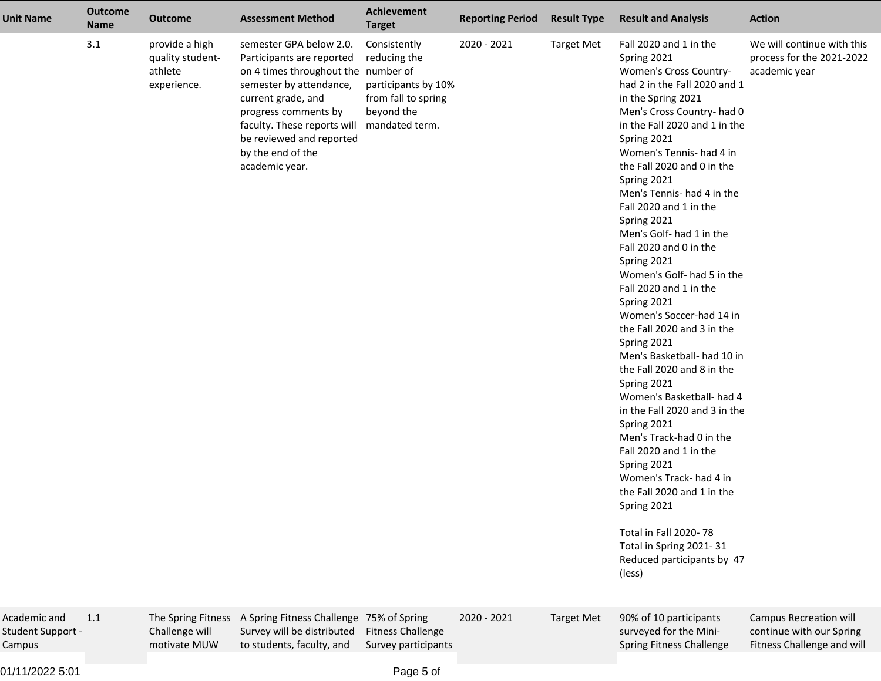| Unit Name | Outcome Name | Outcome | Assessment Method | Achievement Target | Reporting Period | Result Type | Result and Analysis | Action |
|---|---|---|---|---|---|---|---|---|
| | 3.1 | provide a high quality student-athlete experience. | semester GPA below 2.0. Participants are reported on 4 times throughout the semester by attendance, current grade, and progress comments by faculty. These reports will be reviewed and reported by the end of the academic year. | Consistently reducing the number of participants by 10% from fall to spring beyond the mandated term. | 2020 - 2021 | Target Met | Fall 2020 and 1 in the Spring 2021<br>Women's Cross Country- had 2 in the Fall 2020 and 1 in the Spring 2021<br>Men's Cross Country- had 0 in the Fall 2020 and 1 in the Spring 2021<br>Women's Tennis- had 4 in the Fall 2020 and 0 in the Spring 2021<br>Men's Tennis- had 4 in the Fall 2020 and 1 in the Spring 2021<br>Men's Golf- had 1 in the Fall 2020 and 0 in the Spring 2021<br>Women's Golf- had 5 in the Fall 2020 and 1 in the Spring 2021<br>Women's Soccer-had 14 in the Fall 2020 and 3 in the Spring 2021<br>Men's Basketball- had 10 in the Fall 2020 and 8 in the Spring 2021<br>Women's Basketball- had 4 in the Fall 2020 and 3 in the Spring 2021<br>Men's Track-had 0 in the Fall 2020 and 1 in the Spring 2021<br>Women's Track- had 4 in the Fall 2020 and 1 in the Spring 2021<br><br>Total in Fall 2020- 78<br>Total in Spring 2021- 31<br>Reduced participants by 47 (less) | We will continue with this process for the 2021-2022 academic year |
| Academic and Student Support - Campus | 1.1 | The Spring Fitness Challenge will motivate MUW | A Spring Fitness Challenge Survey will be distributed to students, faculty, and | 75% of Spring Fitness Challenge Survey participants | 2020 - 2021 | Target Met | 90% of 10 participants surveyed for the Mini-Spring Fitness Challenge | Campus Recreation will continue with our Spring Fitness Challenge and will |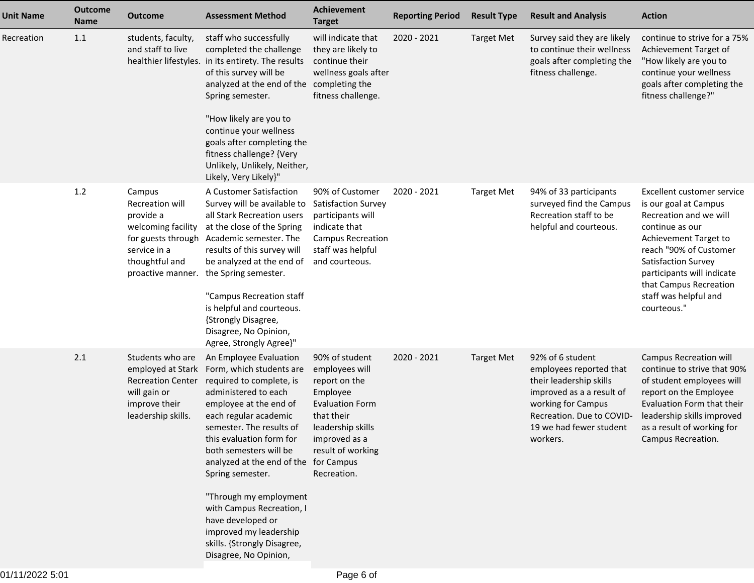| Unit Name | Outcome Name | Outcome | Assessment Method | Achievement Target | Reporting Period | Result Type | Result and Analysis | Action |
|---|---|---|---|---|---|---|---|---|
| Recreation | 1.1 | students, faculty, and staff to live healthier lifestyles. | staff who successfully completed the challenge in its entirety. The results of this survey will be analyzed at the end of the Spring semester.<br><br>"How likely are you to continue your wellness goals after completing the fitness challenge? {Very Unlikely, Unlikely, Neither, Likely, Very Likely}" | will indicate that they are likely to continue their wellness goals after completing the fitness challenge. | 2020 - 2021 | Target Met | Survey said they are likely to continue their wellness goals after completing the fitness challenge. | continue to strive for a 75% Achievement Target of "How likely are you to continue your wellness goals after completing the fitness challenge?" |
| | 1.2 | Campus Recreation will provide a welcoming facility for guests through service in a thoughtful and proactive manner. | A Customer Satisfaction Survey will be available to all Stark Recreation users at the close of the Spring Academic semester. The results of this survey will be analyzed at the end of the Spring semester.<br><br>"Campus Recreation staff is helpful and courteous. {Strongly Disagree, Disagree, No Opinion, Agree, Strongly Agree}" | 90% of Customer Satisfaction Survey participants will indicate that Campus Recreation staff was helpful and courteous. | 2020 - 2021 | Target Met | 94% of 33 participants surveyed find the Campus Recreation staff to be helpful and courteous. | Excellent customer service is our goal at Campus Recreation and we will continue as our Achievement Target to reach "90% of Customer Satisfaction Survey participants will indicate that Campus Recreation staff was helpful and courteous." |
| | 2.1 | Students who are employed at Stark Recreation Center will gain or improve their leadership skills. | An Employee Evaluation Form, which students are required to complete, is administered to each employee at the end of each regular academic semester. The results of this evaluation form for both semesters will be analyzed at the end of the Spring semester.<br><br>"Through my employment with Campus Recreation, I have developed or improved my leadership skills. {Strongly Disagree, Disagree, No Opinion, | 90% of student employees will report on the Employee Evaluation Form that their leadership skills improved as a result of working for Campus Recreation. | 2020 - 2021 | Target Met | 92% of 6 student employees reported that their leadership skills improved as a a result of working for Campus Recreation. Due to COVID-19 we had fewer student workers. | Campus Recreation will continue to strive that 90% of student employees will report on the Employee Evaluation Form that their leadership skills improved as a result of working for Campus Recreation. |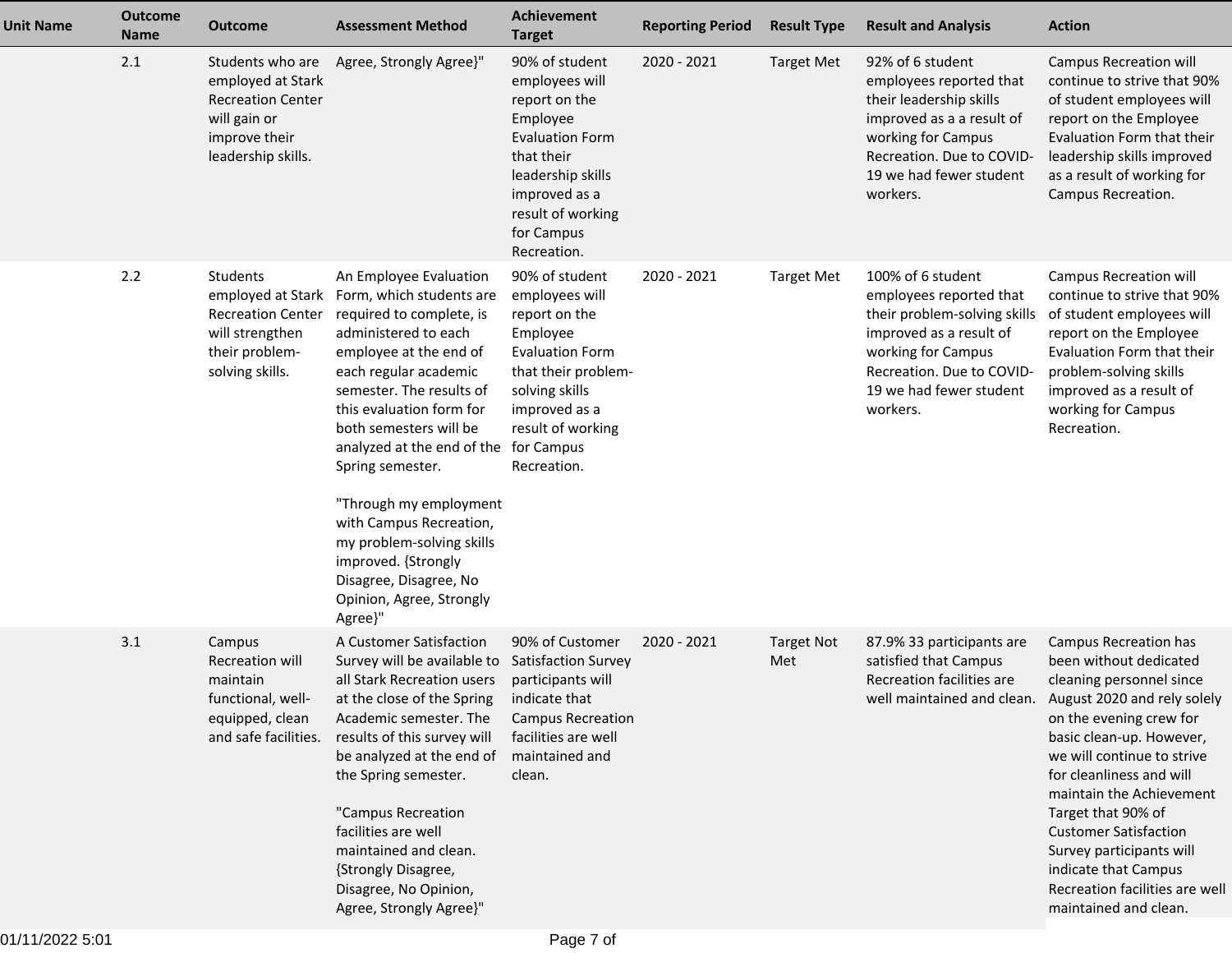| Unit Name | Outcome Name | Outcome | Assessment Method | Achievement Target | Reporting Period | Result Type | Result and Analysis | Action |
|---|---|---|---|---|---|---|---|---|
| | 2.1 | Students who are employed at Stark Recreation Center will gain or improve their leadership skills. | Agree, Strongly Agree}" | 90% of student employees will report on the Employee Evaluation Form that their leadership skills improved as a result of working for Campus Recreation. | 2020 - 2021 | Target Met | 92% of 6 student employees reported that their leadership skills improved as a a result of working for Campus Recreation. Due to COVID-19 we had fewer student workers. | Campus Recreation will continue to strive that 90% of student employees will report on the Employee Evaluation Form that their leadership skills improved as a result of working for Campus Recreation. |
| | 2.2 | Students employed at Stark Recreation Center will strengthen their problem-solving skills. | An Employee Evaluation Form, which students are required to complete, is administered to each employee at the end of each regular academic semester. The results of this evaluation form for both semesters will be analyzed at the end of the Spring semester.<br><br>"Through my employment with Campus Recreation, my problem-solving skills improved. {Strongly Disagree, Disagree, No Opinion, Agree, Strongly Agree}" | 90% of student employees will report on the Employee Evaluation Form that their problem-solving skills improved as a result of working for Campus Recreation. | 2020 - 2021 | Target Met | 100% of 6 student employees reported that their problem-solving skills improved as a result of working for Campus Recreation. Due to COVID-19 we had fewer student workers. | Campus Recreation will continue to strive that 90% of student employees will report on the Employee Evaluation Form that their problem-solving skills improved as a result of working for Campus Recreation. |
| | 3.1 | Campus Recreation will maintain functional, well-equipped, clean and safe facilities. | A Customer Satisfaction Survey will be available to all Stark Recreation users at the close of the Spring Academic semester. The results of this survey will be analyzed at the end of the Spring semester.<br><br>"Campus Recreation facilities are well maintained and clean. {Strongly Disagree, Disagree, No Opinion, Agree, Strongly Agree}" | 90% of Customer Satisfaction Survey participants will indicate that Campus Recreation facilities are well maintained and clean. | 2020 - 2021 | Target Not Met | 87.9% 33 participants are satisfied that Campus Recreation facilities are well maintained and clean. | Campus Recreation has been without dedicated cleaning personnel since August 2020 and rely solely on the evening crew for basic clean-up. However, we will continue to strive for cleanliness and will maintain the Achievement Target that 90% of Customer Satisfaction Survey participants will indicate that Campus Recreation facilities are well maintained and clean. |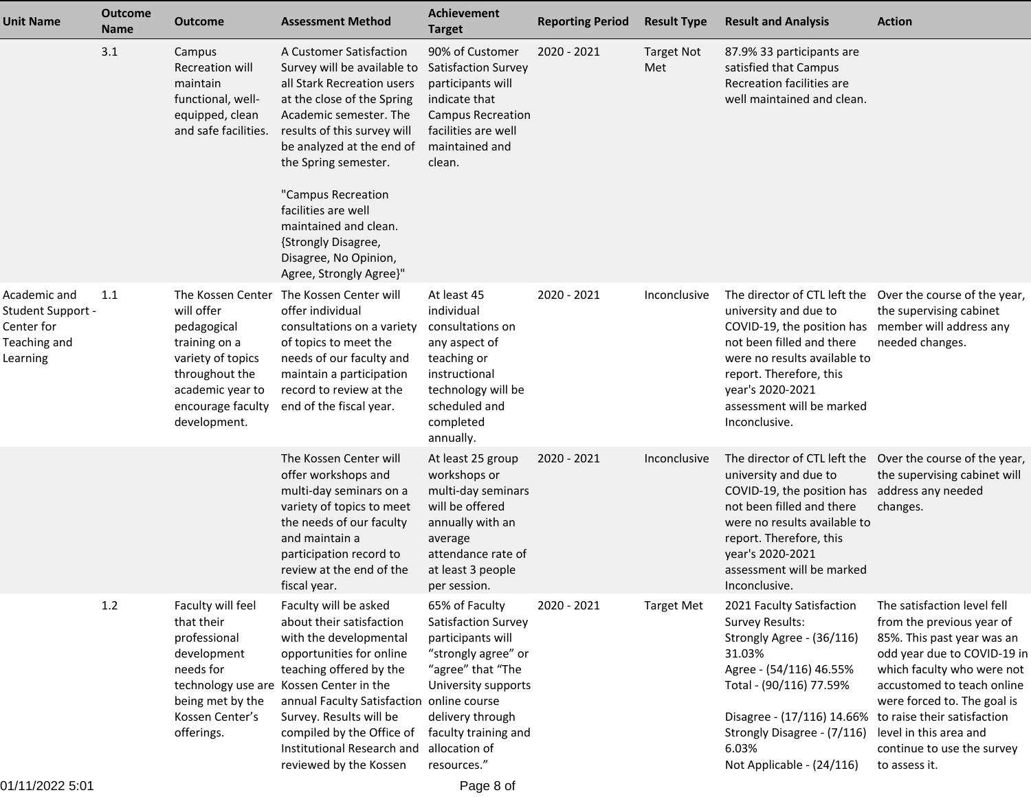| Unit Name | Outcome Name | Outcome | Assessment Method | Achievement Target | Reporting Period | Result Type | Result and Analysis | Action |
| --- | --- | --- | --- | --- | --- | --- | --- | --- |
| | 3.1 | Campus Recreation will maintain functional, well-equipped, clean and safe facilities. | A Customer Satisfaction Survey will be available to all Stark Recreation users at the close of the Spring Academic semester. The results of this survey will be analyzed at the end of the Spring semester.<br><br>"Campus Recreation facilities are well maintained and clean. {Strongly Disagree, Disagree, No Opinion, Agree, Strongly Agree}" | 90% of Customer Satisfaction Survey participants will indicate that Campus Recreation facilities are well maintained and clean. | 2020 - 2021 | Target Not Met | 87.9% 33 participants are satisfied that Campus Recreation facilities are well maintained and clean. | |
| Academic and Student Support - Center for Teaching and Learning | 1.1 | The Kossen Center will offer pedagogical training on a variety of topics throughout the academic year to encourage faculty development. | The Kossen Center will offer individual consultations on a variety of topics to meet the needs of our faculty and maintain a participation record to review at the end of the fiscal year. | At least 45 individual consultations on any aspect of teaching or instructional technology will be scheduled and completed annually. | 2020 - 2021 | Inconclusive | The director of CTL left the university and due to COVID-19, the position has not been filled and there were no results available to report. Therefore, this year's 2020-2021 assessment will be marked Inconclusive. | Over the course of the year, the supervising cabinet member will address any needed changes. |
| | | | The Kossen Center will offer workshops and multi-day seminars on a variety of topics to meet the needs of our faculty and maintain a participation record to review at the end of the fiscal year. | At least 25 group workshops or multi-day seminars will be offered annually with an average attendance rate of at least 3 people per session. | 2020 - 2021 | Inconclusive | The director of CTL left the university and due to COVID-19, the position has not been filled and there were no results available to report. Therefore, this year's 2020-2021 assessment will be marked Inconclusive. | Over the course of the year, the supervising cabinet will address any needed changes. |
| | 1.2 | Faculty will feel that their professional development needs for technology use are being met by the Kossen Center's offerings. | Faculty will be asked about their satisfaction with the developmental opportunities for online teaching offered by the Kossen Center in the annual Faculty Satisfaction Survey. Results will be compiled by the Office of Institutional Research and reviewed by the Kossen | 65% of Faculty Satisfaction Survey participants will "strongly agree" or "agree" that "The University supports online course delivery through faculty training and allocation of resources." | 2020 - 2021 | Target Met | 2021 Faculty Satisfaction Survey Results:<br>Strongly Agree - (36/116) 31.03%<br>Agree - (54/116) 46.55%<br>Total - (90/116) 77.59%<br><br>Disagree - (17/116) 14.66%<br>Strongly Disagree - (7/116) 6.03%<br>Not Applicable - (24/116) | The satisfaction level fell from the previous year of 85%. This past year was an odd year due to COVID-19 in which faculty who were not accustomed to teach online were forced to. The goal is to raise their satisfaction level in this area and continue to use the survey to assess it. |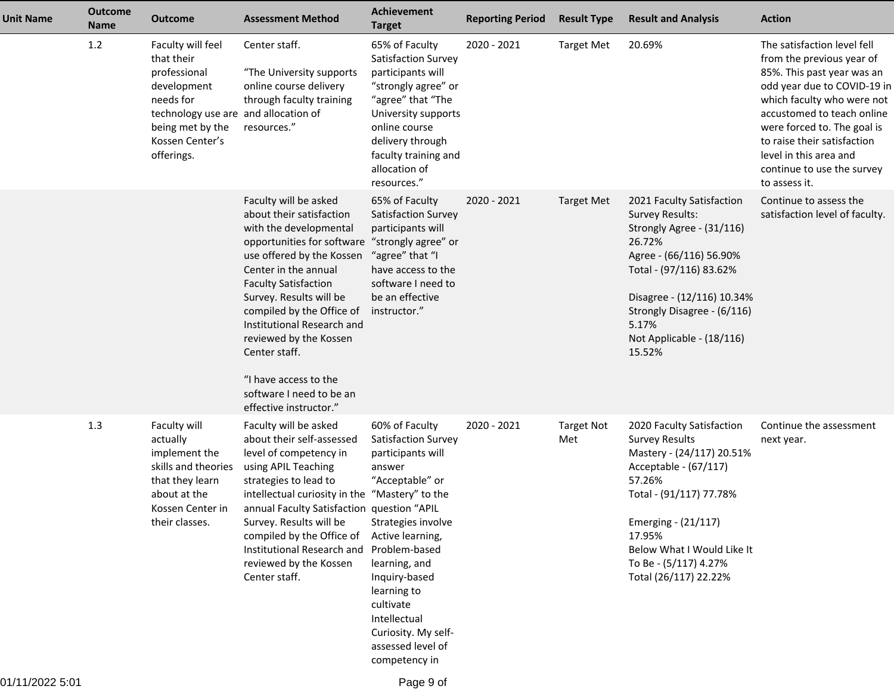| Unit Name | Outcome Name | Outcome | Assessment Method | Achievement Target | Reporting Period | Result Type | Result and Analysis | Action |
|---|---|---|---|---|---|---|---|---|
| | 1.2 | Faculty will feel that their professional development needs for technology use are being met by the Kossen Center's offerings. | Center staff.<br><br>"The University supports online course delivery through faculty training and allocation of resources." | 65% of Faculty Satisfaction Survey participants will "strongly agree" or "agree" that "The University supports online course delivery through faculty training and allocation of resources." | 2020 - 2021 | Target Met | 20.69% | The satisfaction level fell from the previous year of 85%. This past year was an odd year due to COVID-19 in which faculty who were not accustomed to teach online were forced to. The goal is to raise their satisfaction level in this area and continue to use the survey to assess it. |
| | | | Faculty will be asked about their satisfaction with the developmental opportunities for software use offered by the Kossen Center in the annual Faculty Satisfaction Survey. Results will be compiled by the Office of Institutional Research and reviewed by the Kossen Center staff.<br><br>"I have access to the software I need to be an effective instructor." | 65% of Faculty Satisfaction Survey participants will "strongly agree" or "agree" that "I have access to the software I need to be an effective instructor." | 2020 - 2021 | Target Met | 2021 Faculty Satisfaction Survey Results:<br>Strongly Agree - (31/116) 26.72%<br>Agree - (66/116) 56.90%<br>Total - (97/116) 83.62%<br><br>Disagree - (12/116) 10.34%<br>Strongly Disagree - (6/116) 5.17%<br>Not Applicable - (18/116) 15.52% | Continue to assess the satisfaction level of faculty. |
| | 1.3 | Faculty will actually implement the skills and theories that they learn about at the Kossen Center in their classes. | Faculty will be asked about their self-assessed level of competency in using APIL Teaching strategies to lead to intellectual curiosity in the annual Faculty Satisfaction Survey. Results will be compiled by the Office of Institutional Research and reviewed by the Kossen Center staff. | 60% of Faculty Satisfaction Survey participants will answer "Acceptable" or "Mastery" to the question "APIL Strategies involve Active learning, Problem-based learning, and Inquiry-based learning to cultivate Intellectual Curiosity. My self-assessed level of competency in | 2020 - 2021 | Target Not Met | 2020 Faculty Satisfaction Survey Results<br>Mastery - (24/117) 20.51%<br>Acceptable - (67/117) 57.26%<br>Total - (91/117) 77.78%<br><br>Emerging - (21/117) 17.95%<br>Below What I Would Like It To Be - (5/117) 4.27%<br>Total (26/117) 22.22% | Continue the assessment next year. |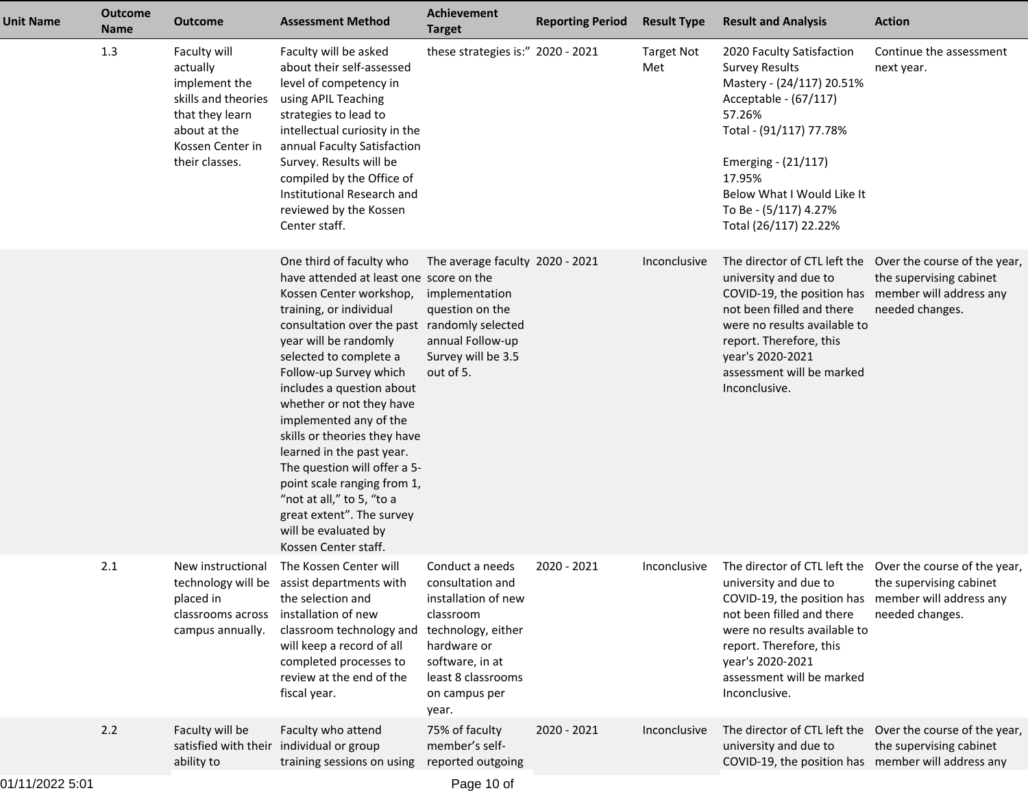| Unit Name | Outcome Name | Outcome | Assessment Method | Achievement Target | Reporting Period | Result Type | Result and Analysis | Action |
|---|---|---|---|---|---|---|---|---|
| | 1.3 | Faculty will actually implement the skills and theories that they learn about at the Kossen Center in their classes. | Faculty will be asked about their self-assessed level of competency in using APIL Teaching strategies to lead to intellectual curiosity in the annual Faculty Satisfaction Survey. Results will be compiled by the Office of Institutional Research and reviewed by the Kossen Center staff. | these strategies is:” | 2020 - 2021 | Target Not Met | 2020 Faculty Satisfaction Survey Results<br>Mastery - (24/117) 20.51%<br>Acceptable - (67/117) 57.26%<br>Total - (91/117) 77.78%<br><br>Emerging - (21/117) 17.95%<br>Below What I Would Like It To Be - (5/117) 4.27%<br>Total (26/117) 22.22% | Continue the assessment next year. |
| | | | One third of faculty who have attended at least one Kossen Center workshop, training, or individual consultation over the past year will be randomly selected to complete a Follow-up Survey which includes a question about whether or not they have implemented any of the skills or theories they have learned in the past year. The question will offer a 5-point scale ranging from 1, “not at all,” to 5, “to a great extent”. The survey will be evaluated by Kossen Center staff. | The average faculty score on the implementation question on the randomly selected annual Follow-up Survey will be 3.5 out of 5. | 2020 - 2021 | Inconclusive | The director of CTL left the university and due to COVID-19, the position has not been filled and there were no results available to report. Therefore, this year's 2020-2021 assessment will be marked Inconclusive. | Over the course of the year, the supervising cabinet member will address any needed changes. |
| | 2.1 | New instructional technology will be placed in classrooms across campus annually. | The Kossen Center will assist departments with the selection and installation of new classroom technology and will keep a record of all completed processes to review at the end of the fiscal year. | Conduct a needs consultation and installation of new classroom technology, either hardware or software, in at least 8 classrooms on campus per year. | 2020 - 2021 | Inconclusive | The director of CTL left the university and due to COVID-19, the position has not been filled and there were no results available to report. Therefore, this year's 2020-2021 assessment will be marked Inconclusive. | Over the course of the year, the supervising cabinet member will address any needed changes. |
| | 2.2 | Faculty will be satisfied with their ability to | Faculty who attend individual or group training sessions on using | 75% of faculty member’s self-reported outgoing | 2020 - 2021 | Inconclusive | The director of CTL left the university and due to COVID-19, the position has | Over the course of the year, the supervising cabinet member will address any |

01/11/2022 5:01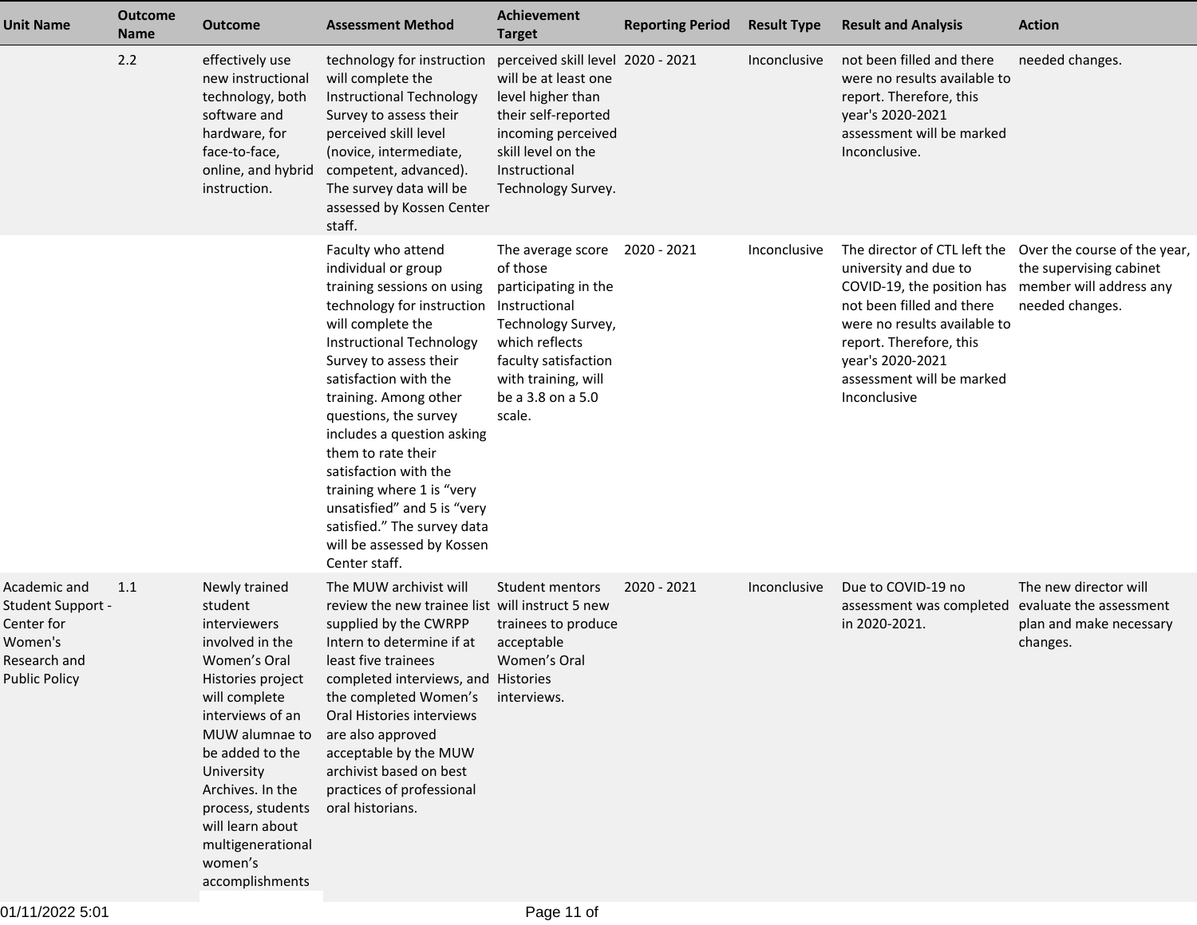| Unit Name | Outcome Name | Outcome | Assessment Method | Achievement Target | Reporting Period | Result Type | Result and Analysis | Action |
|---|---|---|---|---|---|---|---|---|
| | 2.2 | effectively use new instructional technology, both software and hardware, for face-to-face, online, and hybrid instruction. | technology for instruction will complete the Instructional Technology Survey to assess their perceived skill level (novice, intermediate, competent, advanced). The survey data will be assessed by Kossen Center staff. | perceived skill level will be at least one level higher than their self-reported incoming perceived skill level on the Instructional Technology Survey. | 2020 - 2021 | Inconclusive | not been filled and there were no results available to report. Therefore, this year's 2020-2021 assessment will be marked Inconclusive. | needed changes. |
| | | | Faculty who attend individual or group training sessions on using technology for instruction will complete the Instructional Technology Survey to assess their satisfaction with the training. Among other questions, the survey includes a question asking them to rate their satisfaction with the training where 1 is “very unsatisfied” and 5 is “very satisfied.” The survey data will be assessed by Kossen Center staff. | The average score of those participating in the Instructional Technology Survey, which reflects faculty satisfaction with training, will be a 3.8 on a 5.0 scale. | 2020 - 2021 | Inconclusive | The director of CTL left the university and due to COVID-19, the position has not been filled and there were no results available to report. Therefore, this year's 2020-2021 assessment will be marked Inconclusive | Over the course of the year, the supervising cabinet member will address any needed changes. |
| Academic and Student Support - Center for Women's Research and Public Policy | 1.1 | Newly trained student interviewers involved in the Women’s Oral Histories project will complete interviews of an MUW alumnae to be added to the University Archives. In the process, students will learn about multigenerational women’s accomplishments | The MUW archivist will review the new trainee list supplied by the CWRPP Intern to determine if at least five trainees completed interviews, and the completed Women’s Oral Histories interviews are also approved acceptable by the MUW archivist based on best practices of professional oral historians. | Student mentors will instruct 5 new trainees to produce acceptable Women’s Oral Histories interviews. | 2020 - 2021 | Inconclusive | Due to COVID-19 no assessment was completed in 2020-2021. | The new director will evaluate the assessment plan and make necessary changes. |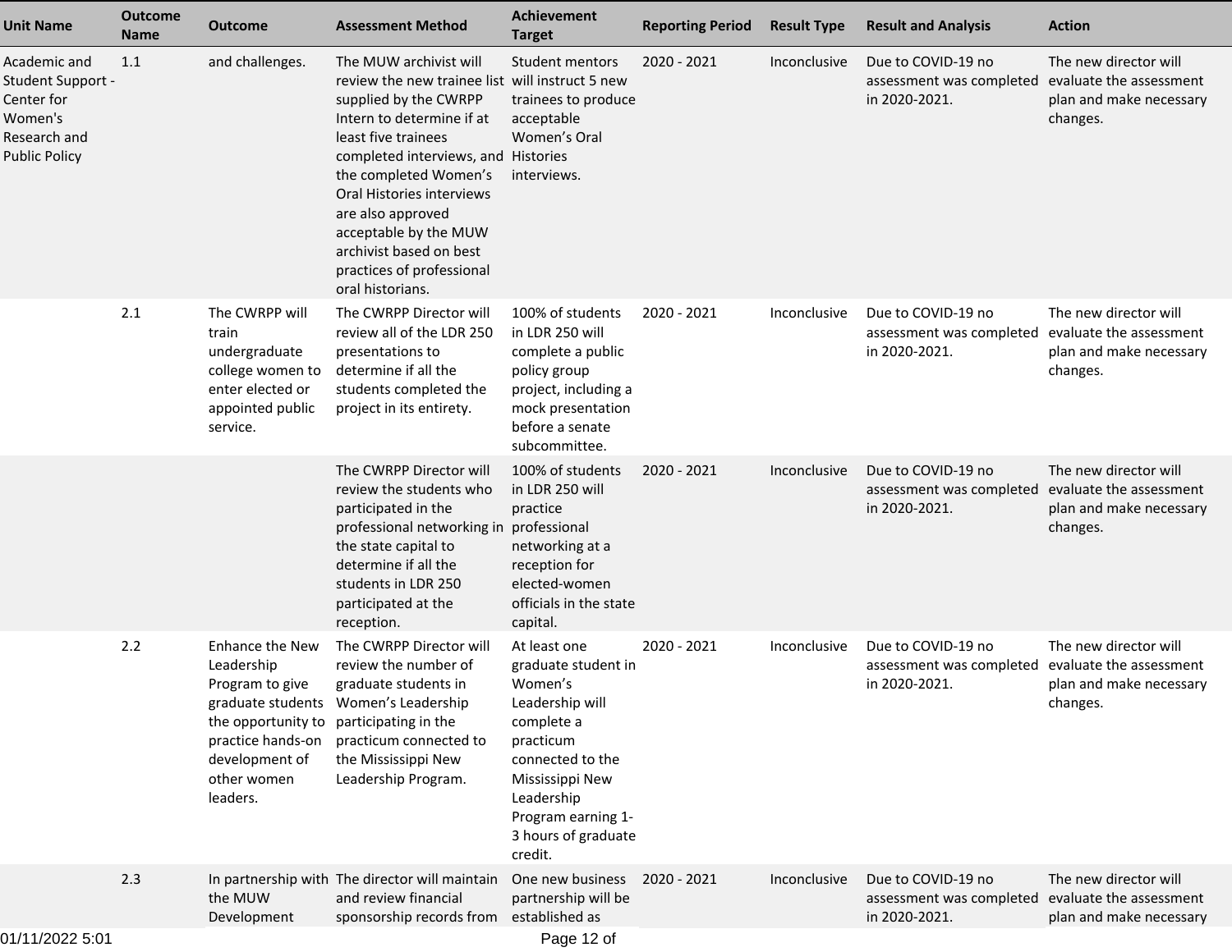| Unit Name | Outcome Name | Outcome | Assessment Method | Achievement Target | Reporting Period | Result Type | Result and Analysis | Action |
|---|---|---|---|---|---|---|---|---|
| Academic and Student Support - Center for Women's Research and Public Policy | 1.1 | and challenges. | The MUW archivist will review the new trainee list supplied by the CWRPP Intern to determine if at least five trainees completed interviews, and the completed Women's Oral Histories interviews are also approved acceptable by the MUW archivist based on best practices of professional oral historians. | Student mentors will instruct 5 new trainees to produce acceptable Women's Oral Histories interviews. | 2020 - 2021 | Inconclusive | Due to COVID-19 no assessment was completed in 2020-2021. | The new director will evaluate the assessment plan and make necessary changes. |
| | 2.1 | The CWRPP will train undergraduate college women to enter elected or appointed public service. | The CWRPP Director will review all of the LDR 250 presentations to determine if all the students completed the project in its entirety. | 100% of students in LDR 250 will complete a public policy group project, including a mock presentation before a senate subcommittee. | 2020 - 2021 | Inconclusive | Due to COVID-19 no assessment was completed in 2020-2021. | The new director will evaluate the assessment plan and make necessary changes. |
| | | | The CWRPP Director will review the students who participated in the professional networking in the state capital to determine if all the students in LDR 250 participated at the reception. | 100% of students in LDR 250 will practice professional networking at a reception for elected-women officials in the state capital. | 2020 - 2021 | Inconclusive | Due to COVID-19 no assessment was completed in 2020-2021. | The new director will evaluate the assessment plan and make necessary changes. |
| | 2.2 | Enhance the New Leadership Program to give graduate students the opportunity to practice hands-on development of other women leaders. | The CWRPP Director will review the number of graduate students in Women's Leadership participating in the practicum connected to the Mississippi New Leadership Program. | At least one graduate student in Women's Leadership will complete a practicum connected to the Mississippi New Leadership Program earning 1-3 hours of graduate credit. | 2020 - 2021 | Inconclusive | Due to COVID-19 no assessment was completed in 2020-2021. | The new director will evaluate the assessment plan and make necessary changes. |
| | 2.3 | In partnership with the MUW Development | The director will maintain and review financial sponsorship records from | One new business partnership will be established as | 2020 - 2021 | Inconclusive | Due to COVID-19 no assessment was completed in 2020-2021. | The new director will evaluate the assessment plan and make necessary |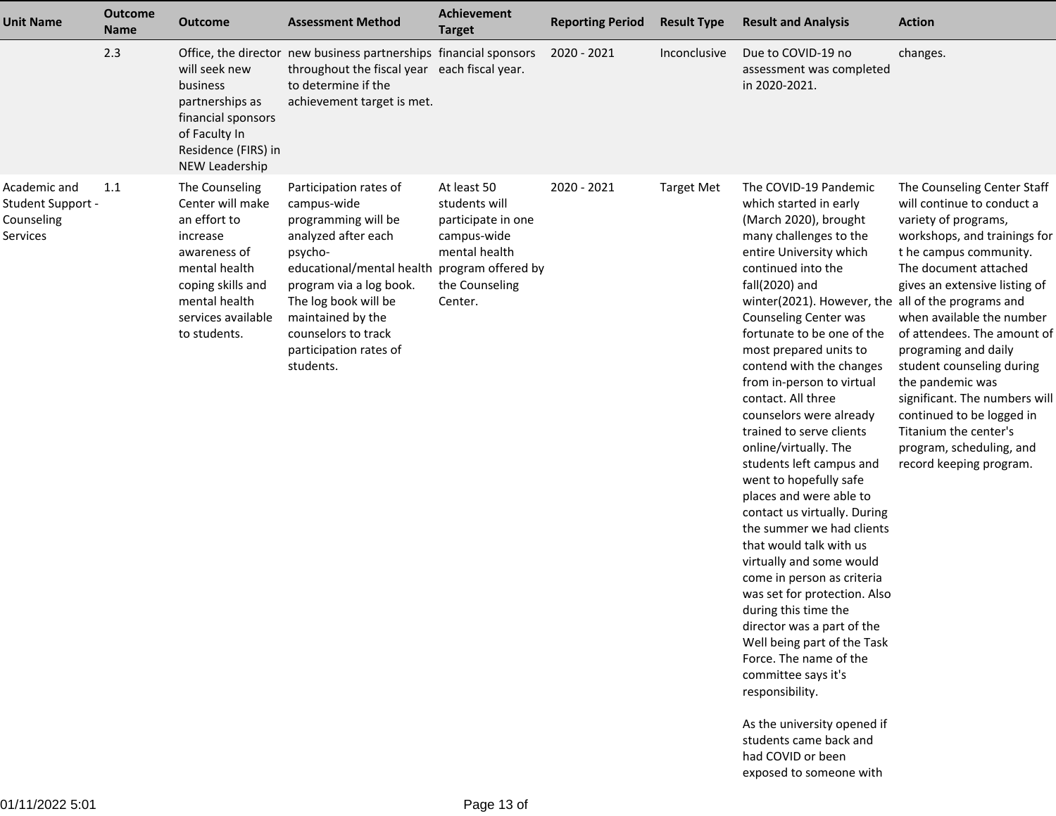| Unit Name | Outcome Name | Outcome | Assessment Method | Achievement Target | Reporting Period | Result Type | Result and Analysis | Action |
|---|---|---|---|---|---|---|---|---|
| | 2.3 | Office, the director will seek new business partnerships as financial sponsors of Faculty In Residence (FIRS) in NEW Leadership | new business partnerships throughout the fiscal year to determine if the achievement target is met. | financial sponsors each fiscal year. | 2020 - 2021 | Inconclusive | Due to COVID-19 no assessment was completed in 2020-2021. | changes. |
| Academic and Student Support - Counseling Services | 1.1 | The Counseling Center will make an effort to increase awareness of mental health coping skills and mental health services available to students. | Participation rates of campus-wide programming will be analyzed after each psycho-educational/mental health program via a log book. The log book will be maintained by the counselors to track participation rates of students. | At least 50 students will participate in one campus-wide mental health program offered by the Counseling Center. | 2020 - 2021 | Target Met | The COVID-19 Pandemic which started in early (March 2020), brought many challenges to the entire University which continued into the fall(2020) and winter(2021). However, the Counseling Center was fortunate to be one of the most prepared units to contend with the changes from in-person to virtual contact. All three counselors were already trained to serve clients online/virtually. The students left campus and went to hopefully safe places and were able to contact us virtually. During the summer we had clients that would talk with us virtually and some would come in person as criteria was set for protection. Also during this time the director was a part of the Well being part of the Task Force. The name of the committee says it's responsibility.<br><br>As the university opened if students came back and had COVID or been exposed to someone with | The Counseling Center Staff will continue to conduct a variety of programs, workshops, and trainings for t he campus community. The document attached gives an extensive listing of all of the programs and when available the number of attendees. The amount of programing and daily student counseling during the pandemic was significant. The numbers will continued to be logged in Titanium the center's program, scheduling, and record keeping program. |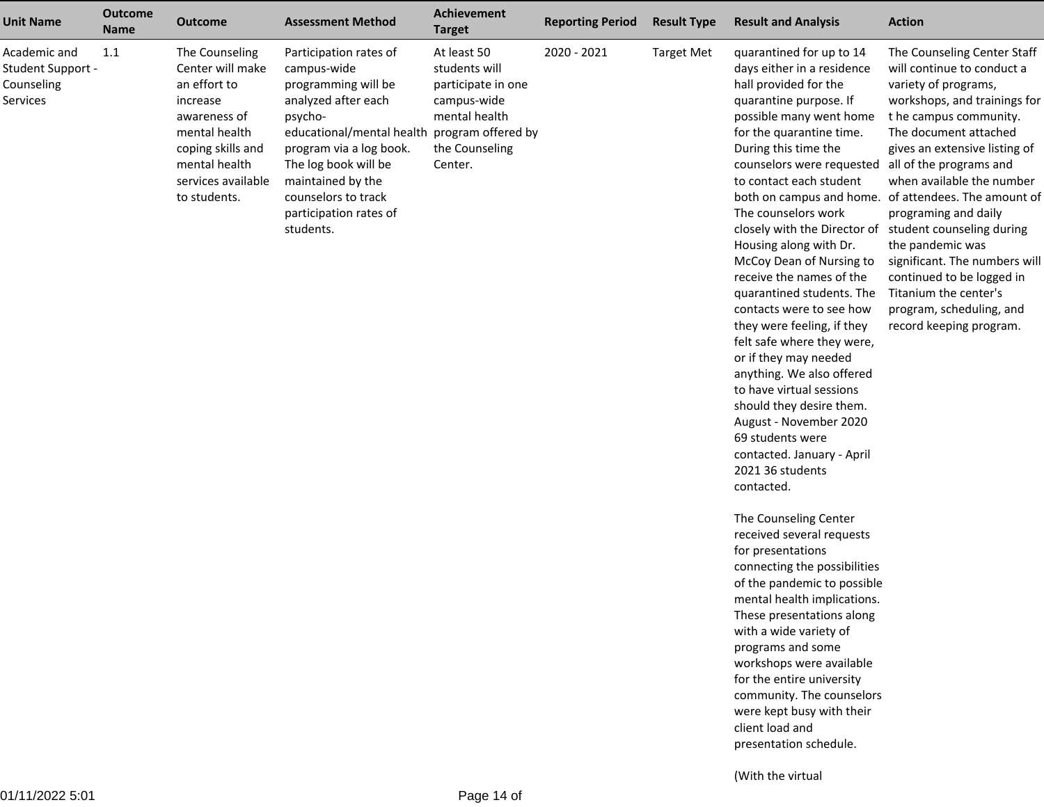| Unit Name | Outcome Name | Outcome | Assessment Method | Achievement Target | Reporting Period | Result Type | Result and Analysis | Action |
|---|---|---|---|---|---|---|---|---|
| Academic and Student Support - Counseling Services | 1.1 | The Counseling Center will make an effort to increase awareness of mental health coping skills and mental health services available to students. | Participation rates of campus-wide programming will be analyzed after each psycho-educational/mental health program via a log book. The log book will be maintained by the counselors to track participation rates of students. | At least 50 students will participate in one campus-wide mental health program offered by the Counseling Center. | 2020 - 2021 | Target Met | quarantined for up to 14 days either in a residence hall provided for the quarantine purpose. If possible many went home for the quarantine time. During this time the counselors were requested to contact each student both on campus and home. The counselors work closely with the Director of Housing along with Dr. McCoy Dean of Nursing to receive the names of the quarantined students. The contacts were to see how they were feeling, if they felt safe where they were, or if they may needed anything. We also offered to have virtual sessions should they desire them. August - November 2020 69 students were contacted. January - April 2021 36 students contacted.<br><br>The Counseling Center received several requests for presentations connecting the possibilities of the pandemic to possible mental health implications. These presentations along with a wide variety of programs and some workshops were available for the entire university community. The counselors were kept busy with their client load and presentation schedule.<br><br>(With the virtual | The Counseling Center Staff will continue to conduct a variety of programs, workshops, and trainings for t he campus community. The document attached gives an extensive listing of all of the programs and when available the number of attendees. The amount of programing and daily student counseling during the pandemic was significant. The numbers will continued to be logged in Titanium the center's program, scheduling, and record keeping program. |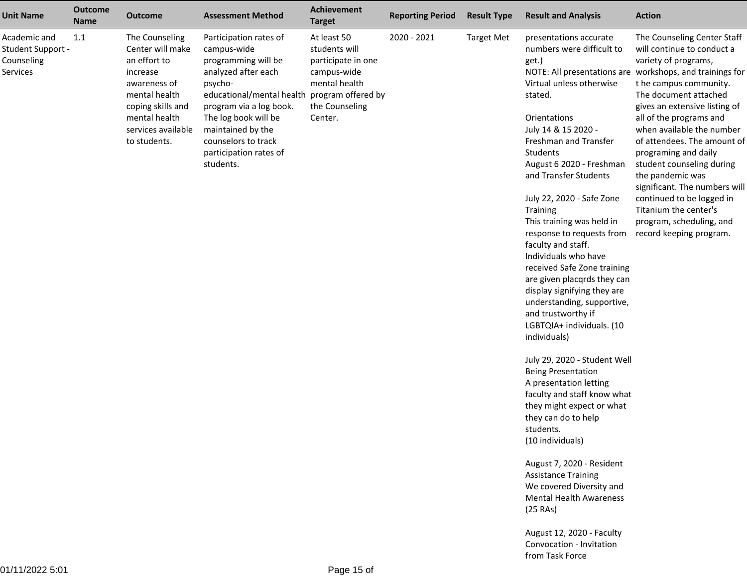| Unit Name | Outcome Name | Outcome | Assessment Method | Achievement Target | Reporting Period | Result Type | Result and Analysis | Action |
|---|---|---|---|---|---|---|---|---|
| Academic and Student Support - Counseling Services | 1.1 | The Counseling Center will make an effort to increase awareness of mental health coping skills and mental health services available to students. | Participation rates of campus-wide programming will be analyzed after each psycho-educational/mental health program via a log book. The log book will be maintained by the counselors to track participation rates of students. | At least 50 students will participate in one campus-wide mental health program offered by the Counseling Center. | 2020 - 2021 | Target Met | presentations accurate numbers were difficult to get.)<br>NOTE: All presentations are Virtual unless otherwise stated.<br><br>Orientations<br>July 14 & 15 2020 - Freshman and Transfer Students<br>August 6 2020 - Freshman and Transfer Students<br><br>July 22, 2020 - Safe Zone Training<br>This training was held in response to requests from faculty and staff. Individuals who have received Safe Zone training are given placqrds they can display signifying they are understanding, supportive, and trustworthy if LGBTQIA+ individuals. (10 individuals)<br><br>July 29, 2020 - Student Well Being Presentation<br>A presentation letting faculty and staff know what they might expect or what they can do to help students.<br>(10 individuals)<br><br>August 7, 2020 - Resident Assistance Training<br>We covered Diversity and Mental Health Awareness (25 RAs)<br><br>August 12, 2020 - Faculty Convocation - Invitation from Task Force | The Counseling Center Staff will continue to conduct a variety of programs, workshops, and trainings for t he campus community. The document attached gives an extensive listing of all of the programs and when available the number of attendees. The amount of programing and daily student counseling during the pandemic was significant. The numbers will continued to be logged in Titanium the center's program, scheduling, and record keeping program. |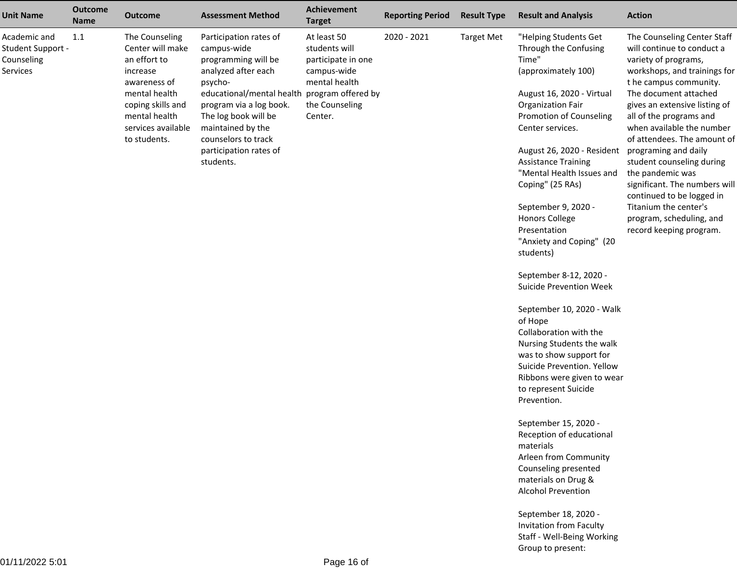| Unit Name | Outcome Name | Outcome | Assessment Method | Achievement Target | Reporting Period | Result Type | Result and Analysis | Action |
|---|---|---|---|---|---|---|---|---|
| Academic and Student Support - Counseling Services | 1.1 | The Counseling Center will make an effort to increase awareness of mental health coping skills and mental health services available to students. | Participation rates of campus-wide programming will be analyzed after each psycho-educational/mental health program via a log book. The log book will be maintained by the counselors to track participation rates of students. | At least 50 students will participate in one campus-wide mental health program offered by the Counseling Center. | 2020 - 2021 | Target Met | "Helping Students Get Through the Confusing Time" (approximately 100)<br><br>August 16, 2020 - Virtual Organization Fair Promotion of Counseling Center services.<br><br>August 26, 2020 - Resident Assistance Training "Mental Health Issues and Coping" (25 RAs)<br><br>September 9, 2020 - Honors College Presentation "Anxiety and Coping" (20 students)<br><br>September 8-12, 2020 - Suicide Prevention Week<br><br>September 10, 2020 - Walk of Hope Collaboration with the Nursing Students the walk was to show support for Suicide Prevention. Yellow Ribbons were given to wear to represent Suicide Prevention.<br><br>September 15, 2020 - Reception of educational materials Arleen from Community Counseling presented materials on Drug & Alcohol Prevention<br><br>September 18, 2020 - Invitation from Faculty Staff - Well-Being Working Group to present: | The Counseling Center Staff will continue to conduct a variety of programs, workshops, and trainings for t he campus community. The document attached gives an extensive listing of all of the programs and when available the number of attendees. The amount of programing and daily student counseling during the pandemic was significant. The numbers will continued to be logged in Titanium the center's program, scheduling, and record keeping program. |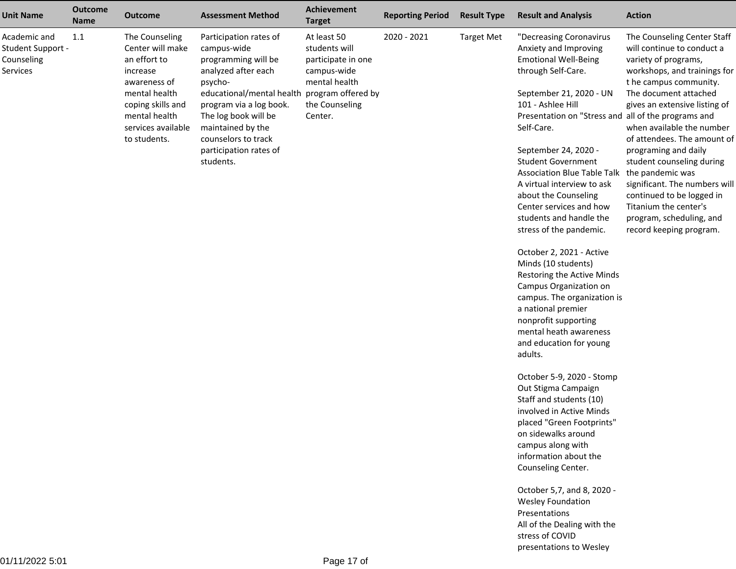| Unit Name | Outcome Name | Outcome | Assessment Method | Achievement Target | Reporting Period | Result Type | Result and Analysis | Action |
|---|---|---|---|---|---|---|---|---|
| Academic and Student Support - Counseling Services | 1.1 | The Counseling Center will make an effort to increase awareness of mental health coping skills and mental health services available to students. | Participation rates of campus-wide programming will be analyzed after each psycho-educational/mental health program via a log book. The log book will be maintained by the counselors to track participation rates of students. | At least 50 students will participate in one campus-wide mental health program offered by the Counseling Center. | 2020 - 2021 | Target Met | "Decreasing Coronavirus Anxiety and Improving Emotional Well-Being through Self-Care.<br><br>September 21, 2020 - UN 101 - Ashlee Hill Presentation on "Stress and Self-Care.<br><br>September 24, 2020 - Student Government Association Blue Table Talk A virtual interview to ask about the Counseling Center services and how students and handle the stress of the pandemic.<br><br>October 2, 2021 - Active Minds (10 students) Restoring the Active Minds Campus Organization on campus. The organization is a national premier nonprofit supporting mental heath awareness and education for young adults.<br><br>October 5-9, 2020 - Stomp Out Stigma Campaign Staff and students (10) involved in Active Minds placed "Green Footprints" on sidewalks around campus along with information about the Counseling Center.<br><br>October 5,7, and 8, 2020 - Wesley Foundation Presentations All of the Dealing with the stress of COVID presentations to Wesley | The Counseling Center Staff will continue to conduct a variety of programs, workshops, and trainings for t he campus community. The document attached gives an extensive listing of all of the programs and when available the number of attendees. The amount of programing and daily student counseling during the pandemic was significant. The numbers will continued to be logged in Titanium the center's program, scheduling, and record keeping program. |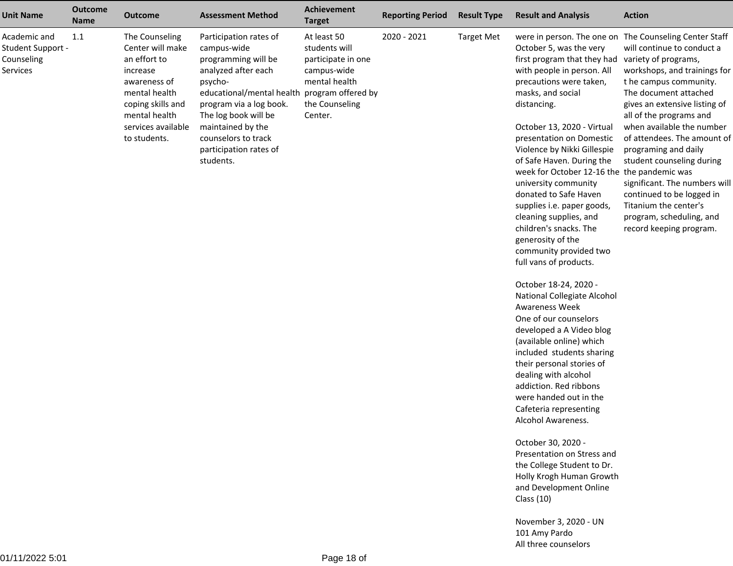| Unit Name | Outcome Name | Outcome | Assessment Method | Achievement Target | Reporting Period | Result Type | Result and Analysis | Action |
|---|---|---|---|---|---|---|---|---|
| Academic and Student Support - Counseling Services | 1.1 | The Counseling Center will make an effort to increase awareness of mental health coping skills and mental health services available to students. | Participation rates of campus-wide programming will be analyzed after each psycho-educational/mental health program via a log book. The log book will be maintained by the counselors to track participation rates of students. | At least 50 students will participate in one campus-wide mental health program offered by the Counseling Center. | 2020 - 2021 | Target Met | were in person. The one on October 5, was the very first program that they had with people in person. All precautions were taken, masks, and social distancing.<br><br>October 13, 2020 - Virtual presentation on Domestic Violence by Nikki Gillespie of Safe Haven. During the week for October 12-16 the university community donated to Safe Haven supplies i.e. paper goods, cleaning supplies, and children's snacks. The generosity of the community provided two full vans of products.<br><br>October 18-24, 2020 - National Collegiate Alcohol Awareness Week<br>One of our counselors developed a A Video blog (available online) which included students sharing their personal stories of dealing with alcohol addiction. Red ribbons were handed out in the Cafeteria representing Alcohol Awareness.<br><br>October 30, 2020 - Presentation on Stress and the College Student to Dr. Holly Krogh Human Growth and Development Online Class (10)<br><br>November 3, 2020 - UN 101 Amy Pardo<br>All three counselors | The Counseling Center Staff will continue to conduct a variety of programs, workshops, and trainings for t he campus community. The document attached gives an extensive listing of all of the programs and when available the number of attendees. The amount of programing and daily student counseling during the pandemic was significant. The numbers will continued to be logged in Titanium the center's program, scheduling, and record keeping program. |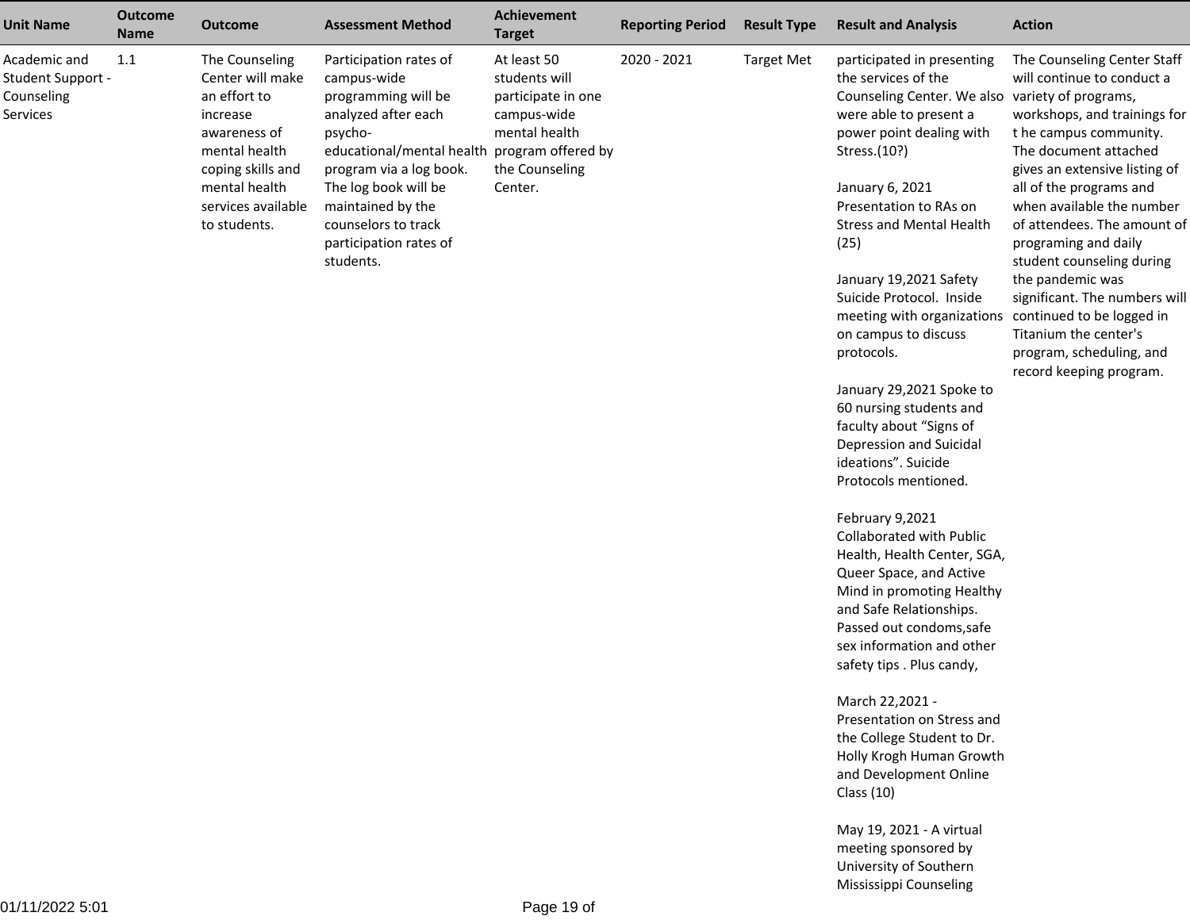| Unit Name | Outcome Name | Outcome | Assessment Method | Achievement Target | Reporting Period | Result Type | Result and Analysis | Action |
|---|---|---|---|---|---|---|---|---|
| Academic and Student Support - Counseling Services | 1.1 | The Counseling Center will make an effort to increase awareness of mental health coping skills and mental health services available to students. | Participation rates of campus-wide programming will be analyzed after each psycho-educational/mental health program via a log book. The log book will be maintained by the counselors to track participation rates of students. | At least 50 students will participate in one campus-wide mental health program offered by the Counseling Center. | 2020 - 2021 | Target Met | participated in presenting the services of the Counseling Center. We also were able to present a power point dealing with Stress.(10?)<br><br>January 6, 2021 Presentation to RAs on Stress and Mental Health (25)<br><br>January 19,2021 Safety Suicide Protocol. Inside meeting with organizations on campus to discuss protocols.<br><br>January 29,2021 Spoke to 60 nursing students and faculty about "Signs of Depression and Suicidal ideations". Suicide Protocols mentioned.<br><br>February 9,2021 Collaborated with Public Health, Health Center, SGA, Queer Space, and Active Mind in promoting Healthy and Safe Relationships. Passed out condoms,safe sex information and other safety tips . Plus candy,<br><br>March 22,2021 - Presentation on Stress and the College Student to Dr. Holly Krogh Human Growth and Development Online Class (10)<br><br>May 19, 2021 - A virtual meeting sponsored by University of Southern Mississippi Counseling | The Counseling Center Staff will continue to conduct a variety of programs, workshops, and trainings for t he campus community. The document attached gives an extensive listing of all of the programs and when available the number of attendees. The amount of programing and daily student counseling during the pandemic was significant. The numbers will continued to be logged in Titanium the center's program, scheduling, and record keeping program. |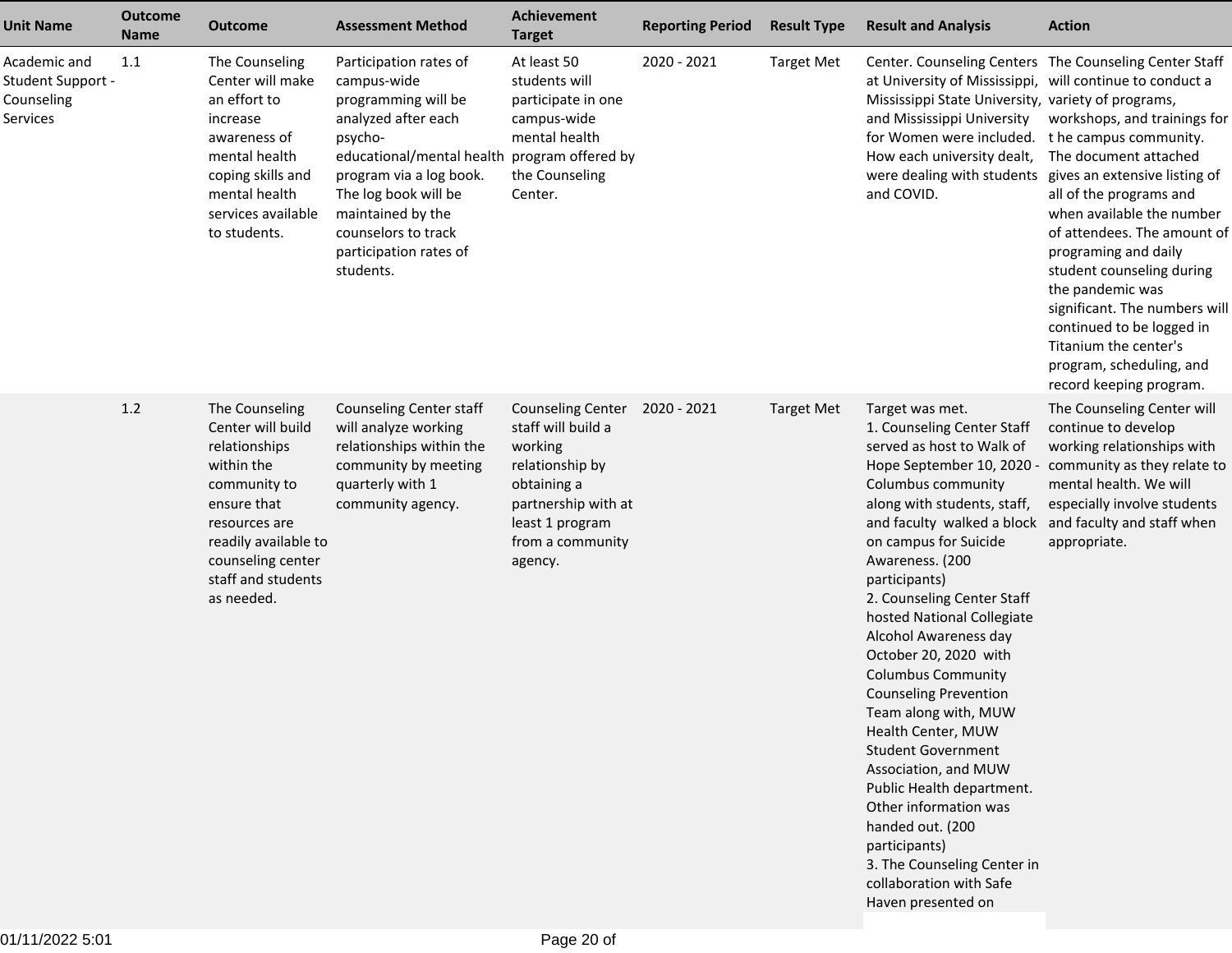| Unit Name | Outcome Name | Outcome | Assessment Method | Achievement Target | Reporting Period | Result Type | Result and Analysis | Action |
|---|---|---|---|---|---|---|---|---|
| Academic and Student Support - Counseling Services | 1.1 | The Counseling Center will make an effort to increase awareness of mental health coping skills and mental health services available to students. | Participation rates of campus-wide programming will be analyzed after each psycho-educational/mental health program via a log book. The log book will be maintained by the counselors to track participation rates of students. | At least 50 students will participate in one campus-wide mental health program offered by the Counseling Center. | 2020 - 2021 | Target Met | Center. Counseling Centers at University of Mississippi, Mississippi State University, and Mississippi University for Women were included. How each university dealt, were dealing with students and COVID. | The Counseling Center Staff will continue to conduct a variety of programs, workshops, and trainings for t he campus community. The document attached gives an extensive listing of all of the programs and when available the number of attendees. The amount of programing and daily student counseling during the pandemic was significant. The numbers will continued to be logged in Titanium the center's program, scheduling, and record keeping program. |
| | 1.2 | The Counseling Center will build relationships within the community to ensure that resources are readily available to counseling center staff and students as needed. | Counseling Center staff will analyze working relationships within the community by meeting quarterly with 1 community agency. | Counseling Center staff will build a working relationship by obtaining a partnership with at least 1 program from a community agency. | 2020 - 2021 | Target Met | Target was met.<br>1. Counseling Center Staff served as host to Walk of Hope September 10, 2020 - Columbus community along with students, staff, and faculty walked a block on campus for Suicide Awareness. (200 participants)<br>2. Counseling Center Staff hosted National Collegiate Alcohol Awareness day October 20, 2020 with Columbus Community Counseling Prevention Team along with, MUW Health Center, MUW Student Government Association, and MUW Public Health department. Other information was handed out. (200 participants)<br>3. The Counseling Center in collaboration with Safe Haven presented on | The Counseling Center will continue to develop working relationships with community as they relate to mental health. We will especially involve students and faculty and staff when appropriate. |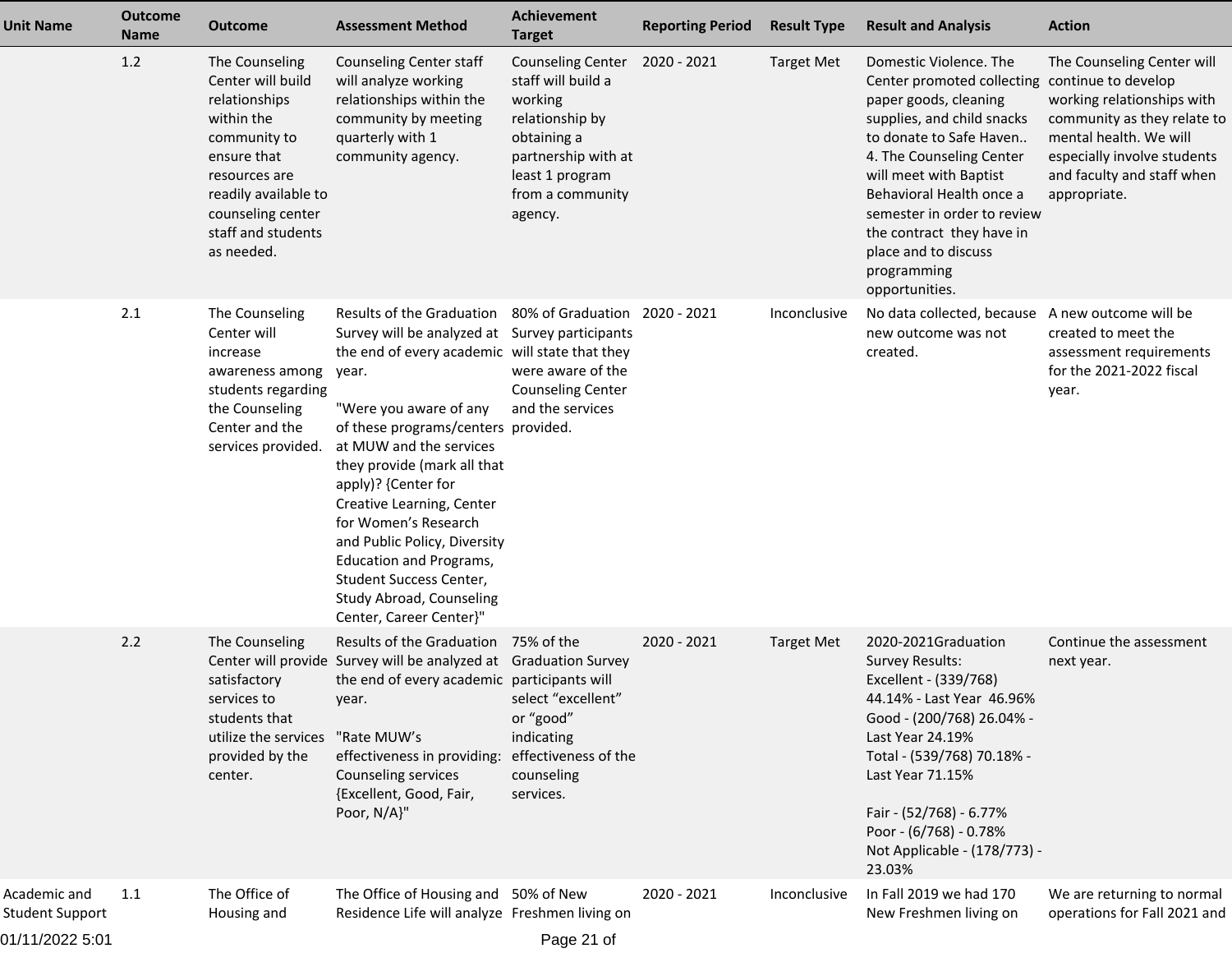| Unit Name | Outcome Name | Outcome | Assessment Method | Achievement Target | Reporting Period | Result Type | Result and Analysis | Action |
|---|---|---|---|---|---|---|---|---|
| | 1.2 | The Counseling Center will build relationships within the community to ensure that resources are readily available to counseling center staff and students as needed. | Counseling Center staff will analyze working relationships within the community by meeting quarterly with 1 community agency. | Counseling Center staff will build a working relationship by obtaining a partnership with at least 1 program from a community agency. | 2020 - 2021 | Target Met | Domestic Violence. The Center promoted collecting paper goods, cleaning supplies, and child snacks to donate to Safe Haven.. 4. The Counseling Center will meet with Baptist Behavioral Health once a semester in order to review the contract they have in place and to discuss programming opportunities. | The Counseling Center will continue to develop working relationships with community as they relate to mental health. We will especially involve students and faculty and staff when appropriate. |
| | 2.1 | The Counseling Center will increase awareness among students regarding the Counseling Center and the services provided. | Results of the Graduation Survey will be analyzed at the end of every academic year.<br><br>"Were you aware of any of these programs/centers at MUW and the services they provide (mark all that apply)? {Center for Creative Learning, Center for Women's Research and Public Policy, Diversity Education and Programs, Student Success Center, Study Abroad, Counseling Center, Career Center}" | 80% of Graduation Survey participants will state that they were aware of the Counseling Center and the services provided. | 2020 - 2021 | Inconclusive | No data collected, because new outcome was not created. | A new outcome will be created to meet the assessment requirements for the 2021-2022 fiscal year. |
| | 2.2 | The Counseling Center will provide satisfactory services to students that utilize the services provided by the center. | Results of the Graduation Survey will be analyzed at the end of every academic year.<br><br>"Rate MUW's effectiveness in providing: Counseling services {Excellent, Good, Fair, Poor, N/A}" | 75% of the Graduation Survey participants will select "excellent" or "good" indicating effectiveness of the counseling services. | 2020 - 2021 | Target Met | 2020-2021Graduation Survey Results:<br>Excellent - (339/768) 44.14% - Last Year 46.96%<br>Good - (200/768) 26.04% - Last Year 24.19%<br>Total - (539/768) 70.18% - Last Year 71.15%<br><br>Fair - (52/768) - 6.77%<br>Poor - (6/768) - 0.78%<br>Not Applicable - (178/773) - 23.03% | Continue the assessment next year. |
| Academic and Student Support | 1.1 | The Office of Housing and | The Office of Housing and Residence Life will analyze | 50% of New Freshmen living on | 2020 - 2021 | Inconclusive | In Fall 2019 we had 170 New Freshmen living on | We are returning to normal operations for Fall 2021 and |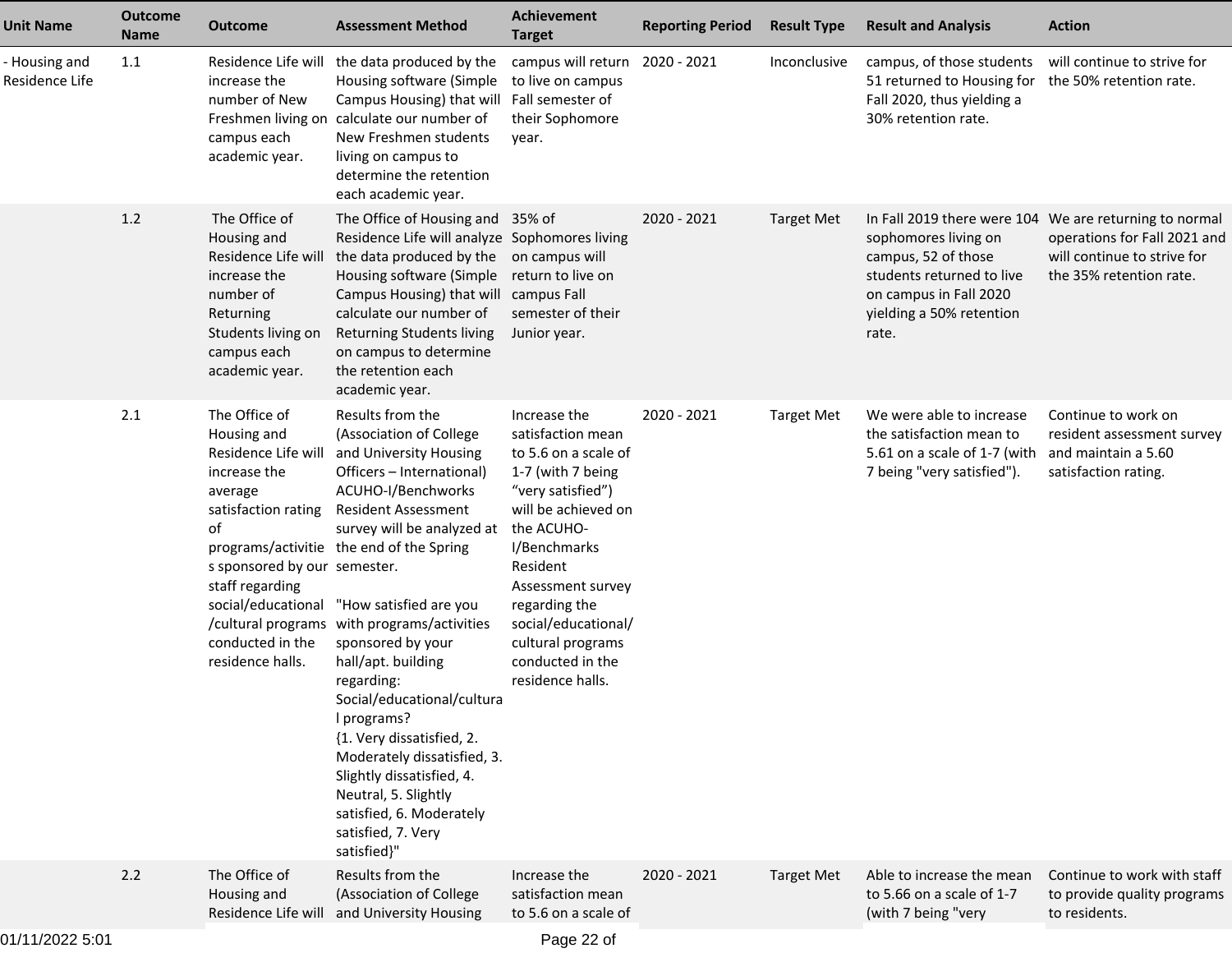| Unit Name | Outcome Name | Outcome | Assessment Method | Achievement Target | Reporting Period | Result Type | Result and Analysis | Action |
|---|---|---|---|---|---|---|---|---|
| - Housing and Residence Life | 1.1 | Residence Life will increase the number of New Freshmen living on campus each academic year. | the data produced by the Housing software (Simple Campus Housing) that will calculate our number of New Freshmen students living on campus to determine the retention each academic year. | campus will return to live on campus Fall semester of their Sophomore year. | 2020 - 2021 | Inconclusive | campus, of those students 51 returned to Housing for Fall 2020, thus yielding a 30% retention rate. | will continue to strive for the 50% retention rate. |
| | 1.2 | The Office of Housing and Residence Life will increase the number of Returning Students living on campus each academic year. | The Office of Housing and Residence Life will analyze the data produced by the Housing software (Simple Campus Housing) that will calculate our number of Returning Students living on campus to determine the retention each academic year. | 35% of Sophomores living on campus will return to live on campus Fall semester of their Junior year. | 2020 - 2021 | Target Met | In Fall 2019 there were 104 sophomores living on campus, 52 of those students returned to live on campus in Fall 2020 yielding a 50% retention rate. | We are returning to normal operations for Fall 2021 and will continue to strive for the 35% retention rate. |
| | 2.1 | The Office of Housing and Residence Life will increase the average satisfaction rating of programs/activities sponsored by our staff regarding social/educational/cultural programs conducted in the residence halls. | Results from the (Association of College and University Housing Officers – International) ACUHO-I/Benchworks Resident Assessment survey will be analyzed at the end of the Spring semester.<br><br>"How satisfied are you with programs/activities sponsored by your hall/apt. building regarding: Social/educational/cultural programs?<br>{1. Very dissatisfied, 2. Moderately dissatisfied, 3. Slightly dissatisfied, 4. Neutral, 5. Slightly satisfied, 6. Moderately satisfied, 7. Very satisfied}" | Increase the satisfaction mean to 5.6 on a scale of 1-7 (with 7 being "very satisfied") will be achieved on the ACUHO-I/Benchmarks Resident Assessment survey regarding the social/educational/cultural programs conducted in the residence halls. | 2020 - 2021 | Target Met | We were able to increase the satisfaction mean to 5.61 on a scale of 1-7 (with 7 being "very satisfied"). | Continue to work on resident assessment survey and maintain a 5.60 satisfaction rating. |
| | 2.2 | The Office of Housing and Residence Life will | Results from the (Association of College and University Housing | Increase the satisfaction mean to 5.6 on a scale of | 2020 - 2021 | Target Met | Able to increase the mean to 5.66 on a scale of 1-7 (with 7 being "very | Continue to work with staff to provide quality programs to residents. |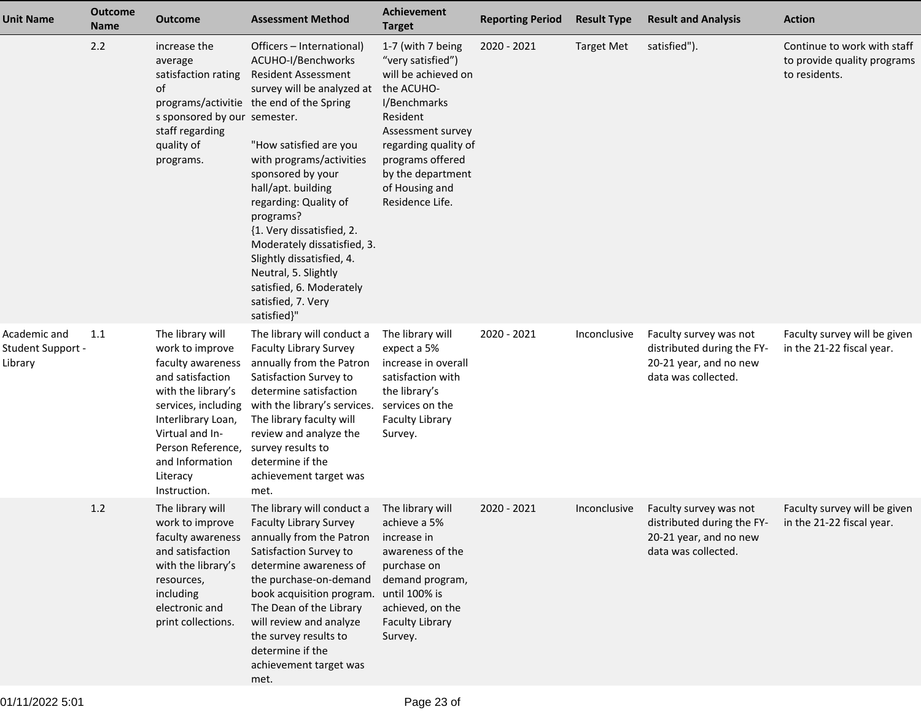| Unit Name | Outcome Name | Outcome | Assessment Method | Achievement Target | Reporting Period | Result Type | Result and Analysis | Action |
|---|---|---|---|---|---|---|---|---|
| | 2.2 | increase the average satisfaction rating of programs/activities sponsored by our staff regarding quality of programs. | Officers – International) ACUHO-I/Benchworks Resident Assessment survey will be analyzed at the end of the Spring semester. "How satisfied are you with programs/activities sponsored by your hall/apt. building regarding: Quality of programs? {1. Very dissatisfied, 2. Moderately dissatisfied, 3. Slightly dissatisfied, 4. Neutral, 5. Slightly satisfied, 6. Moderately satisfied, 7. Very satisfied}" | 1-7 (with 7 being “very satisfied”) will be achieved on the ACUHO-I/Benchmarks Resident Assessment survey regarding quality of programs offered by the department of Housing and Residence Life. | 2020 - 2021 | Target Met | satisfied"). | Continue to work with staff to provide quality programs to residents. |
| Academic and Student Support - Library | 1.1 | The library will work to improve faculty awareness and satisfaction with the library’s services, including Interlibrary Loan, Virtual and In-Person Reference, and Information Literacy Instruction. | The library will conduct a Faculty Library Survey annually from the Patron Satisfaction Survey to determine satisfaction with the library’s services. The library faculty will review and analyze the survey results to determine if the achievement target was met. | The library will expect a 5% increase in overall satisfaction with the library’s services on the Faculty Library Survey. | 2020 - 2021 | Inconclusive | Faculty survey was not distributed during the FY-20-21 year, and no new data was collected. | Faculty survey will be given in the 21-22 fiscal year. |
| | 1.2 | The library will work to improve faculty awareness and satisfaction with the library’s resources, including electronic and print collections. | The library will conduct a Faculty Library Survey annually from the Patron Satisfaction Survey to determine awareness of the purchase-on-demand book acquisition program. The Dean of the Library will review and analyze the survey results to determine if the achievement target was met. | The library will achieve a 5% increase in awareness of the purchase on demand program, until 100% is achieved, on the Faculty Library Survey. | 2020 - 2021 | Inconclusive | Faculty survey was not distributed during the FY-20-21 year, and no new data was collected. | Faculty survey will be given in the 21-22 fiscal year. |

01/11/2022 5:01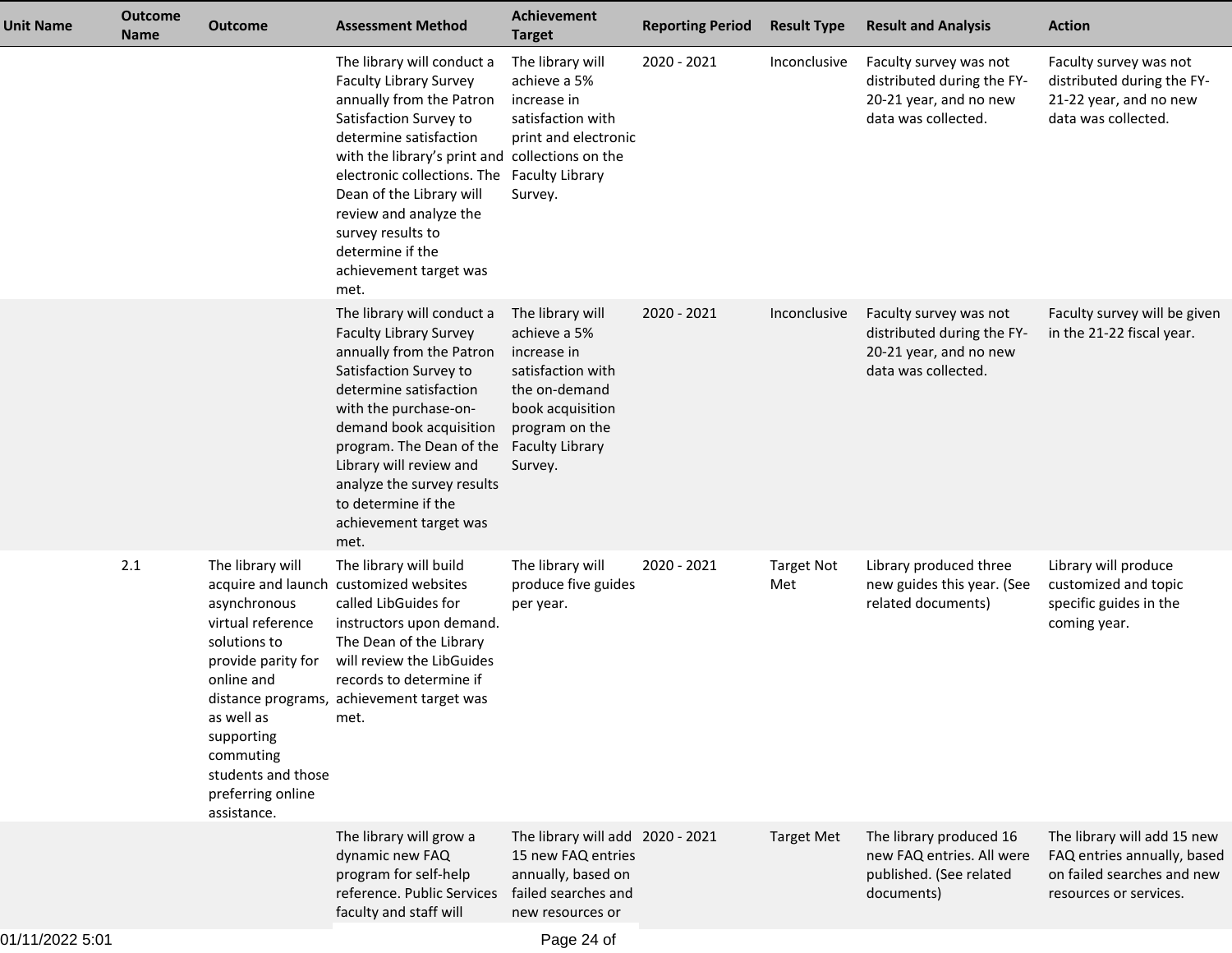| Unit Name | Outcome Name | Outcome | Assessment Method | Achievement Target | Reporting Period | Result Type | Result and Analysis | Action |
|---|---|---|---|---|---|---|---|---|
| | | | The library will conduct a Faculty Library Survey annually from the Patron Satisfaction Survey to determine satisfaction with the library's print and electronic collections. The Dean of the Library will review and analyze the survey results to determine if the achievement target was met. | The library will achieve a 5% increase in satisfaction with print and electronic collections on the Faculty Library Survey. | 2020 - 2021 | Inconclusive | Faculty survey was not distributed during the FY-20-21 year, and no new data was collected. | Faculty survey was not distributed during the FY-21-22 year, and no new data was collected. |
| | | | The library will conduct a Faculty Library Survey annually from the Patron Satisfaction Survey to determine satisfaction with the purchase-on-demand book acquisition program. The Dean of the Library will review and analyze the survey results to determine if the achievement target was met. | The library will achieve a 5% increase in satisfaction with the on-demand book acquisition program on the Faculty Library Survey. | 2020 - 2021 | Inconclusive | Faculty survey was not distributed during the FY-20-21 year, and no new data was collected. | Faculty survey will be given in the 21-22 fiscal year. |
| | 2.1 | The library will acquire and launch asynchronous virtual reference solutions to provide parity for online and distance programs, as well as supporting commuting students and those preferring online assistance. | The library will build customized websites called LibGuides for instructors upon demand. The Dean of the Library will review the LibGuides records to determine if achievement target was met. | The library will produce five guides per year. | 2020 - 2021 | Target Not Met | Library produced three new guides this year. (See related documents) | Library will produce customized and topic specific guides in the coming year. |
| | | | The library will grow a dynamic new FAQ program for self-help reference. Public Services faculty and staff will | The library will add 15 new FAQ entries annually, based on failed searches and new resources or | 2020 - 2021 | Target Met | The library produced 16 new FAQ entries. All were published. (See related documents) | The library will add 15 new FAQ entries annually, based on failed searches and new resources or services. |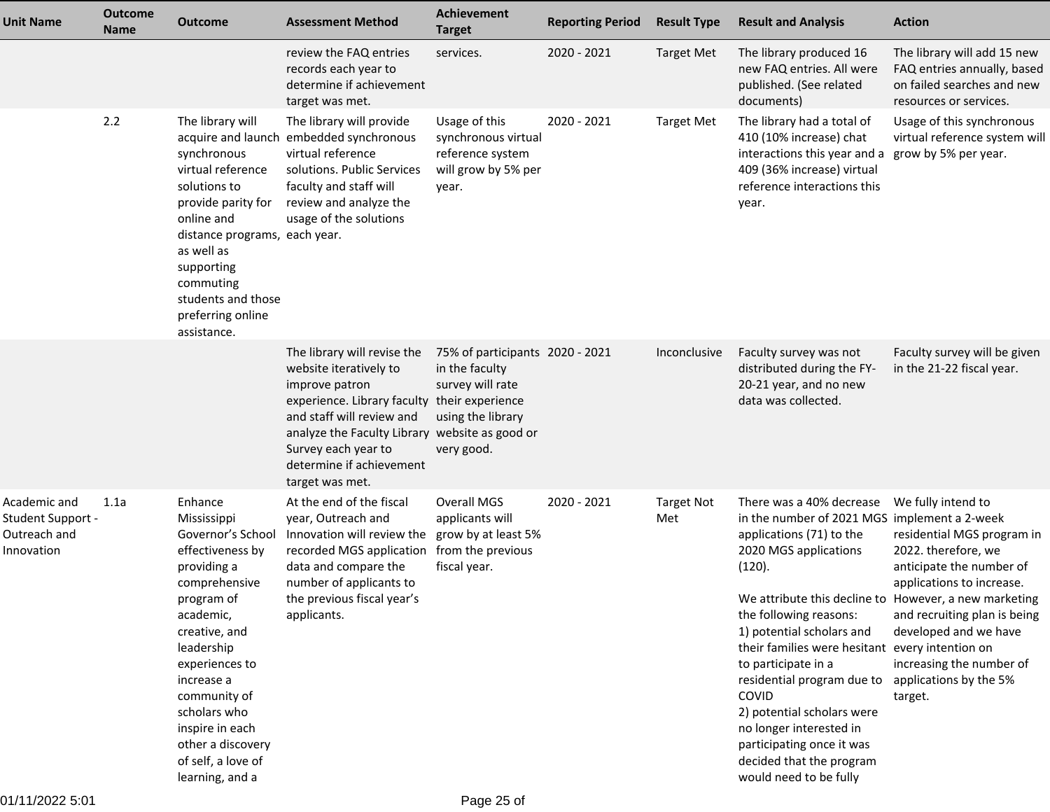| Unit Name | Outcome Name | Outcome | Assessment Method | Achievement Target | Reporting Period | Result Type | Result and Analysis | Action |
|---|---|---|---|---|---|---|---|---|
| | | | review the FAQ entries records each year to determine if achievement target was met. | services. | 2020 - 2021 | Target Met | The library produced 16 new FAQ entries. All were published. (See related documents) | The library will add 15 new FAQ entries annually, based on failed searches and new resources or services. |
| | 2.2 | The library will acquire and launch synchronous virtual reference solutions to provide parity for online and distance programs, as well as supporting commuting students and those preferring online assistance. | The library will provide embedded synchronous virtual reference solutions. Public Services faculty and staff will review and analyze the usage of the solutions each year. | Usage of this synchronous virtual reference system will grow by 5% per year. | 2020 - 2021 | Target Met | The library had a total of 410 (10% increase) chat interactions this year and a 409 (36% increase) virtual reference interactions this year. | Usage of this synchronous virtual reference system will grow by 5% per year. |
| | | | The library will revise the website iteratively to improve patron experience. Library faculty and staff will review and analyze the Faculty Library Survey each year to determine if achievement target was met. | 75% of participants in the faculty survey will rate their experience using the library website as good or very good. | 2020 - 2021 | Inconclusive | Faculty survey was not distributed during the FY-20-21 year, and no new data was collected. | Faculty survey will be given in the 21-22 fiscal year. |
| Academic and Student Support - Outreach and Innovation | 1.1a | Enhance Mississippi Governor's School effectiveness by providing a comprehensive program of academic, creative, and leadership experiences to increase a community of scholars who inspire in each other a discovery of self, a love of learning, and a | At the end of the fiscal year, Outreach and Innovation will review the recorded MGS application data and compare the number of applicants to the previous fiscal year's applicants. | Overall MGS applicants will grow by at least 5% from the previous fiscal year. | 2020 - 2021 | Target Not Met | There was a 40% decrease in the number of 2021 MGS applications (71) to the 2020 MGS applications (120).<br><br>We attribute this decline to the following reasons:<br>1) potential scholars and their families were hesitant to participate in a residential program due to COVID<br>2) potential scholars were no longer interested in participating once it was decided that the program would need to be fully | We fully intend to implement a 2-week residential MGS program in 2022. therefore, we anticipate the number of applications to increase. However, a new marketing and recruiting plan is being developed and we have every intention on increasing the number of applications by the 5% target. |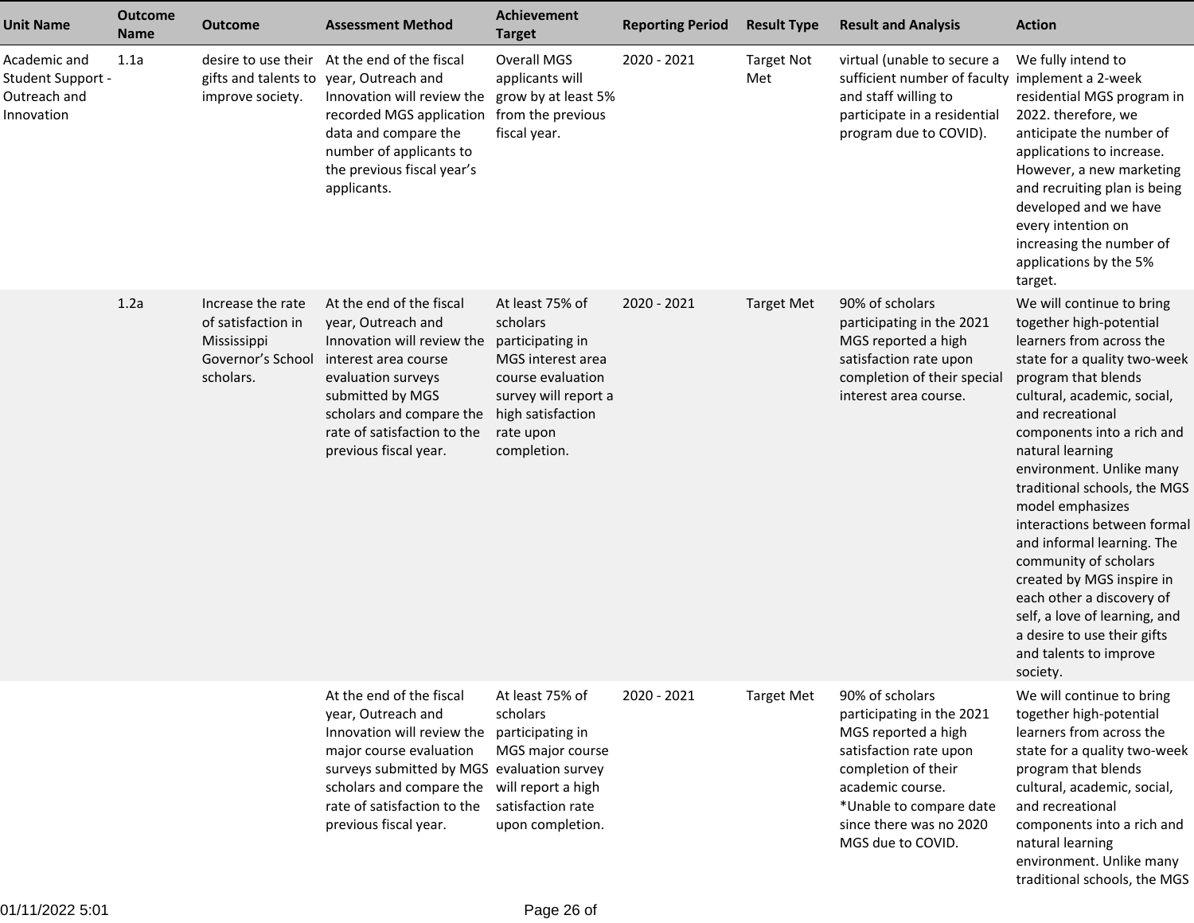| Unit Name | Outcome Name | Outcome | Assessment Method | Achievement Target | Reporting Period | Result Type | Result and Analysis | Action |
|---|---|---|---|---|---|---|---|---|
| Academic and Student Support - Outreach and Innovation | 1.1a | desire to use their gifts and talents to improve society. | At the end of the fiscal year, Outreach and Innovation will review the recorded MGS application data and compare the number of applicants to the previous fiscal year's applicants. | Overall MGS applicants will grow by at least 5% from the previous fiscal year. | 2020 - 2021 | Target Not Met | virtual (unable to secure a sufficient number of faculty and staff willing to participate in a residential program due to COVID). | We fully intend to implement a 2-week residential MGS program in 2022. therefore, we anticipate the number of applications to increase. However, a new marketing and recruiting plan is being developed and we have every intention on increasing the number of applications by the 5% target. |
| | 1.2a | Increase the rate of satisfaction in Mississippi Governor's School scholars. | At the end of the fiscal year, Outreach and Innovation will review the interest area course evaluation surveys submitted by MGS scholars and compare the rate of satisfaction to the previous fiscal year. | At least 75% of scholars participating in MGS interest area course evaluation survey will report a high satisfaction rate upon completion. | 2020 - 2021 | Target Met | 90% of scholars participating in the 2021 MGS reported a high satisfaction rate upon completion of their special interest area course. | We will continue to bring together high-potential learners from across the state for a quality two-week program that blends cultural, academic, social, and recreational components into a rich and natural learning environment. Unlike many traditional schools, the MGS model emphasizes interactions between formal and informal learning. The community of scholars created by MGS inspire in each other a discovery of self, a love of learning, and a desire to use their gifts and talents to improve society. |
| | | | At the end of the fiscal year, Outreach and Innovation will review the major course evaluation surveys submitted by MGS scholars and compare the rate of satisfaction to the previous fiscal year. | At least 75% of scholars participating in MGS major course evaluation survey will report a high satisfaction rate upon completion. | 2020 - 2021 | Target Met | 90% of scholars participating in the 2021 MGS reported a high satisfaction rate upon completion of their academic course. *Unable to compare date since there was no 2020 MGS due to COVID. | We will continue to bring together high-potential learners from across the state for a quality two-week program that blends cultural, academic, social, and recreational components into a rich and natural learning environment. Unlike many traditional schools, the MGS |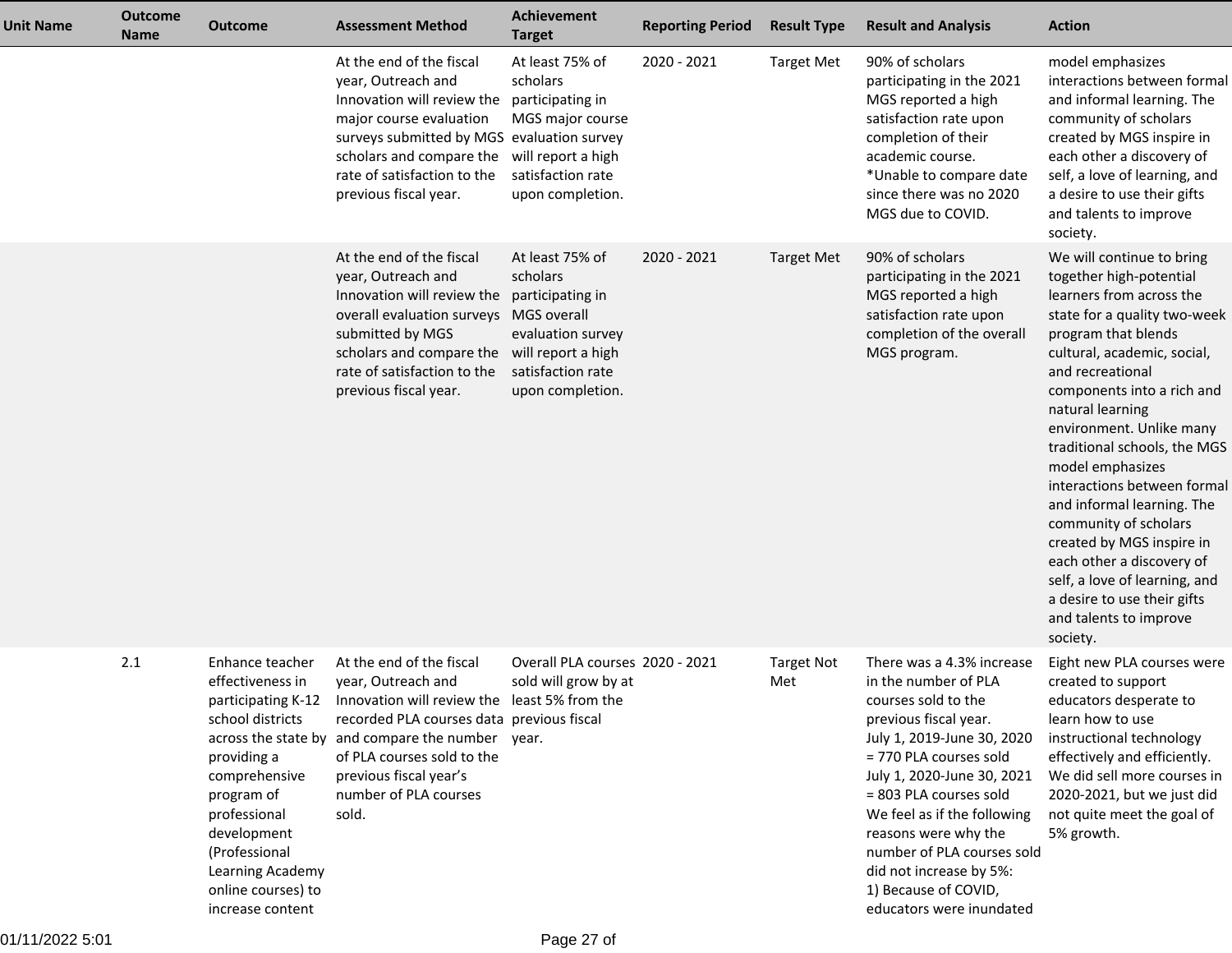| Unit Name | Outcome Name | Outcome | Assessment Method | Achievement Target | Reporting Period | Result Type | Result and Analysis | Action |
|---|---|---|---|---|---|---|---|---|
| | | | At the end of the fiscal year, Outreach and Innovation will review the major course evaluation surveys submitted by MGS scholars and compare the rate of satisfaction to the previous fiscal year. | At least 75% of scholars participating in MGS major course evaluation survey will report a high satisfaction rate upon completion. | 2020 - 2021 | Target Met | 90% of scholars participating in the 2021 MGS reported a high satisfaction rate upon completion of their academic course. *Unable to compare date since there was no 2020 MGS due to COVID. | model emphasizes interactions between formal and informal learning. The community of scholars created by MGS inspire in each other a discovery of self, a love of learning, and a desire to use their gifts and talents to improve society. |
| | | | At the end of the fiscal year, Outreach and Innovation will review the overall evaluation surveys submitted by MGS scholars and compare the rate of satisfaction to the previous fiscal year. | At least 75% of scholars participating in MGS overall evaluation survey will report a high satisfaction rate upon completion. | 2020 - 2021 | Target Met | 90% of scholars participating in the 2021 MGS reported a high satisfaction rate upon completion of the overall MGS program. | We will continue to bring together high-potential learners from across the state for a quality two-week program that blends cultural, academic, social, and recreational components into a rich and natural learning environment. Unlike many traditional schools, the MGS model emphasizes interactions between formal and informal learning. The community of scholars created by MGS inspire in each other a discovery of self, a love of learning, and a desire to use their gifts and talents to improve society. |
| | 2.1 | Enhance teacher effectiveness in participating K-12 school districts across the state by providing a comprehensive program of professional development (Professional Learning Academy online courses) to increase content | At the end of the fiscal year, Outreach and Innovation will review the recorded PLA courses data and compare the number of PLA courses sold to the previous fiscal year's number of PLA courses sold. | Overall PLA courses sold will grow by at least 5% from the previous fiscal year. | 2020 - 2021 | Target Not Met | There was a 4.3% increase in the number of PLA courses sold to the previous fiscal year.<br>July 1, 2019-June 30, 2020 = 770 PLA courses sold<br>July 1, 2020-June 30, 2021 = 803 PLA courses sold<br>We feel as if the following reasons were why the number of PLA courses sold did not increase by 5%:<br>1) Because of COVID, educators were inundated | Eight new PLA courses were created to support educators desperate to learn how to use instructional technology effectively and efficiently. We did sell more courses in 2020-2021, but we just did not quite meet the goal of 5% growth. |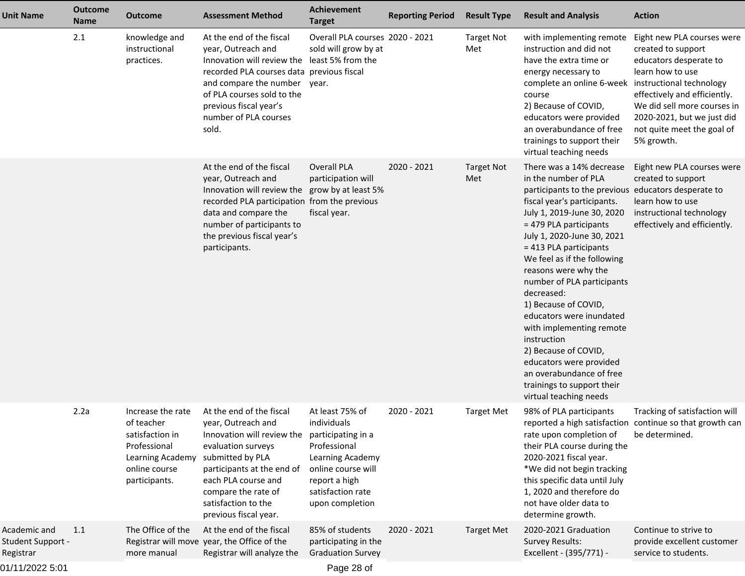| Unit Name | Outcome Name | Outcome | Assessment Method | Achievement Target | Reporting Period | Result Type | Result and Analysis | Action |
|---|---|---|---|---|---|---|---|---|
| | 2.1 | knowledge and instructional practices. | At the end of the fiscal year, Outreach and Innovation will review the recorded PLA courses data and compare the number of PLA courses sold to the previous fiscal year's number of PLA courses sold. | Overall PLA courses sold will grow by at least 5% from the previous fiscal year. | 2020 - 2021 | Target Not Met | with implementing remote instruction and did not have the extra time or energy necessary to complete an online 6-week course<br>2) Because of COVID, educators were provided an overabundance of free trainings to support their virtual teaching needs | Eight new PLA courses were created to support educators desperate to learn how to use instructional technology effectively and efficiently. We did sell more courses in 2020-2021, but we just did not quite meet the goal of 5% growth. |
| | | | At the end of the fiscal year, Outreach and Innovation will review the recorded PLA participation data and compare the number of participants to the previous fiscal year's participants. | Overall PLA participation will grow by at least 5% from the previous fiscal year. | 2020 - 2021 | Target Not Met | There was a 14% decrease in the number of PLA participants to the previous fiscal year's participants.<br>July 1, 2019-June 30, 2020 = 479 PLA participants<br>July 1, 2020-June 30, 2021 = 413 PLA participants<br>We feel as if the following reasons were why the number of PLA participants decreased:<br>1) Because of COVID, educators were inundated with implementing remote instruction<br>2) Because of COVID, educators were provided an overabundance of free trainings to support their virtual teaching needs | Eight new PLA courses were created to support educators desperate to learn how to use instructional technology effectively and efficiently. |
| | 2.2a | Increase the rate of teacher satisfaction in Professional Learning Academy online course participants. | At the end of the fiscal year, Outreach and Innovation will review the evaluation surveys submitted by PLA participants at the end of each PLA course and compare the rate of satisfaction to the previous fiscal year. | At least 75% of individuals participating in a Professional Learning Academy online course will report a high satisfaction rate upon completion | 2020 - 2021 | Target Met | 98% of PLA participants reported a high satisfaction rate upon completion of their PLA course during the 2020-2021 fiscal year.<br>*We did not begin tracking this specific data until July 1, 2020 and therefore do not have older data to determine growth. | Tracking of satisfaction will continue so that growth can be determined. |
| Academic and Student Support - Registrar | 1.1 | The Office of the Registrar will move more manual | At the end of the fiscal year, the Office of the Registrar will analyze the | 85% of students participating in the Graduation Survey | 2020 - 2021 | Target Met | 2020-2021 Graduation Survey Results:<br>Excellent - (395/771) - | Continue to strive to provide excellent customer service to students. |

01/11/2022 5:01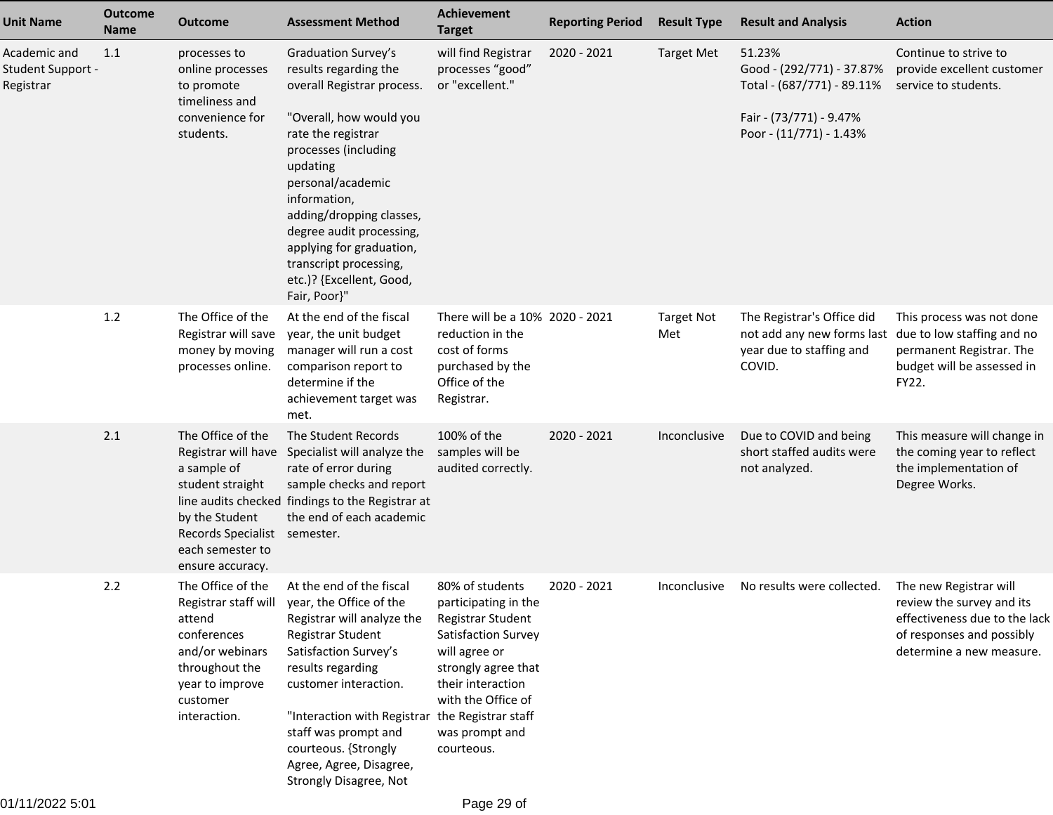| Unit Name | Outcome Name | Outcome | Assessment Method | Achievement Target | Reporting Period | Result Type | Result and Analysis | Action |
|---|---|---|---|---|---|---|---|---|
| Academic and Student Support - Registrar | 1.1 | processes to online processes to promote timeliness and convenience for students. | Graduation Survey's results regarding the overall Registrar process.<br><br>"Overall, how would you rate the registrar processes (including updating personal/academic information, adding/dropping classes, degree audit processing, applying for graduation, transcript processing, etc.)? {Excellent, Good, Fair, Poor}" | will find Registrar processes "good" or "excellent." | 2020 - 2021 | Target Met | 51.23%<br>Good - (292/771) - 37.87%<br>Total - (687/771) - 89.11%<br><br>Fair - (73/771) - 9.47%<br>Poor - (11/771) - 1.43% | Continue to strive to provide excellent customer service to students. |
| | 1.2 | The Office of the Registrar will save money by moving processes online. | At the end of the fiscal year, the unit budget manager will run a cost comparison report to determine if the achievement target was met. | There will be a 10% reduction in the cost of forms purchased by the Office of the Registrar. | 2020 - 2021 | Target Not Met | The Registrar's Office did not add any new forms last year due to staffing and COVID. | This process was not done due to low staffing and no permanent Registrar. The budget will be assessed in FY22. |
| | 2.1 | The Office of the Registrar will have a sample of student straight line audits checked by the Student Records Specialist each semester to ensure accuracy. | The Student Records Specialist will analyze the rate of error during sample checks and report findings to the Registrar at the end of each academic semester. | 100% of the samples will be audited correctly. | 2020 - 2021 | Inconclusive | Due to COVID and being short staffed audits were not analyzed. | This measure will change in the coming year to reflect the implementation of Degree Works. |
| | 2.2 | The Office of the Registrar staff will attend conferences and/or webinars throughout the year to improve customer interaction. | At the end of the fiscal year, the Office of the Registrar will analyze the Registrar Student Satisfaction Survey's results regarding customer interaction.<br><br>"Interaction with Registrar staff was prompt and courteous. {Strongly Agree, Agree, Disagree, Strongly Disagree, Not | 80% of students participating in the Registrar Student Satisfaction Survey will agree or strongly agree that their interaction with the Office of the Registrar staff was prompt and courteous. | 2020 - 2021 | Inconclusive | No results were collected. | The new Registrar will review the survey and its effectiveness due to the lack of responses and possibly determine a new measure. |

01/11/2022 5:01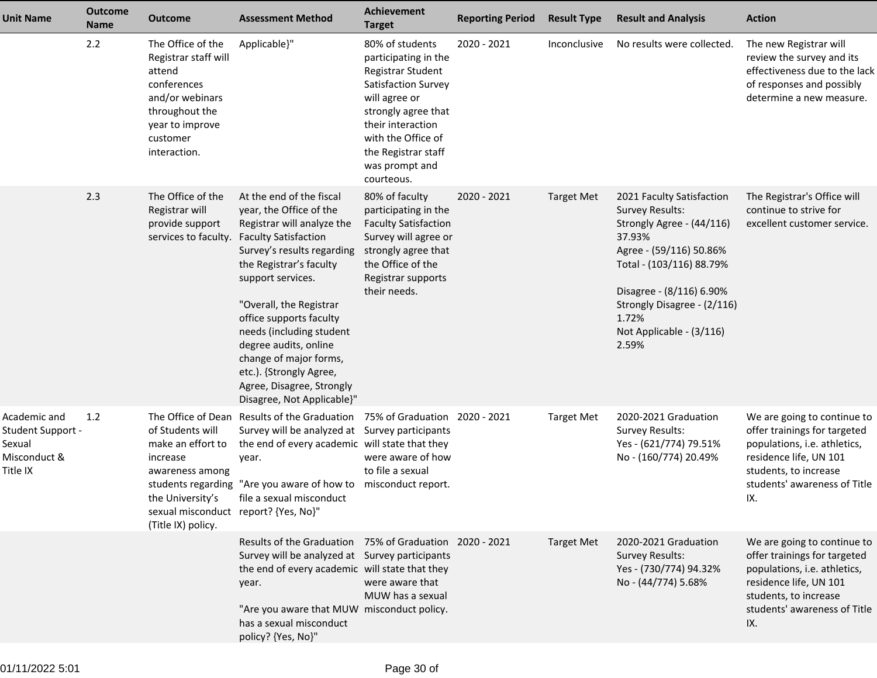| Unit Name | Outcome Name | Outcome | Assessment Method | Achievement Target | Reporting Period | Result Type | Result and Analysis | Action |
|---|---|---|---|---|---|---|---|---|
| | 2.2 | The Office of the Registrar staff will attend conferences and/or webinars throughout the year to improve customer interaction. | Applicable}" | 80% of students participating in the Registrar Student Satisfaction Survey will agree or strongly agree that their interaction with the Office of the Registrar staff was prompt and courteous. | 2020 - 2021 | Inconclusive | No results were collected. | The new Registrar will review the survey and its effectiveness due to the lack of responses and possibly determine a new measure. |
| | 2.3 | The Office of the Registrar will provide support services to faculty. | At the end of the fiscal year, the Office of the Registrar will analyze the Faculty Satisfaction Survey's results regarding the Registrar's faculty support services.<br><br>"Overall, the Registrar office supports faculty needs (including student degree audits, online change of major forms, etc.). {Strongly Agree, Agree, Disagree, Strongly Disagree, Not Applicable}" | 80% of faculty participating in the Faculty Satisfaction Survey will agree or strongly agree that the Office of the Registrar supports their needs. | 2020 - 2021 | Target Met | 2021 Faculty Satisfaction Survey Results:<br>Strongly Agree - (44/116) 37.93%<br>Agree - (59/116) 50.86%<br>Total - (103/116) 88.79%<br><br>Disagree - (8/116) 6.90%<br>Strongly Disagree - (2/116) 1.72%<br>Not Applicable - (3/116) 2.59% | The Registrar's Office will continue to strive for excellent customer service. |
| Academic and Student Support - Sexual Misconduct & Title IX | 1.2 | The Office of Dean of Students will make an effort to increase awareness among students regarding the University's sexual misconduct (Title IX) policy. | Results of the Graduation Survey will be analyzed at the end of every academic year.<br><br>"Are you aware of how to file a sexual misconduct report? {Yes, No}" | 75% of Graduation Survey participants will state that they were aware of how to file a sexual misconduct report. | 2020 - 2021 | Target Met | 2020-2021 Graduation Survey Results:<br>Yes - (621/774) 79.51%<br>No - (160/774) 20.49% | We are going to continue to offer trainings for targeted populations, i.e. athletics, residence life, UN 101 students, to increase students' awareness of Title IX. |
| | | | Results of the Graduation Survey will be analyzed at the end of every academic year.<br><br>"Are you aware that MUW has a sexual misconduct policy? {Yes, No}" | 75% of Graduation Survey participants will state that they were aware that MUW has a sexual misconduct policy. | 2020 - 2021 | Target Met | 2020-2021 Graduation Survey Results:<br>Yes - (730/774) 94.32%<br>No - (44/774) 5.68% | We are going to continue to offer trainings for targeted populations, i.e. athletics, residence life, UN 101 students, to increase students' awareness of Title IX. |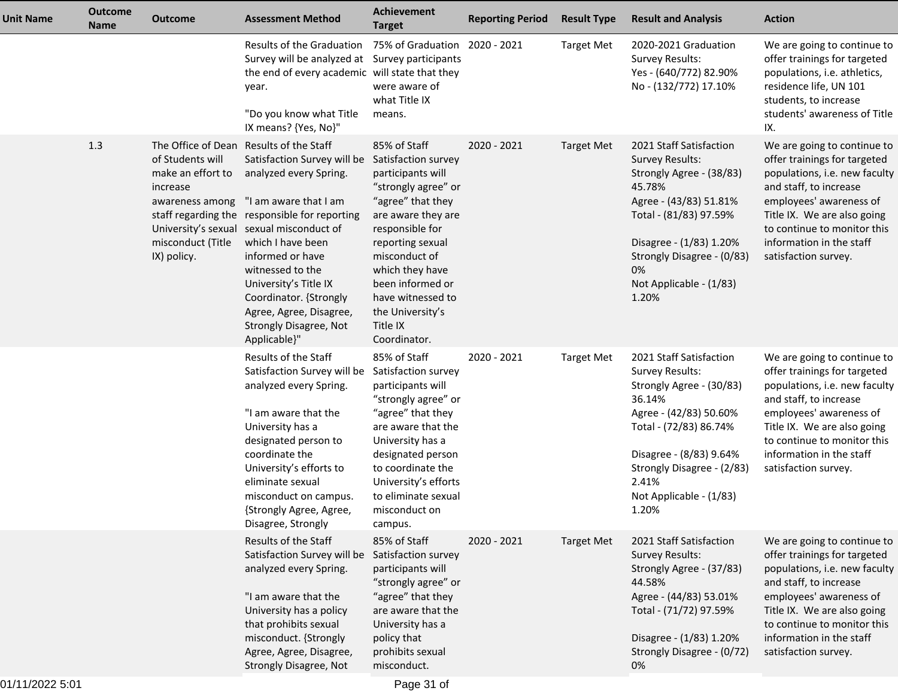| Unit Name | Outcome Name | Outcome | Assessment Method | Achievement Target | Reporting Period | Result Type | Result and Analysis | Action |
|---|---|---|---|---|---|---|---|---|
| | | | Results of the Graduation Survey will be analyzed at the end of every academic year.<br><br>"Do you know what Title IX means? {Yes, No}" | 75% of Graduation Survey participants will state that they were aware of what Title IX means. | 2020 - 2021 | Target Met | 2020-2021 Graduation Survey Results:<br>Yes - (640/772) 82.90%<br>No - (132/772) 17.10% | We are going to continue to offer trainings for targeted populations, i.e. athletics, residence life, UN 101 students, to increase students' awareness of Title IX. |
| | 1.3 | The Office of Dean of Students will make an effort to increase awareness among staff regarding the University's sexual misconduct (Title IX) policy. | Results of the Staff Satisfaction Survey will be analyzed every Spring.<br><br>"I am aware that I am responsible for reporting sexual misconduct of which I have been informed or have witnessed to the University's Title IX Coordinator. {Strongly Agree, Agree, Disagree, Strongly Disagree, Not Applicable}" | 85% of Staff Satisfaction survey participants will "strongly agree" or "agree" that they are aware they are responsible for reporting sexual misconduct of which they have been informed or have witnessed to the University's Title IX Coordinator. | 2020 - 2021 | Target Met | 2021 Staff Satisfaction Survey Results:<br>Strongly Agree - (38/83) 45.78%<br>Agree - (43/83) 51.81%<br>Total - (81/83) 97.59%<br><br>Disagree - (1/83) 1.20%<br>Strongly Disagree - (0/83) 0%<br>Not Applicable - (1/83) 1.20% | We are going to continue to offer trainings for targeted populations, i.e. new faculty and staff, to increase employees' awareness of Title IX. We are also going to continue to monitor this information in the staff satisfaction survey. |
| | | | Results of the Staff Satisfaction Survey will be analyzed every Spring.<br><br>"I am aware that the University has a designated person to coordinate the University's efforts to eliminate sexual misconduct on campus. {Strongly Agree, Agree, Disagree, Strongly | 85% of Staff Satisfaction survey participants will "strongly agree" or "agree" that they are aware that the University has a designated person to coordinate the University's efforts to eliminate sexual misconduct on campus. | 2020 - 2021 | Target Met | 2021 Staff Satisfaction Survey Results:<br>Strongly Agree - (30/83) 36.14%<br>Agree - (42/83) 50.60%<br>Total - (72/83) 86.74%<br><br>Disagree - (8/83) 9.64%<br>Strongly Disagree - (2/83) 2.41%<br>Not Applicable - (1/83) 1.20% | We are going to continue to offer trainings for targeted populations, i.e. new faculty and staff, to increase employees' awareness of Title IX. We are also going to continue to monitor this information in the staff satisfaction survey. |
| | | | Results of the Staff Satisfaction Survey will be analyzed every Spring.<br><br>"I am aware that the University has a policy that prohibits sexual misconduct. {Strongly Agree, Agree, Disagree, Strongly Disagree, Not | 85% of Staff Satisfaction survey participants will "strongly agree" or "agree" that they are aware that the University has a policy that prohibits sexual misconduct. | 2020 - 2021 | Target Met | 2021 Staff Satisfaction Survey Results:<br>Strongly Agree - (37/83) 44.58%<br>Agree - (44/83) 53.01%<br>Total - (71/72) 97.59%<br><br>Disagree - (1/83) 1.20%<br>Strongly Disagree - (0/72) 0% | We are going to continue to offer trainings for targeted populations, i.e. new faculty and staff, to increase employees' awareness of Title IX. We are also going to continue to monitor this information in the staff satisfaction survey. |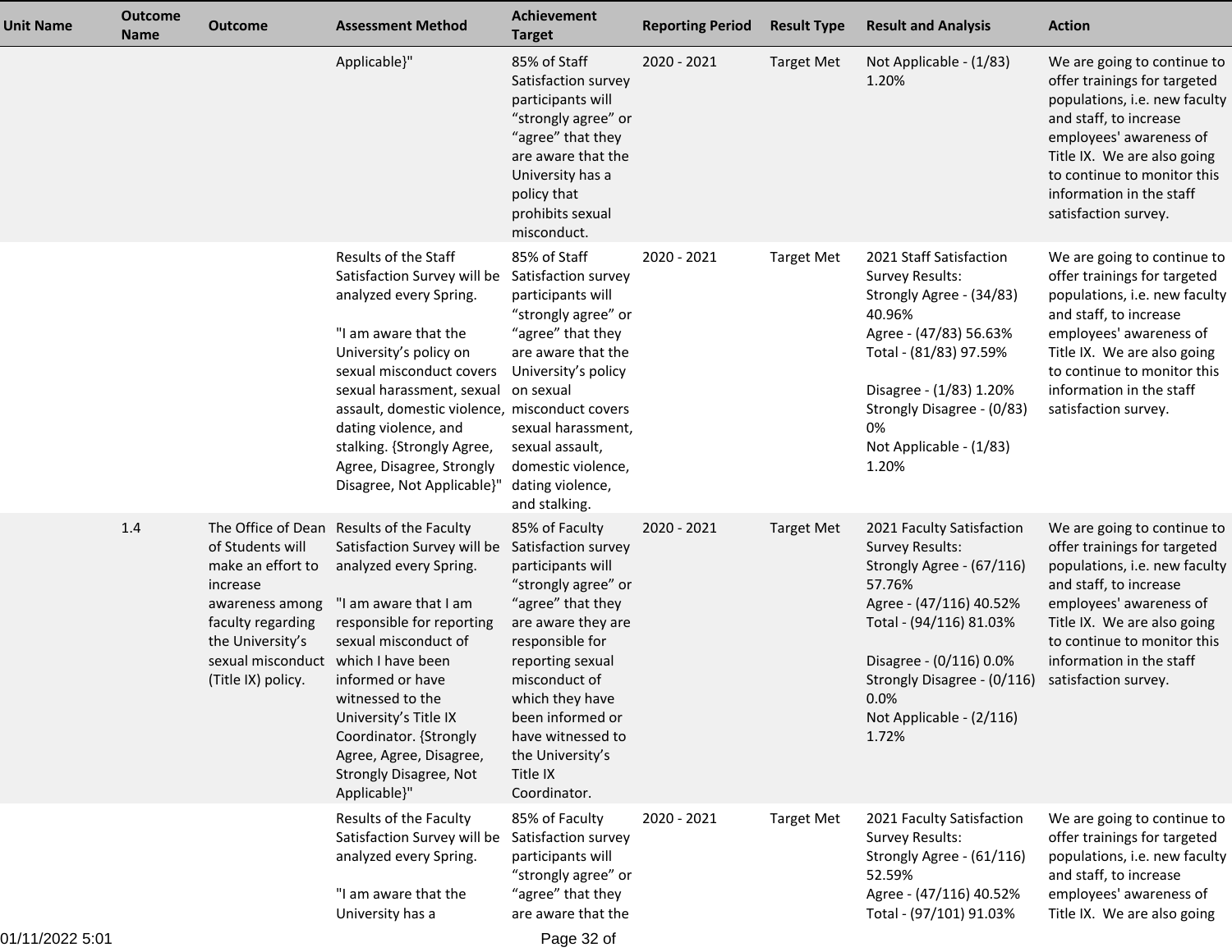| Unit Name | Outcome Name | Outcome | Assessment Method | Achievement Target | Reporting Period | Result Type | Result and Analysis | Action |
|---|---|---|---|---|---|---|---|---|
| | | | Applicable}" | 85% of Staff Satisfaction survey participants will "strongly agree" or "agree" that they are aware that the University has a policy that prohibits sexual misconduct. | 2020 - 2021 | Target Met | Not Applicable - (1/83) 1.20% | We are going to continue to offer trainings for targeted populations, i.e. new faculty and staff, to increase employees' awareness of Title IX. We are also going to continue to monitor this information in the staff satisfaction survey. |
| | | | Results of the Staff Satisfaction Survey will be analyzed every Spring.<br><br>"I am aware that the University's policy on sexual misconduct covers sexual harassment, sexual assault, domestic violence, dating violence, and stalking. {Strongly Agree, Agree, Disagree, Strongly Disagree, Not Applicable}" | 85% of Staff Satisfaction survey participants will "strongly agree" or "agree" that they are aware that the University's policy on sexual misconduct covers sexual harassment, sexual assault, domestic violence, dating violence, and stalking. | 2020 - 2021 | Target Met | 2021 Staff Satisfaction Survey Results:<br>Strongly Agree - (34/83) 40.96%<br>Agree - (47/83) 56.63%<br>Total - (81/83) 97.59%<br><br>Disagree - (1/83) 1.20%<br>Strongly Disagree - (0/83) 0%<br>Not Applicable - (1/83) 1.20% | We are going to continue to offer trainings for targeted populations, i.e. new faculty and staff, to increase employees' awareness of Title IX. We are also going to continue to monitor this information in the staff satisfaction survey. |
| | 1.4 | The Office of Dean of Students will make an effort to increase awareness among faculty regarding the University's sexual misconduct (Title IX) policy. | Results of the Faculty Satisfaction Survey will be analyzed every Spring.<br><br>"I am aware that I am responsible for reporting sexual misconduct of which I have been informed or have witnessed to the University's Title IX Coordinator. {Strongly Agree, Agree, Disagree, Strongly Disagree, Not Applicable}" | 85% of Faculty Satisfaction survey participants will "strongly agree" or "agree" that they are aware they are responsible for reporting sexual misconduct of which they have been informed or have witnessed to the University's Title IX Coordinator. | 2020 - 2021 | Target Met | 2021 Faculty Satisfaction Survey Results:<br>Strongly Agree - (67/116) 57.76%<br>Agree - (47/116) 40.52%<br>Total - (94/116) 81.03%<br><br>Disagree - (0/116) 0.0%<br>Strongly Disagree - (0/116) 0.0%<br>Not Applicable - (2/116) 1.72% | We are going to continue to offer trainings for targeted populations, i.e. new faculty and staff, to increase employees' awareness of Title IX. We are also going to continue to monitor this information in the staff satisfaction survey. |
| | | | Results of the Faculty Satisfaction Survey will be analyzed every Spring.<br><br>"I am aware that the University has a | 85% of Faculty Satisfaction survey participants will "strongly agree" or "agree" that they are aware that the | 2020 - 2021 | Target Met | 2021 Faculty Satisfaction Survey Results:<br>Strongly Agree - (61/116) 52.59%<br>Agree - (47/116) 40.52%<br>Total - (97/101) 91.03% | We are going to continue to offer trainings for targeted populations, i.e. new faculty and staff, to increase employees' awareness of Title IX. We are also going |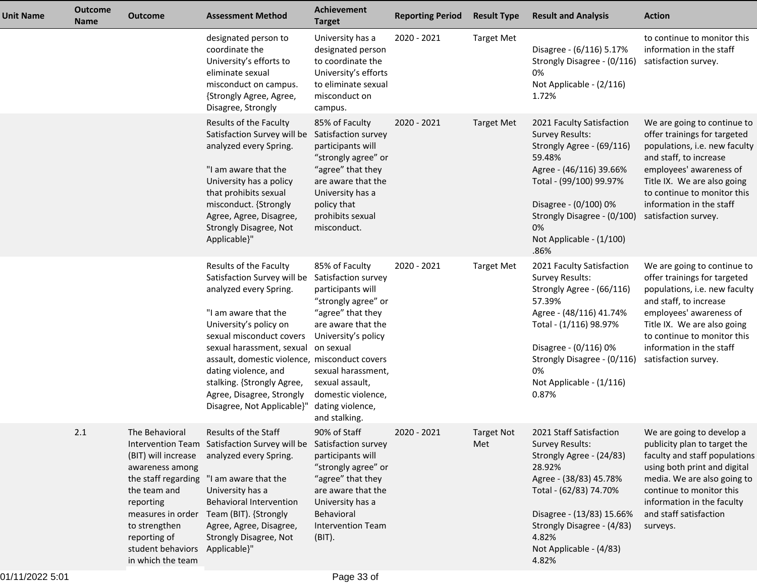| Unit Name | Outcome Name | Outcome | Assessment Method | Achievement Target | Reporting Period | Result Type | Result and Analysis | Action |
|---|---|---|---|---|---|---|---|---|
| | | | designated person to coordinate the University's efforts to eliminate sexual misconduct on campus. {Strongly Agree, Agree, Disagree, Strongly | University has a designated person to coordinate the University's efforts to eliminate sexual misconduct on campus. | 2020 - 2021 | Target Met | Disagree - (6/116) 5.17%<br>Strongly Disagree - (0/116) 0%<br>Not Applicable - (2/116) 1.72% | to continue to monitor this information in the staff satisfaction survey. |
| | | | Results of the Faculty Satisfaction Survey will be analyzed every Spring.<br><br>"I am aware that the University has a policy that prohibits sexual misconduct. {Strongly Agree, Agree, Disagree, Strongly Disagree, Not Applicable}" | 85% of Faculty Satisfaction survey participants will "strongly agree" or "agree" that they are aware that the University has a policy that prohibits sexual misconduct. | 2020 - 2021 | Target Met | 2021 Faculty Satisfaction Survey Results:<br>Strongly Agree - (69/116) 59.48%<br>Agree - (46/116) 39.66%<br>Total - (99/100) 99.97%<br><br>Disagree - (0/100) 0%<br>Strongly Disagree - (0/100) 0%<br>Not Applicable - (1/100) .86% | We are going to continue to offer trainings for targeted populations, i.e. new faculty and staff, to increase employees' awareness of Title IX. We are also going to continue to monitor this information in the staff satisfaction survey. |
| | | | Results of the Faculty Satisfaction Survey will be analyzed every Spring.<br><br>"I am aware that the University's policy on sexual misconduct covers sexual harassment, sexual assault, domestic violence, dating violence, and stalking. {Strongly Agree, Agree, Disagree, Strongly Disagree, Not Applicable}" | 85% of Faculty Satisfaction survey participants will "strongly agree" or "agree" that they are aware that the University's policy on sexual misconduct covers sexual harassment, sexual assault, domestic violence, dating violence, and stalking. | 2020 - 2021 | Target Met | 2021 Faculty Satisfaction Survey Results:<br>Strongly Agree - (66/116) 57.39%<br>Agree - (48/116) 41.74%<br>Total - (1/116) 98.97%<br><br>Disagree - (0/116) 0%<br>Strongly Disagree - (0/116) 0%<br>Not Applicable - (1/116) 0.87% | We are going to continue to offer trainings for targeted populations, i.e. new faculty and staff, to increase employees' awareness of Title IX. We are also going to continue to monitor this information in the staff satisfaction survey. |
| | 2.1 | The Behavioral Intervention Team (BIT) will increase awareness among the staff regarding the team and reporting measures in order to strengthen reporting of student behaviors in which the team | Results of the Staff Satisfaction Survey will be analyzed every Spring.<br><br>"I am aware that the University has a Behavioral Intervention Team (BIT). {Strongly Agree, Agree, Disagree, Strongly Disagree, Not Applicable}" | 90% of Staff Satisfaction survey participants will "strongly agree" or "agree" that they are aware that the University has a Behavioral Intervention Team (BIT). | 2020 - 2021 | Target Not Met | 2021 Staff Satisfaction Survey Results:<br>Strongly Agree - (24/83) 28.92%<br>Agree - (38/83) 45.78%<br>Total - (62/83) 74.70%<br><br>Disagree - (13/83) 15.66%<br>Strongly Disagree - (4/83) 4.82%<br>Not Applicable - (4/83) 4.82% | We are going to develop a publicity plan to target the faculty and staff populations using both print and digital media. We are also going to continue to monitor this information in the faculty and staff satisfaction surveys. |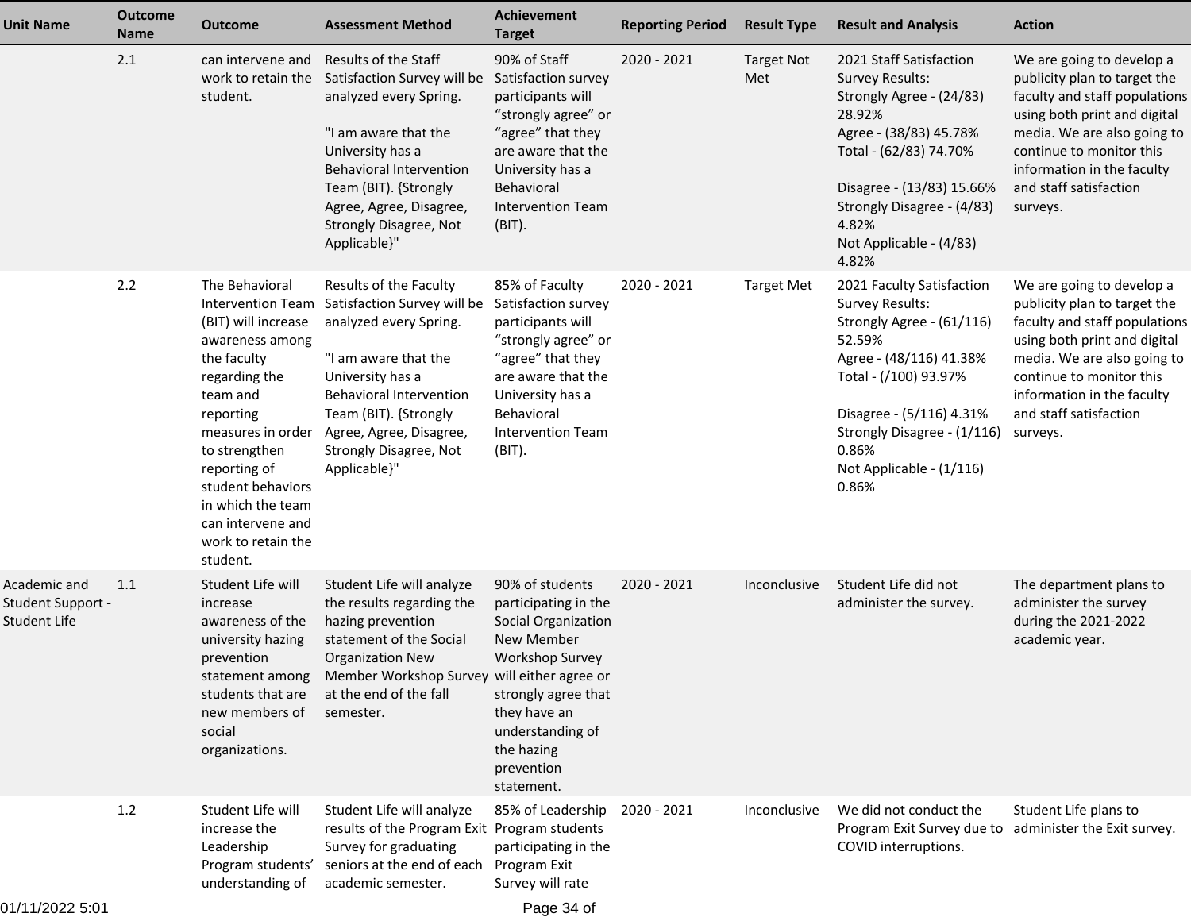| Unit Name | Outcome Name | Outcome | Assessment Method | Achievement Target | Reporting Period | Result Type | Result and Analysis | Action |
|---|---|---|---|---|---|---|---|---|
| | 2.1 | can intervene and work to retain the student. | Results of the Staff Satisfaction Survey will be analyzed every Spring.<br><br>"I am aware that the University has a Behavioral Intervention Team (BIT). {Strongly Agree, Agree, Disagree, Strongly Disagree, Not Applicable}" | 90% of Staff Satisfaction survey participants will “strongly agree” or “agree” that they are aware that the University has a Behavioral Intervention Team (BIT). | 2020 - 2021 | Target Not Met | 2021 Staff Satisfaction Survey Results:<br>Strongly Agree - (24/83) 28.92%<br>Agree - (38/83) 45.78%<br>Total - (62/83) 74.70%<br><br>Disagree - (13/83) 15.66%<br>Strongly Disagree - (4/83) 4.82%<br>Not Applicable - (4/83) 4.82% | We are going to develop a publicity plan to target the faculty and staff populations using both print and digital media. We are also going to continue to monitor this information in the faculty and staff satisfaction surveys. |
| | 2.2 | The Behavioral Intervention Team (BIT) will increase awareness among the faculty regarding the team and reporting measures in order to strengthen reporting of student behaviors in which the team can intervene and work to retain the student. | Results of the Faculty Satisfaction Survey will be analyzed every Spring.<br><br>"I am aware that the University has a Behavioral Intervention Team (BIT). {Strongly Agree, Agree, Disagree, Strongly Disagree, Not Applicable}" | 85% of Faculty Satisfaction survey participants will “strongly agree” or “agree” that they are aware that the University has a Behavioral Intervention Team (BIT). | 2020 - 2021 | Target Met | 2021 Faculty Satisfaction Survey Results:<br>Strongly Agree - (61/116) 52.59%<br>Agree - (48/116) 41.38%<br>Total - (/100) 93.97%<br><br>Disagree - (5/116) 4.31%<br>Strongly Disagree - (1/116) 0.86%<br>Not Applicable - (1/116) 0.86% | We are going to develop a publicity plan to target the faculty and staff populations using both print and digital media. We are also going to continue to monitor this information in the faculty and staff satisfaction surveys. |
| Academic and Student Support - Student Life | 1.1 | Student Life will increase awareness of the university hazing prevention statement among students that are new members of social organizations. | Student Life will analyze the results regarding the hazing prevention statement of the Social Organization New Member Workshop Survey at the end of the fall semester. | 90% of students participating in the Social Organization New Member Workshop Survey will either agree or strongly agree that they have an understanding of the hazing prevention statement. | 2020 - 2021 | Inconclusive | Student Life did not administer the survey. | The department plans to administer the survey during the 2021-2022 academic year. |
| | 1.2 | Student Life will increase the Leadership Program students' understanding of | Student Life will analyze results of the Program Exit Survey for graduating seniors at the end of each academic semester. | 85% of Leadership Program students participating in the Program Exit Survey will rate | 2020 - 2021 | Inconclusive | We did not conduct the Program Exit Survey due to COVID interruptions. | Student Life plans to administer the Exit survey. |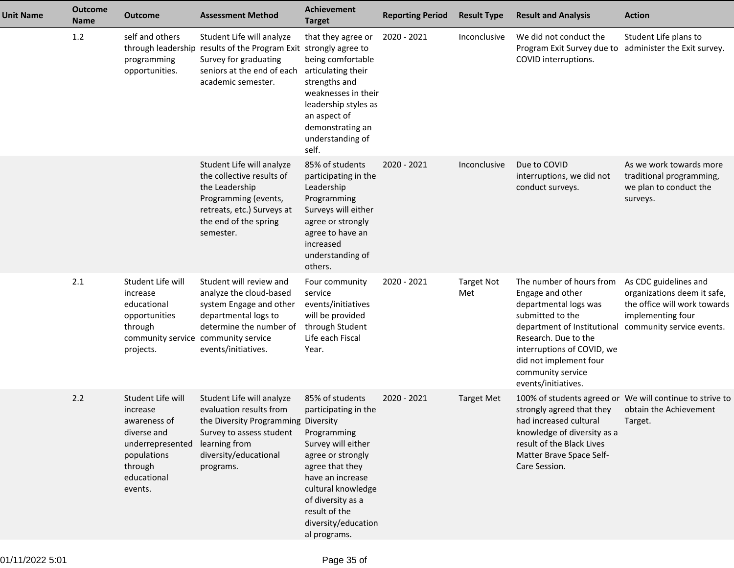| Unit Name | Outcome Name | Outcome | Assessment Method | Achievement Target | Reporting Period | Result Type | Result and Analysis | Action |
|---|---|---|---|---|---|---|---|---|
| | 1.2 | self and others through leadership programming opportunities. | Student Life will analyze results of the Program Exit Survey for graduating seniors at the end of each academic semester. | that they agree or strongly agree to being comfortable articulating their strengths and weaknesses in their leadership styles as an aspect of demonstrating an understanding of self. | 2020 - 2021 | Inconclusive | We did not conduct the Program Exit Survey due to COVID interruptions. | Student Life plans to administer the Exit survey. |
| | | | Student Life will analyze the collective results of the Leadership Programming (events, retreats, etc.) Surveys at the end of the spring semester. | 85% of students participating in the Leadership Programming Surveys will either agree or strongly agree to have an increased understanding of others. | 2020 - 2021 | Inconclusive | Due to COVID interruptions, we did not conduct surveys. | As we work towards more traditional programming, we plan to conduct the surveys. |
| | 2.1 | Student Life will increase educational opportunities through community service projects. | Student will review and analyze the cloud-based system Engage and other departmental logs to determine the number of community service events/initiatives. | Four community service events/initiatives will be provided through Student Life each Fiscal Year. | 2020 - 2021 | Target Not Met | The number of hours from Engage and other departmental logs was submitted to the department of Institutional Research. Due to the interruptions of COVID, we did not implement four community service events/initiatives. | As CDC guidelines and organizations deem it safe, the office will work towards implementing four community service events. |
| | 2.2 | Student Life will increase awareness of diverse and underrepresented populations through educational events. | Student Life will analyze evaluation results from the Diversity Programming Survey to assess student learning from diversity/educational programs. | 85% of students participating in the Diversity Programming Survey will either agree or strongly agree that they have an increase cultural knowledge of diversity as a result of the diversity/educational programs. | 2020 - 2021 | Target Met | 100% of students agreed or strongly agreed that they had increased cultural knowledge of diversity as a result of the Black Lives Matter Brave Space Self-Care Session. | We will continue to strive to obtain the Achievement Target. |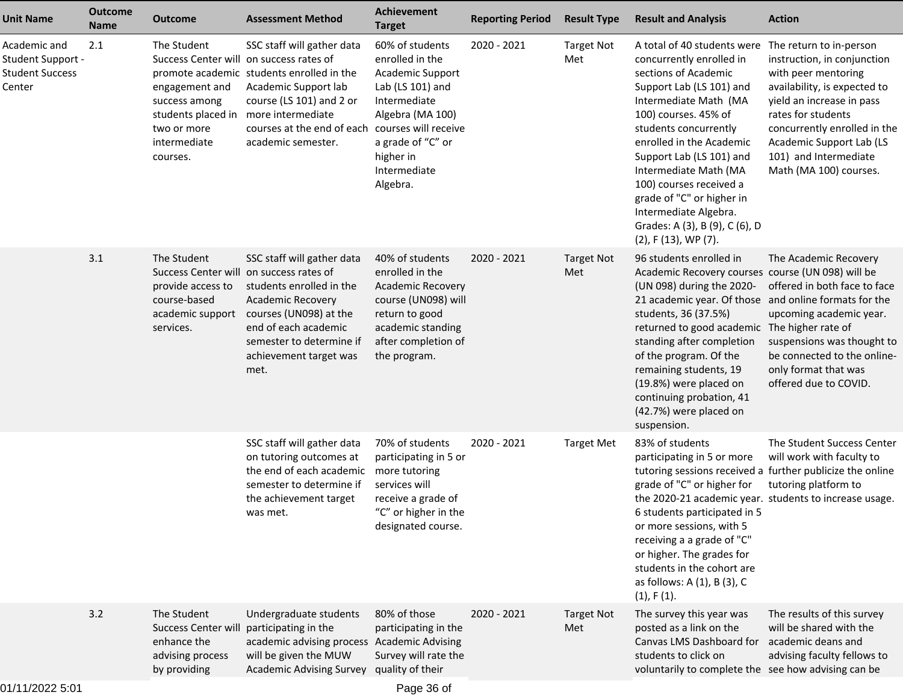| Unit Name | Outcome Name | Outcome | Assessment Method | Achievement Target | Reporting Period | Result Type | Result and Analysis | Action |
|---|---|---|---|---|---|---|---|---|
| Academic and Student Support - Student Success Center | 2.1 | The Student Success Center will promote academic engagement and success among students placed in two or more intermediate courses. | SSC staff will gather data on success rates of students enrolled in the Academic Support lab course (LS 101) and 2 or more intermediate courses at the end of each academic semester. | 60% of students enrolled in the Academic Support Lab (LS 101) and Intermediate Algebra (MA 100) courses will receive a grade of "C" or higher in Intermediate Algebra. | 2020 - 2021 | Target Not Met | A total of 40 students were concurrently enrolled in sections of Academic Support Lab (LS 101) and Intermediate Math (MA 100) courses. 45% of students concurrently enrolled in the Academic Support Lab (LS 101) and Intermediate Math (MA 100) courses received a grade of "C" or higher in Intermediate Algebra. Grades: A (3), B (9), C (6), D (2), F (13), WP (7). | The return to in-person instruction, in conjunction with peer mentoring availability, is expected to yield an increase in pass rates for students concurrently enrolled in the Academic Support Lab (LS 101) and Intermediate Math (MA 100) courses. |
| | 3.1 | The Student Success Center will provide access to course-based academic support services. | SSC staff will gather data on success rates of students enrolled in the Academic Recovery courses (UN098) at the end of each academic semester to determine if achievement target was met. | 40% of students enrolled in the Academic Recovery course (UN098) will return to good academic standing after completion of the program. | 2020 - 2021 | Target Not Met | 96 students enrolled in Academic Recovery courses (UN 098) during the 2020-21 academic year. Of those students, 36 (37.5%) returned to good academic standing after completion of the program. Of the remaining students, 19 (19.8%) were placed on continuing probation, 41 (42.7%) were placed on suspension. | The Academic Recovery course (UN 098) will be offered in both face to face and online formats for the upcoming academic year. The higher rate of suspensions was thought to be connected to the online-only format that was offered due to COVID. |
| | | | SSC staff will gather data on tutoring outcomes at the end of each academic semester to determine if the achievement target was met. | 70% of students participating in 5 or more tutoring services will receive a grade of "C" or higher in the designated course. | 2020 - 2021 | Target Met | 83% of students participating in 5 or more tutoring sessions received a grade of "C" or higher for the 2020-21 academic year. 6 students participated in 5 or more sessions, with 5 receiving a a grade of "C" or higher. The grades for students in the cohort are as follows: A (1), B (3), C (1), F (1). | The Student Success Center will work with faculty to further publicize the online tutoring platform to students to increase usage. |
| | 3.2 | The Student Success Center will enhance the advising process by providing | Undergraduate students participating in the academic advising process will be given the MUW Academic Advising Survey | 80% of those participating in the Academic Advising Survey will rate the quality of their | 2020 - 2021 | Target Not Met | The survey this year was posted as a link on the Canvas LMS Dashboard for students to click on voluntarily to complete the | The results of this survey will be shared with the academic deans and advising faculty fellows to see how advising can be |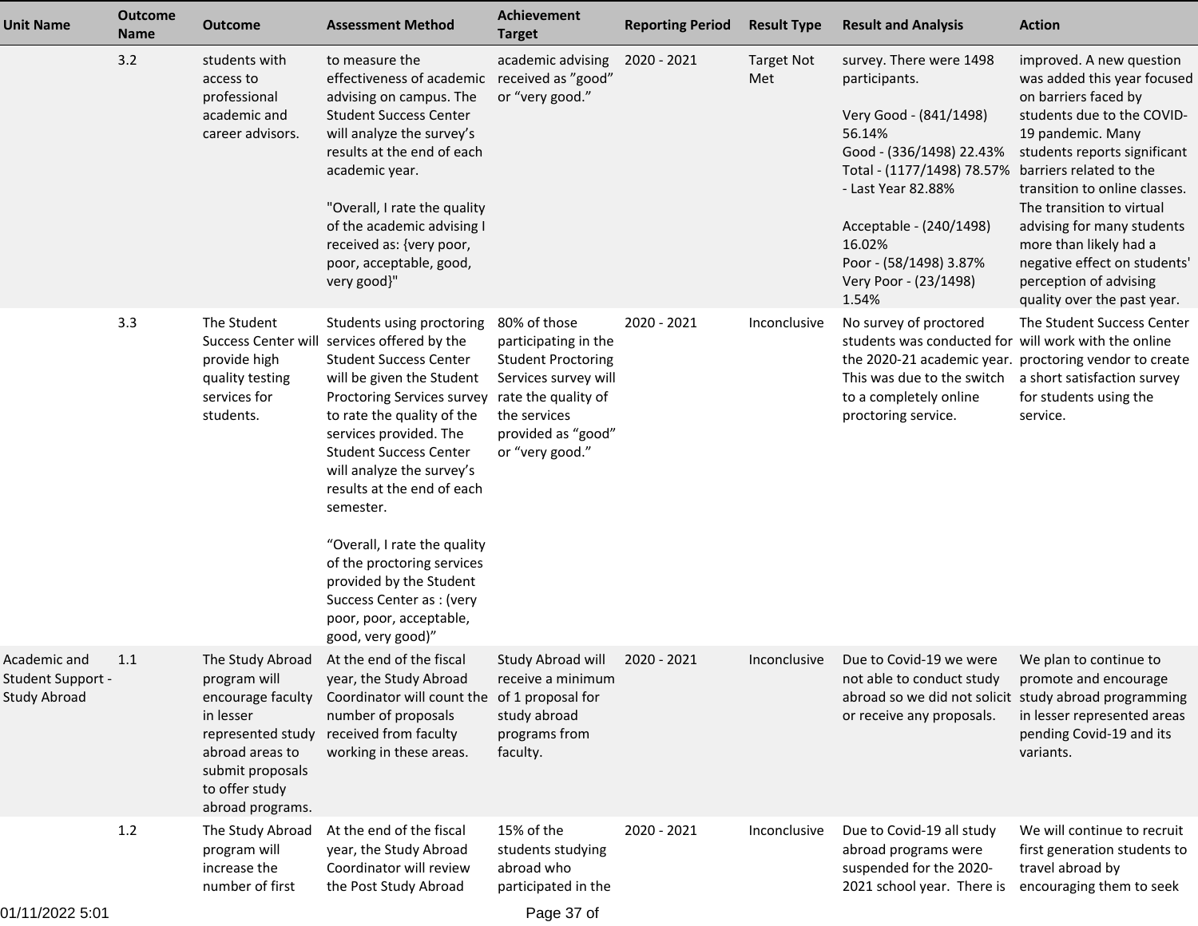| Unit Name | Outcome Name | Outcome | Assessment Method | Achievement Target | Reporting Period | Result Type | Result and Analysis | Action |
|---|---|---|---|---|---|---|---|---|
| | 3.2 | students with access to professional academic and career advisors. | to measure the effectiveness of academic advising on campus. The Student Success Center will analyze the survey's results at the end of each academic year.<br><br>"Overall, I rate the quality of the academic advising I received as: {very poor, poor, acceptable, good, very good}" | academic advising received as "good" or "very good." | 2020 - 2021 | Target Not Met | survey. There were 1498 participants.<br><br>Very Good - (841/1498) 56.14%<br>Good - (336/1498) 22.43%<br>Total - (1177/1498) 78.57% - Last Year 82.88%<br><br>Acceptable - (240/1498) 16.02%<br>Poor - (58/1498) 3.87%<br>Very Poor - (23/1498) 1.54% | improved. A new question was added this year focused on barriers faced by students due to the COVID-19 pandemic. Many students reports significant barriers related to the transition to online classes. The transition to virtual advising for many students more than likely had a negative effect on students' perception of advising quality over the past year. |
| | 3.3 | The Student Success Center will provide high quality testing services for students. | Students using proctoring services offered by the Student Success Center will be given the Student Proctoring Services survey to rate the quality of the services provided. The Student Success Center will analyze the survey's results at the end of each semester.<br><br>"Overall, I rate the quality of the proctoring services provided by the Student Success Center as : (very poor, poor, acceptable, good, very good)" | 80% of those participating in the Student Proctoring Services survey will rate the quality of the services provided as "good" or "very good." | 2020 - 2021 | Inconclusive | No survey of proctored students was conducted for the 2020-21 academic year. This was due to the switch to a completely online proctoring service. | The Student Success Center will work with the online proctoring vendor to create a short satisfaction survey for students using the service. |
| Academic and Student Support - Study Abroad | 1.1 | The Study Abroad program will encourage faculty in lesser represented study abroad areas to submit proposals to offer study abroad programs. | At the end of the fiscal year, the Study Abroad Coordinator will count the number of proposals received from faculty working in these areas. | Study Abroad will receive a minimum of 1 proposal for study abroad programs from faculty. | 2020 - 2021 | Inconclusive | Due to Covid-19 we were not able to conduct study abroad so we did not solicit or receive any proposals. | We plan to continue to promote and encourage study abroad programming in lesser represented areas pending Covid-19 and its variants. |
| | 1.2 | The Study Abroad program will increase the number of first | At the end of the fiscal year, the Study Abroad Coordinator will review the Post Study Abroad | 15% of the students studying abroad who participated in the | 2020 - 2021 | Inconclusive | Due to Covid-19 all study abroad programs were suspended for the 2020-2021 school year. There is | We will continue to recruit first generation students to travel abroad by encouraging them to seek |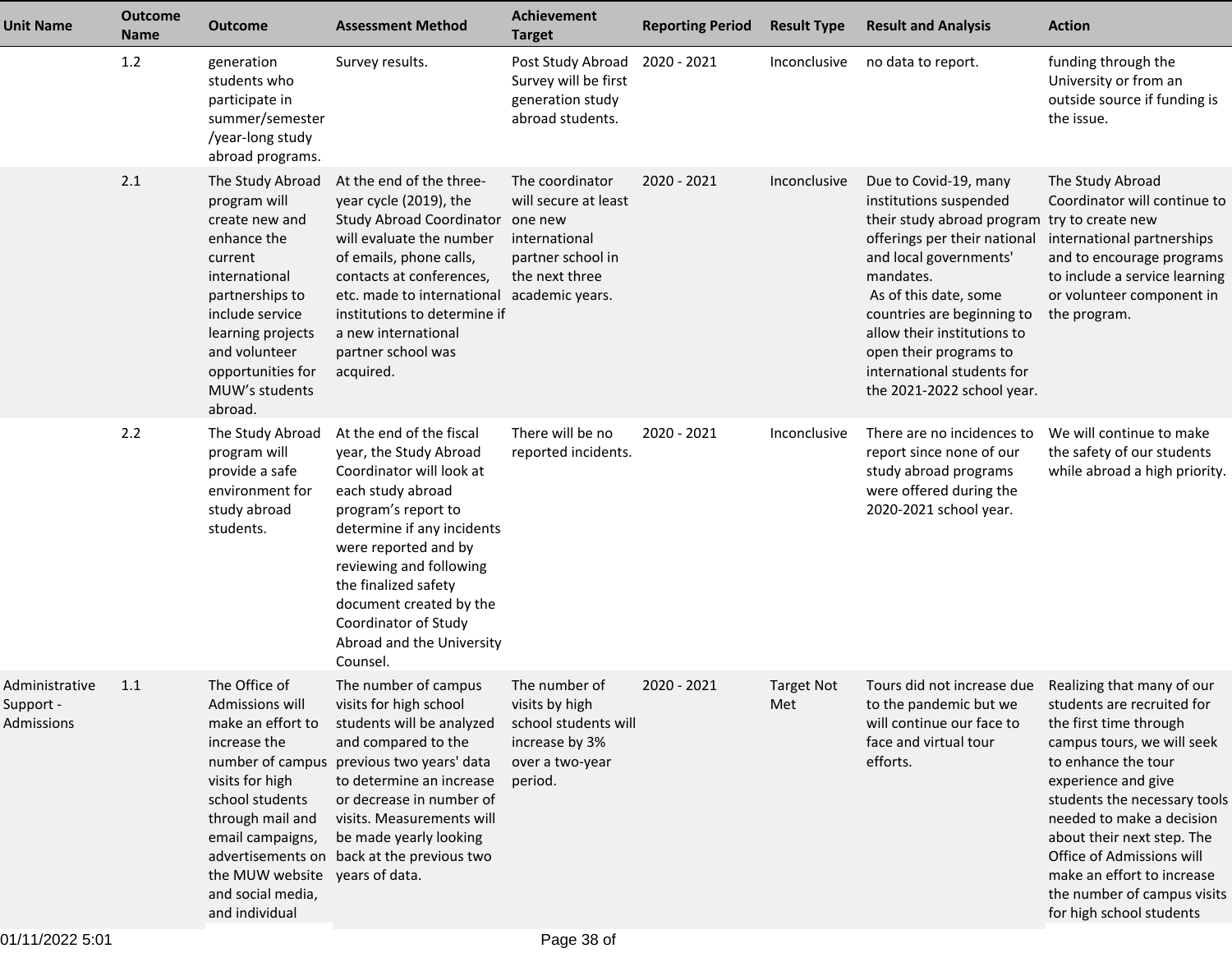| Unit Name | Outcome Name | Outcome | Assessment Method | Achievement Target | Reporting Period | Result Type | Result and Analysis | Action |
|---|---|---|---|---|---|---|---|---|
| | 1.2 | generation students who participate in summer/semester /year-long study abroad programs. | Survey results. | Post Study Abroad Survey will be first generation study abroad students. | 2020 - 2021 | Inconclusive | no data to report. | funding through the University or from an outside source if funding is the issue. |
| | 2.1 | The Study Abroad program will create new and enhance the current international partnerships to include service learning projects and volunteer opportunities for MUW's students abroad. | At the end of the three-year cycle (2019), the Study Abroad Coordinator will evaluate the number of emails, phone calls, contacts at conferences, etc. made to international institutions to determine if a new international partner school was acquired. | The coordinator will secure at least one new international partner school in the next three academic years. | 2020 - 2021 | Inconclusive | Due to Covid-19, many institutions suspended their study abroad program offerings per their national and local governments' mandates. As of this date, some countries are beginning to allow their institutions to open their programs to international students for the 2021-2022 school year. | The Study Abroad Coordinator will continue to try to create new international partnerships and to encourage programs to include a service learning or volunteer component in the program. |
| | 2.2 | The Study Abroad program will provide a safe environment for study abroad students. | At the end of the fiscal year, the Study Abroad Coordinator will look at each study abroad program's report to determine if any incidents were reported and by reviewing and following the finalized safety document created by the Coordinator of Study Abroad and the University Counsel. | There will be no reported incidents. | 2020 - 2021 | Inconclusive | There are no incidences to report since none of our study abroad programs were offered during the 2020-2021 school year. | We will continue to make the safety of our students while abroad a high priority. |
| Administrative Support - Admissions | 1.1 | The Office of Admissions will make an effort to increase the number of campus visits for high school students through mail and email campaigns, advertisements on the MUW website and social media, and individual | The number of campus visits for high school students will be analyzed and compared to the previous two years' data to determine an increase or decrease in number of visits. Measurements will be made yearly looking back at the previous two years of data. | The number of visits by high school students will increase by 3% over a two-year period. | 2020 - 2021 | Target Not Met | Tours did not increase due to the pandemic but we will continue our face to face and virtual tour efforts. | Realizing that many of our students are recruited for the first time through campus tours, we will seek to enhance the tour experience and give students the necessary tools needed to make a decision about their next step. The Office of Admissions will make an effort to increase the number of campus visits for high school students |

01/11/2022 5:01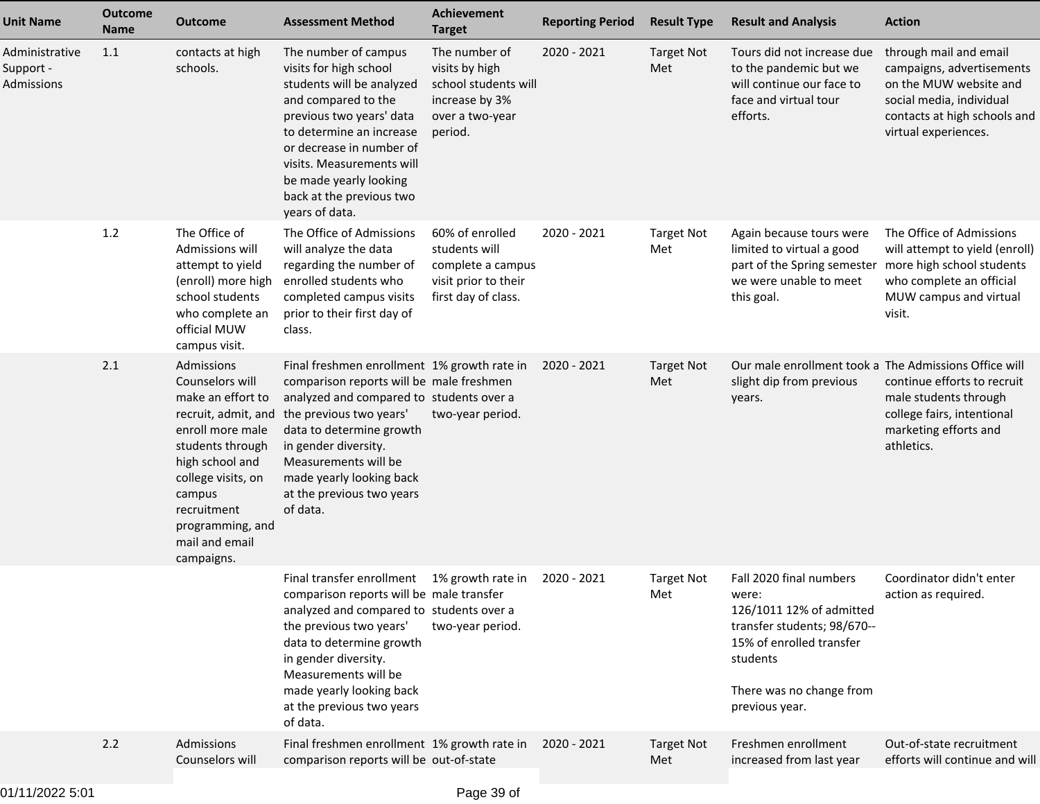| Unit Name | Outcome Name | Outcome | Assessment Method | Achievement Target | Reporting Period | Result Type | Result and Analysis | Action |
|---|---|---|---|---|---|---|---|---|
| Administrative Support - Admissions | 1.1 | contacts at high schools. | The number of campus visits for high school students will be analyzed and compared to the previous two years' data to determine an increase or decrease in number of visits. Measurements will be made yearly looking back at the previous two years of data. | The number of visits by high school students will increase by 3% over a two-year period. | 2020 - 2021 | Target Not Met | Tours did not increase due to the pandemic but we will continue our face to face and virtual tour efforts. | through mail and email campaigns, advertisements on the MUW website and social media, individual contacts at high schools and virtual experiences. |
| | 1.2 | The Office of Admissions will attempt to yield (enroll) more high school students who complete an official MUW campus visit. | The Office of Admissions will analyze the data regarding the number of enrolled students who completed campus visits prior to their first day of class. | 60% of enrolled students will complete a campus visit prior to their first day of class. | 2020 - 2021 | Target Not Met | Again because tours were limited to virtual a good part of the Spring semester we were unable to meet this goal. | The Office of Admissions will attempt to yield (enroll) more high school students who complete an official MUW campus and virtual visit. |
| | 2.1 | Admissions Counselors will make an effort to recruit, admit, and enroll more male students through high school and college visits, on campus recruitment programming, and mail and email campaigns. | Final freshmen enrollment comparison reports will be analyzed and compared to the previous two years' data to determine growth in gender diversity. Measurements will be made yearly looking back at the previous two years of data. | 1% growth rate in male freshmen students over a two-year period. | 2020 - 2021 | Target Not Met | Our male enrollment took a slight dip from previous years. | The Admissions Office will continue efforts to recruit male students through college fairs, intentional marketing efforts and athletics. |
| | | | Final transfer enrollment comparison reports will be analyzed and compared to the previous two years' data to determine growth in gender diversity. Measurements will be made yearly looking back at the previous two years of data. | 1% growth rate in male transfer students over a two-year period. | 2020 - 2021 | Target Not Met | Fall 2020 final numbers were:<br>126/1011 12% of admitted transfer students; 98/670--15% of enrolled transfer students<br><br>There was no change from previous year. | Coordinator didn't enter action as required. |
| | 2.2 | Admissions Counselors will | Final freshmen enrollment comparison reports will be | 1% growth rate in out-of-state | 2020 - 2021 | Target Not Met | Freshmen enrollment increased from last year | Out-of-state recruitment efforts will continue and will |

01/11/2022 5:01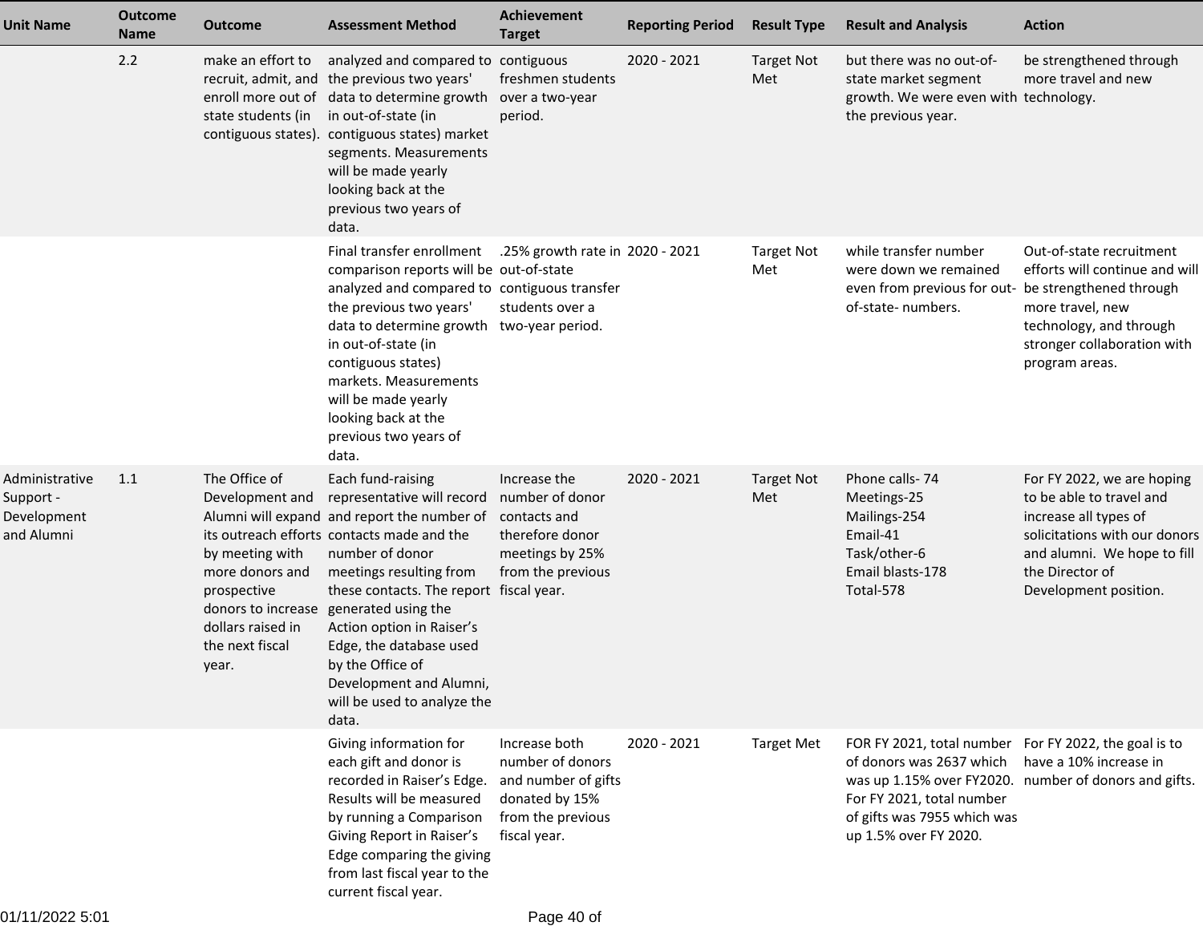| Unit Name | Outcome Name | Outcome | Assessment Method | Achievement Target | Reporting Period | Result Type | Result and Analysis | Action |
|---|---|---|---|---|---|---|---|---|
| | 2.2 | make an effort to recruit, admit, and enroll more out of state students (in contiguous states). | analyzed and compared to the previous two years' data to determine growth in out-of-state (in contiguous states) market segments. Measurements will be made yearly looking back at the previous two years of data. | contiguous freshmen students over a two-year period. | 2020 - 2021 | Target Not Met | but there was no out-of-state market segment growth. We were even with the previous year. | be strengthened through more travel and new technology. |
| | | | Final transfer enrollment comparison reports will be analyzed and compared to the previous two years' data to determine growth in out-of-state (in contiguous states) markets. Measurements will be made yearly looking back at the previous two years of data. | .25% growth rate in out-of-state contiguous transfer students over a two-year period. | 2020 - 2021 | Target Not Met | while transfer number were down we remained even from previous for out-of-state- numbers. | Out-of-state recruitment efforts will continue and will be strengthened through more travel, new technology, and through stronger collaboration with program areas. |
| Administrative Support - Development and Alumni | 1.1 | The Office of Development and Alumni will expand its outreach efforts by meeting with more donors and prospective donors to increase dollars raised in the next fiscal year. | Each fund-raising representative will record and report the number of contacts made and the number of donor meetings resulting from these contacts. The report generated using the Action option in Raiser's Edge, the database used by the Office of Development and Alumni, will be used to analyze the data. | Increase the number of donor contacts and therefore donor meetings by 25% from the previous fiscal year. | 2020 - 2021 | Target Not Met | Phone calls- 74<br>Meetings-25<br>Mailings-254<br>Email-41<br>Task/other-6<br>Email blasts-178<br>Total-578 | For FY 2022, we are hoping to be able to travel and increase all types of solicitations with our donors and alumni. We hope to fill the Director of Development position. |
| | | | Giving information for each gift and donor is recorded in Raiser's Edge. Results will be measured by running a Comparison Giving Report in Raiser's Edge comparing the giving from last fiscal year to the current fiscal year. | Increase both number of donors and number of gifts donated by 15% from the previous fiscal year. | 2020 - 2021 | Target Met | FOR FY 2021, total number of donors was 2637 which was up 1.15% over FY2020. For FY 2021, total number of gifts was 7955 which was up 1.5% over FY 2020. | For FY 2022, the goal is to have a 10% increase in number of donors and gifts. |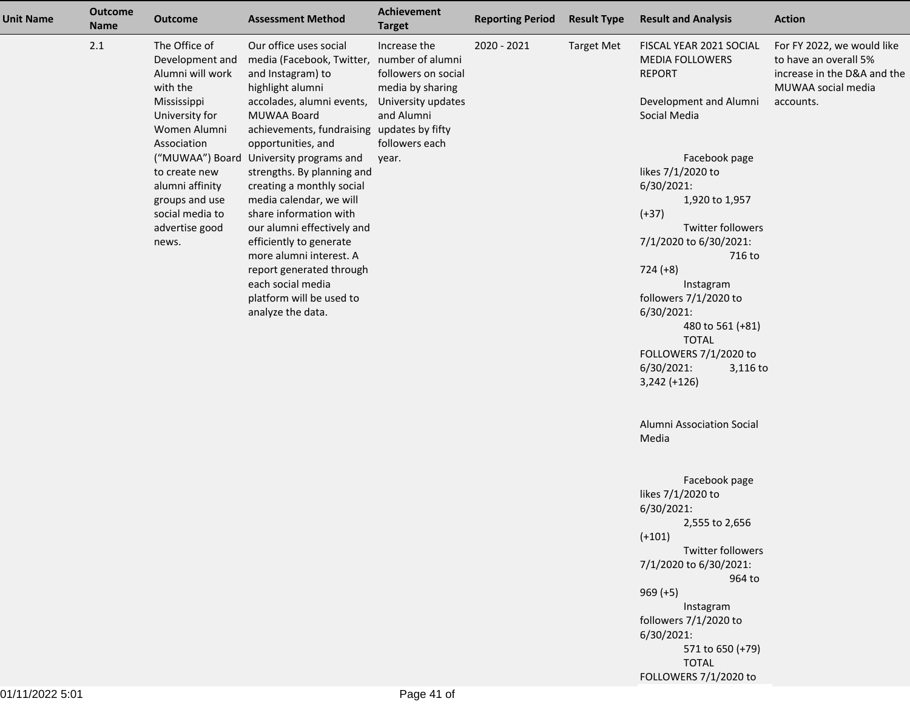| Unit Name | Outcome Name | Outcome | Assessment Method | Achievement Target | Reporting Period | Result Type | Result and Analysis | Action |
|---|---|---|---|---|---|---|---|---|
| | 2.1 | The Office of Development and Alumni will work with the Mississippi University for Women Alumni Association ("MUWAA") Board to create new alumni affinity groups and use social media to advertise good news. | Our office uses social media (Facebook, Twitter, and Instagram) to highlight alumni accolades, alumni events, MUWAA Board achievements, fundraising opportunities, and University programs and strengths. By planning and creating a monthly social media calendar, we will share information with our alumni effectively and efficiently to generate more alumni interest. A report generated through each social media platform will be used to analyze the data. | Increase the number of alumni followers on social media by sharing University updates and Alumni updates by fifty followers each year. | 2020 - 2021 | Target Met | FISCAL YEAR 2021 SOCIAL MEDIA FOLLOWERS REPORT<br><br>Development and Alumni Social Media<br><br>Facebook page likes 7/1/2020 to 6/30/2021: 1,920 to 1,957 (+37)<br>Twitter followers 7/1/2020 to 6/30/2021: 716 to 724 (+8)<br>Instagram followers 7/1/2020 to 6/30/2021: 480 to 561 (+81)<br>TOTAL FOLLOWERS 7/1/2020 to 6/30/2021: 3,116 to 3,242 (+126)<br><br>Alumni Association Social Media<br><br>Facebook page likes 7/1/2020 to 6/30/2021: 2,555 to 2,656 (+101)<br>Twitter followers 7/1/2020 to 6/30/2021: 964 to 969 (+5)<br>Instagram followers 7/1/2020 to 6/30/2021: 571 to 650 (+79)<br>TOTAL FOLLOWERS 7/1/2020 to | For FY 2022, we would like to have an overall 5% increase in the D&A and the MUWAA social media accounts. |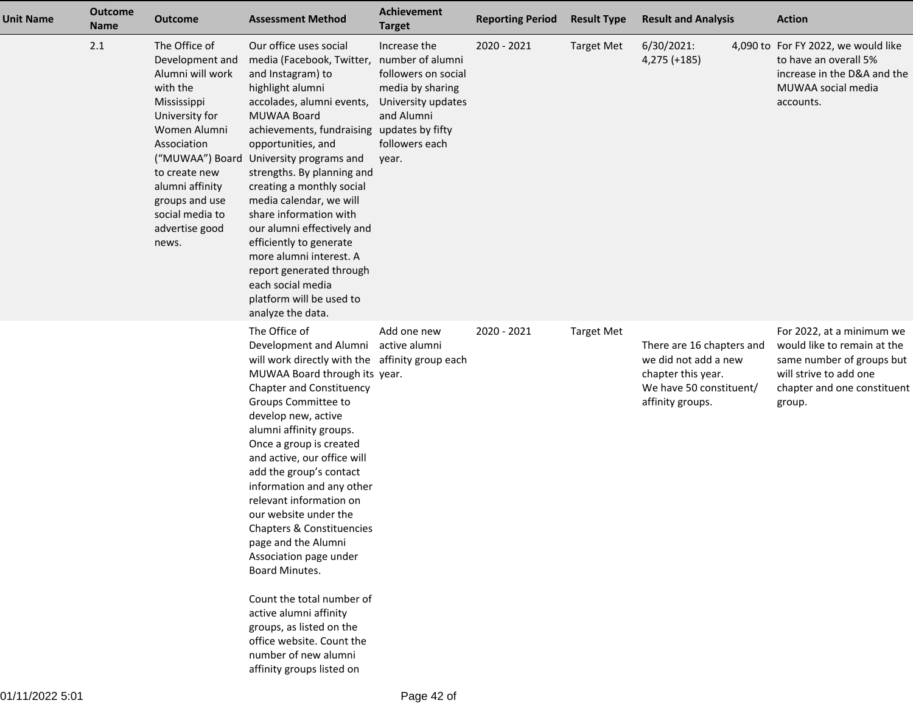| Unit Name | Outcome Name | Outcome | Assessment Method | Achievement Target | Reporting Period | Result Type | Result and Analysis | Action |
|---|---|---|---|---|---|---|---|---|
| | 2.1 | The Office of Development and Alumni will work with the Mississippi University for Women Alumni Association ("MUWAA") Board to create new alumni affinity groups and use social media to advertise good news. | Our office uses social media (Facebook, Twitter, and Instagram) to highlight alumni accolades, alumni events, MUWAA Board achievements, fundraising opportunities, and University programs and strengths. By planning and creating a monthly social media calendar, we will share information with our alumni effectively and efficiently to generate more alumni interest. A report generated through each social media platform will be used to analyze the data. | Increase the number of alumni followers on social media by sharing University updates and Alumni updates by fifty followers each year. | 2020 - 2021 | Target Met | 6/30/2021: 4,090 to 4,275 (+185) | For FY 2022, we would like to have an overall 5% increase in the D&A and the MUWAA social media accounts. |
| | | | The Office of Development and Alumni will work directly with the MUWAA Board through its Chapter and Constituency Groups Committee to develop new, active alumni affinity groups. Once a group is created and active, our office will add the group's contact information and any other relevant information on our website under the Chapters & Constituencies page and the Alumni Association page under Board Minutes.<br><br>Count the total number of active alumni affinity groups, as listed on the office website. Count the number of new alumni affinity groups listed on | Add one new active alumni affinity group each year. | 2020 - 2021 | Target Met | There are 16 chapters and we did not add a new chapter this year.<br>We have 50 constituent/ affinity groups. | For 2022, at a minimum we would like to remain at the same number of groups but will strive to add one chapter and one constituent group. |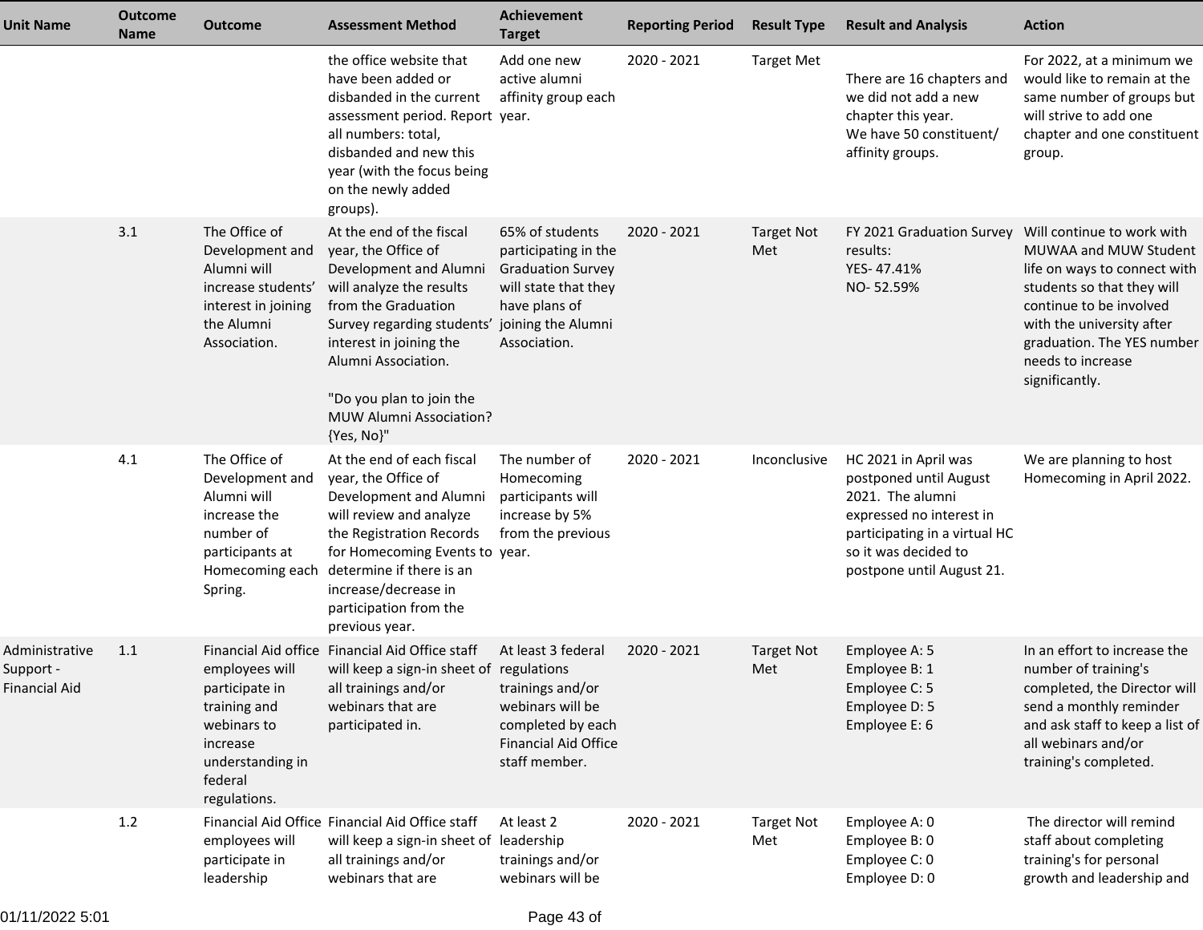| Unit Name | Outcome Name | Outcome | Assessment Method | Achievement Target | Reporting Period | Result Type | Result and Analysis | Action |
|---|---|---|---|---|---|---|---|---|
| | | | the office website that have been added or disbanded in the current assessment period. Report all numbers: total, disbanded and new this year (with the focus being on the newly added groups). | Add one new active alumni affinity group each year. | 2020 - 2021 | Target Met | There are 16 chapters and we did not add a new chapter this year.<br>We have 50 constituent/ affinity groups. | For 2022, at a minimum we would like to remain at the same number of groups but will strive to add one chapter and one constituent group. |
| | 3.1 | The Office of Development and Alumni will increase students' interest in joining the Alumni Association. | At the end of the fiscal year, the Office of Development and Alumni will analyze the results from the Graduation Survey regarding students' interest in joining the Alumni Association.<br><br>"Do you plan to join the MUW Alumni Association? {Yes, No}" | 65% of students participating in the Graduation Survey will state that they have plans of joining the Alumni Association. | 2020 - 2021 | Target Not Met | FY 2021 Graduation Survey results:<br>YES- 47.41%<br>NO- 52.59% | Will continue to work with MUWAA and MUW Student life on ways to connect with students so that they will continue to be involved with the university after graduation. The YES number needs to increase significantly. |
| | 4.1 | The Office of Development and Alumni will increase the number of participants at Homecoming each Spring. | At the end of each fiscal year, the Office of Development and Alumni will review and analyze the Registration Records for Homecoming Events to determine if there is an increase/decrease in participation from the previous year. | The number of Homecoming participants will increase by 5% from the previous year. | 2020 - 2021 | Inconclusive | HC 2021 in April was postponed until August 2021. The alumni expressed no interest in participating in a virtual HC so it was decided to postpone until August 21. | We are planning to host Homecoming in April 2022. |
| Administrative Support - Financial Aid | 1.1 | Financial Aid office employees will participate in training and webinars to increase understanding in federal regulations. | Financial Aid Office staff will keep a sign-in sheet of all trainings and/or webinars that are participated in. | At least 3 federal regulations trainings and/or webinars will be completed by each Financial Aid Office staff member. | 2020 - 2021 | Target Not Met | Employee A: 5<br>Employee B: 1<br>Employee C: 5<br>Employee D: 5<br>Employee E: 6 | In an effort to increase the number of training's completed, the Director will send a monthly reminder and ask staff to keep a list of all webinars and/or training's completed. |
| | 1.2 | Financial Aid Office employees will participate in leadership | Financial Aid Office staff will keep a sign-in sheet of all trainings and/or webinars that are | At least 2 leadership trainings and/or webinars will be | 2020 - 2021 | Target Not Met | Employee A: 0<br>Employee B: 0<br>Employee C: 0<br>Employee D: 0 | The director will remind staff about completing training's for personal growth and leadership and |

01/11/2022 5:01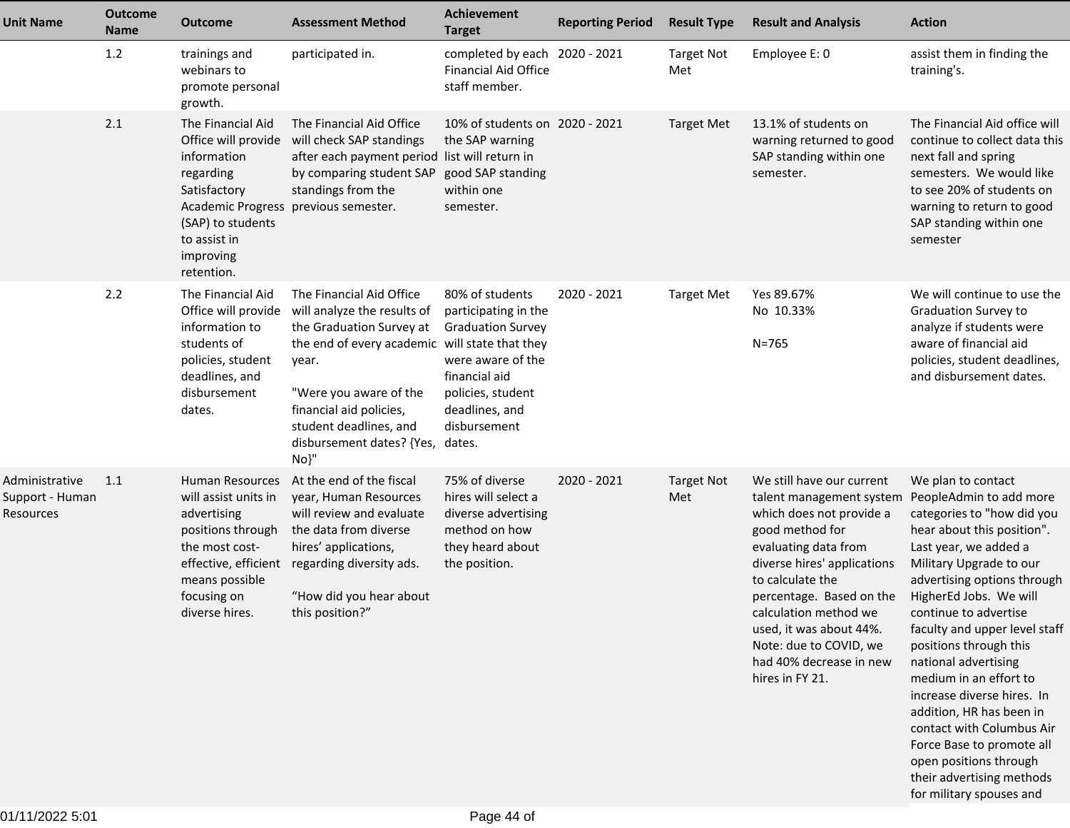| Unit Name | Outcome Name | Outcome | Assessment Method | Achievement Target | Reporting Period | Result Type | Result and Analysis | Action |
|---|---|---|---|---|---|---|---|---|
| | 1.2 | trainings and webinars to promote personal growth. | participated in. | completed by each Financial Aid Office staff member. | 2020 - 2021 | Target Not Met | Employee E: 0 | assist them in finding the training's. |
| | 2.1 | The Financial Aid Office will provide information regarding Satisfactory Academic Progress (SAP) to students to assist in improving retention. | The Financial Aid Office will check SAP standings after each payment period by comparing student SAP standings from the previous semester. | 10% of students on the SAP warning list will return in good SAP standing within one semester. | 2020 - 2021 | Target Met | 13.1% of students on warning returned to good SAP standing within one semester. | The Financial Aid office will continue to collect data this next fall and spring semesters. We would like to see 20% of students on warning to return to good SAP standing within one semester |
| | 2.2 | The Financial Aid Office will provide information to students of policies, student deadlines, and disbursement dates. | The Financial Aid Office will analyze the results of the Graduation Survey at the end of every academic year.<br><br>"Were you aware of the financial aid policies, student deadlines, and disbursement dates? {Yes, No}" | 80% of students participating in the Graduation Survey will state that they were aware of the financial aid policies, student deadlines, and disbursement dates. | 2020 - 2021 | Target Met | Yes 89.67%<br>No 10.33%<br><br>N=765 | We will continue to use the Graduation Survey to analyze if students were aware of financial aid policies, student deadlines, and disbursement dates. |
| Administrative Support - Human Resources | 1.1 | Human Resources will assist units in advertising positions through the most cost-effective, efficient means possible focusing on diverse hires. | At the end of the fiscal year, Human Resources will review and evaluate the data from diverse hires' applications, regarding diversity ads.<br><br>"How did you hear about this position?" | 75% of diverse hires will select a diverse advertising method on how they heard about the position. | 2020 - 2021 | Target Not Met | We still have our current talent management system which does not provide a good method for evaluating data from diverse hires' applications to calculate the percentage. Based on the calculation method we used, it was about 44%. Note: due to COVID, we had 40% decrease in new hires in FY 21. | We plan to contact PeopleAdmin to add more categories to "how did you hear about this position". Last year, we added a Military Upgrade to our advertising options through HigherEd Jobs. We will continue to advertise faculty and upper level staff positions through this national advertising medium in an effort to increase diverse hires. In addition, HR has been in contact with Columbus Air Force Base to promote all open positions through their advertising methods for military spouses and |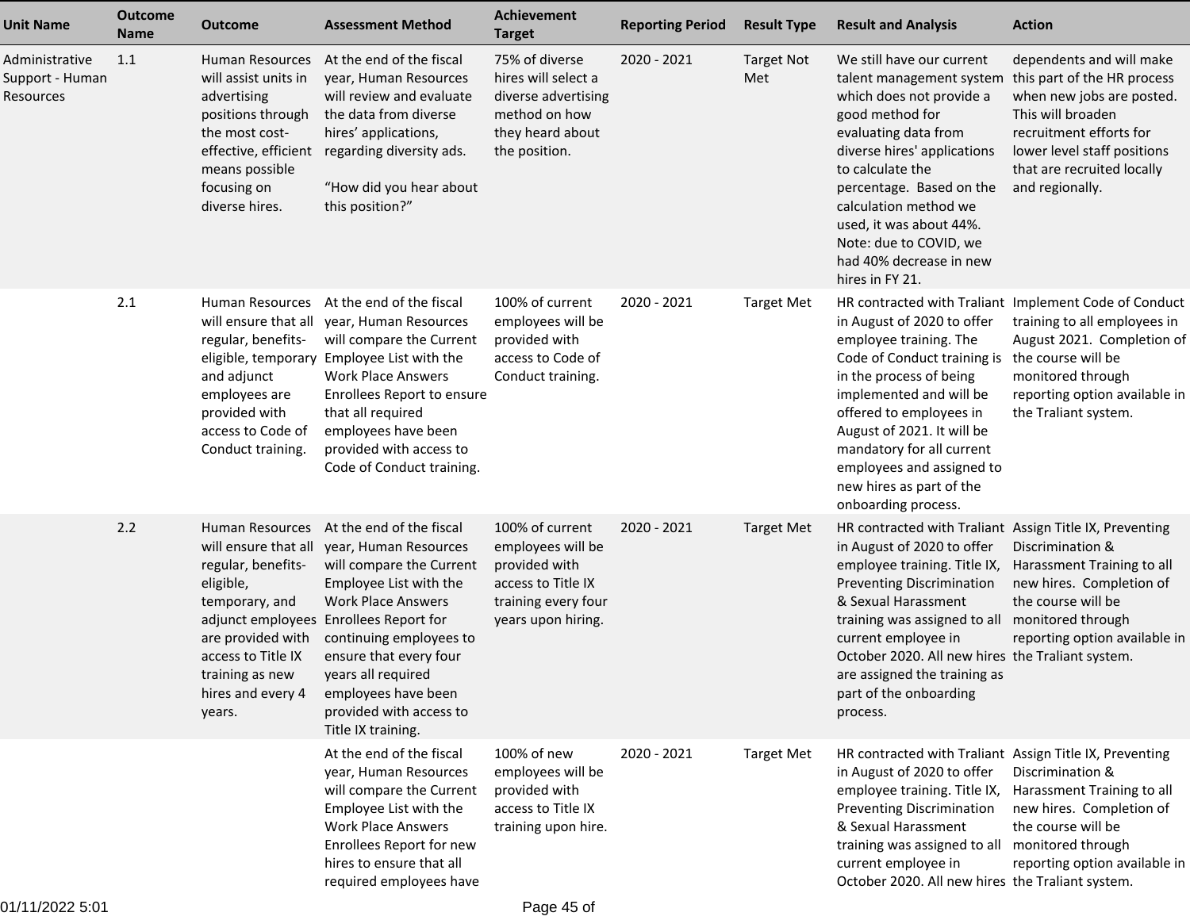| Unit Name | Outcome Name | Outcome | Assessment Method | Achievement Target | Reporting Period | Result Type | Result and Analysis | Action |
|---|---|---|---|---|---|---|---|---|
| Administrative Support - Human Resources | 1.1 | Human Resources will assist units in advertising positions through the most cost-effective, efficient means possible focusing on diverse hires. | At the end of the fiscal year, Human Resources will review and evaluate the data from diverse hires' applications, regarding diversity ads.<br><br>"How did you hear about this position?" | 75% of diverse hires will select a diverse advertising method on how they heard about the position. | 2020 - 2021 | Target Not Met | We still have our current talent management system which does not provide a good method for evaluating data from diverse hires' applications to calculate the percentage. Based on the calculation method we used, it was about 44%. Note: due to COVID, we had 40% decrease in new hires in FY 21. | dependents and will make this part of the HR process when new jobs are posted. This will broaden recruitment efforts for lower level staff positions that are recruited locally and regionally. |
| | 2.1 | Human Resources will ensure that all regular, benefits-eligible, temporary and adjunct employees are provided with access to Code of Conduct training. | At the end of the fiscal year, Human Resources will compare the Current Employee List with the Work Place Answers Enrollees Report to ensure that all required employees have been provided with access to Code of Conduct training. | 100% of current employees will be provided with access to Code of Conduct training. | 2020 - 2021 | Target Met | HR contracted with Traliant in August of 2020 to offer employee training. The Code of Conduct training is in the process of being implemented and will be offered to employees in August of 2021. It will be mandatory for all current employees and assigned to new hires as part of the onboarding process. | Implement Code of Conduct training to all employees in August 2021. Completion of the course will be monitored through reporting option available in the Traliant system. |
| | 2.2 | Human Resources will ensure that all regular, benefits-eligible, temporary, and adjunct employees are provided with access to Title IX training as new hires and every 4 years. | At the end of the fiscal year, Human Resources will compare the Current Employee List with the Work Place Answers Enrollees Report for continuing employees to ensure that every four years all required employees have been provided with access to Title IX training. | 100% of current employees will be provided with access to Title IX training every four years upon hiring. | 2020 - 2021 | Target Met | HR contracted with Traliant in August of 2020 to offer employee training. Title IX, Preventing Discrimination & Sexual Harassment training was assigned to all current employee in October 2020. All new hires are assigned the training as part of the onboarding process. | Assign Title IX, Preventing Discrimination & Harassment Training to all new hires. Completion of the course will be monitored through reporting option available in the Traliant system. |
| | | | At the end of the fiscal year, Human Resources will compare the Current Employee List with the Work Place Answers Enrollees Report for new hires to ensure that all required employees have | 100% of new employees will be provided with access to Title IX training upon hire. | 2020 - 2021 | Target Met | HR contracted with Traliant in August of 2020 to offer employee training. Title IX, Preventing Discrimination & Sexual Harassment training was assigned to all current employee in October 2020. All new hires | Assign Title IX, Preventing Discrimination & Harassment Training to all new hires. Completion of the course will be monitored through reporting option available in the Traliant system. |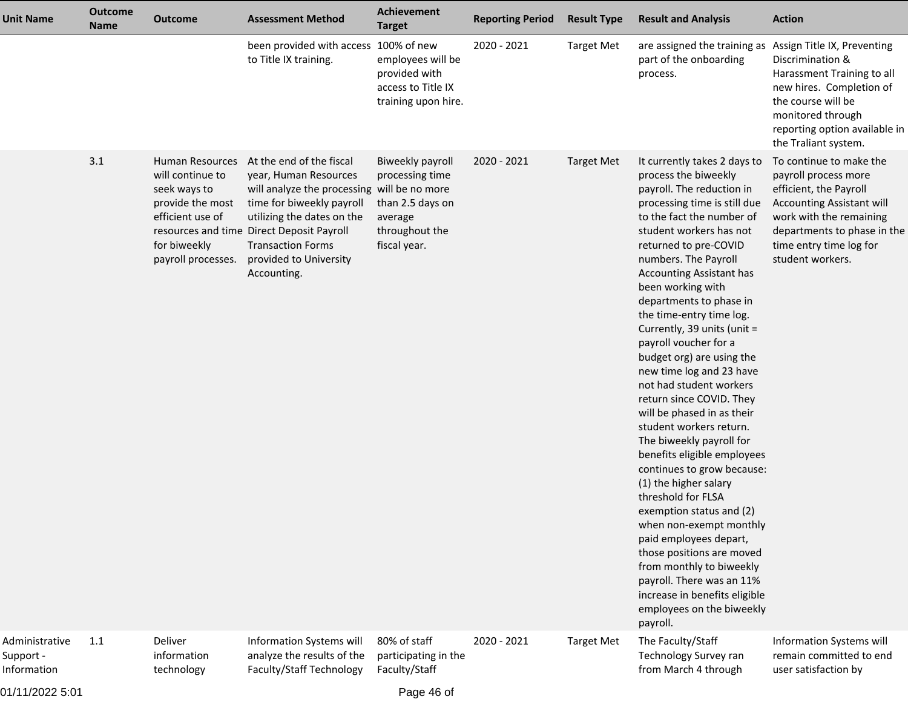| Unit Name | Outcome Name | Outcome | Assessment Method | Achievement Target | Reporting Period | Result Type | Result and Analysis | Action |
|---|---|---|---|---|---|---|---|---|
| | | | been provided with access to Title IX training. | 100% of new employees will be provided with access to Title IX training upon hire. | 2020 - 2021 | Target Met | are assigned the training as part of the onboarding process. | Assign Title IX, Preventing Discrimination & Harassment Training to all new hires. Completion of the course will be monitored through reporting option available in the Traliant system. |
| | 3.1 | Human Resources will continue to seek ways to provide the most efficient use of resources and time for biweekly payroll processes. | At the end of the fiscal year, Human Resources will analyze the processing time for biweekly payroll utilizing the dates on the Direct Deposit Payroll Transaction Forms provided to University Accounting. | Biweekly payroll processing time will be no more than 2.5 days on average throughout the fiscal year. | 2020 - 2021 | Target Met | It currently takes 2 days to process the biweekly payroll. The reduction in processing time is still due to the fact the number of student workers has not returned to pre-COVID numbers. The Payroll Accounting Assistant has been working with departments to phase in the time-entry time log. Currently, 39 units (unit = payroll voucher for a budget org) are using the new time log and 23 have not had student workers return since COVID. They will be phased in as their student workers return. The biweekly payroll for benefits eligible employees continues to grow because: (1) the higher salary threshold for FLSA exemption status and (2) when non-exempt monthly paid employees depart, those positions are moved from monthly to biweekly payroll. There was an 11% increase in benefits eligible employees on the biweekly payroll. | To continue to make the payroll process more efficient, the Payroll Accounting Assistant will work with the remaining departments to phase in the time entry time log for student workers. |
| Administrative Support - Information | 1.1 | Deliver information technology | Information Systems will analyze the results of the Faculty/Staff Technology | 80% of staff participating in the Faculty/Staff | 2020 - 2021 | Target Met | The Faculty/Staff Technology Survey ran from March 4 through | Information Systems will remain committed to end user satisfaction by |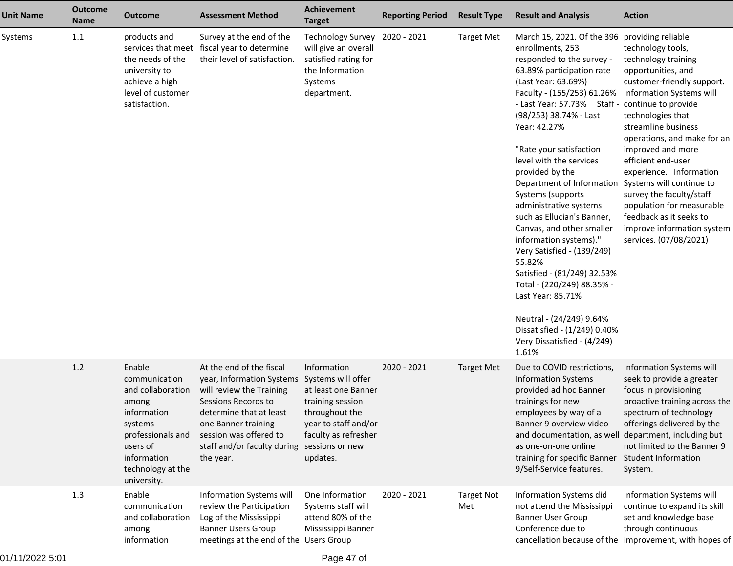| Unit Name | Outcome Name | Outcome | Assessment Method | Achievement Target | Reporting Period | Result Type | Result and Analysis | Action |
|---|---|---|---|---|---|---|---|---|
| Systems | 1.1 | products and services that meet the needs of the university to achieve a high level of customer satisfaction. | Survey at the end of the fiscal year to determine their level of satisfaction. | Technology Survey will give an overall satisfied rating for the Information Systems department. | 2020 - 2021 | Target Met | March 15, 2021. Of the 396 enrollments, 253 responded to the survey - 63.89% participation rate (Last Year: 63.69%) Faculty - (155/253) 61.26% - Last Year: 57.73% Staff - (98/253) 38.74% - Last Year: 42.27%<br><br>"Rate your satisfaction level with the services provided by the Department of Information Systems (supports administrative systems such as Ellucian's Banner, Canvas, and other smaller information systems)."<br>Very Satisfied - (139/249) 55.82%<br>Satisfied - (81/249) 32.53%<br>Total - (220/249) 88.35% - Last Year: 85.71%<br><br>Neutral - (24/249) 9.64%<br>Dissatisfied - (1/249) 0.40%<br>Very Dissatisfied - (4/249) 1.61% | providing reliable technology tools, technology training opportunities, and customer-friendly support. Information Systems will continue to provide technologies that streamline business operations, and make for an improved and more efficient end-user experience. Information Systems will continue to survey the faculty/staff population for measurable feedback as it seeks to improve information system services. (07/08/2021) |
| | 1.2 | Enable communication and collaboration among information systems professionals and users of information technology at the university. | At the end of the fiscal year, Information Systems will review the Training Sessions Records to determine that at least one Banner training session was offered to staff and/or faculty during the year. | Information Systems will offer at least one Banner training session throughout the year to staff and/or faculty as refresher sessions or new updates. | 2020 - 2021 | Target Met | Due to COVID restrictions, Information Systems provided ad hoc Banner trainings for new employees by way of a Banner 9 overview video and documentation, as well as one-on-one online training for specific Banner 9/Self-Service features. | Information Systems will seek to provide a greater focus in provisioning proactive training across the spectrum of technology offerings delivered by the department, including but not limited to the Banner 9 Student Information System. |
| | 1.3 | Enable communication and collaboration among information | Information Systems will review the Participation Log of the Mississippi Banner Users Group meetings at the end of the | One Information Systems staff will attend 80% of the Mississippi Banner Users Group | 2020 - 2021 | Target Not Met | Information Systems did not attend the Mississippi Banner User Group Conference due to cancellation because of the | Information Systems will continue to expand its skill set and knowledge base through continuous improvement, with hopes of |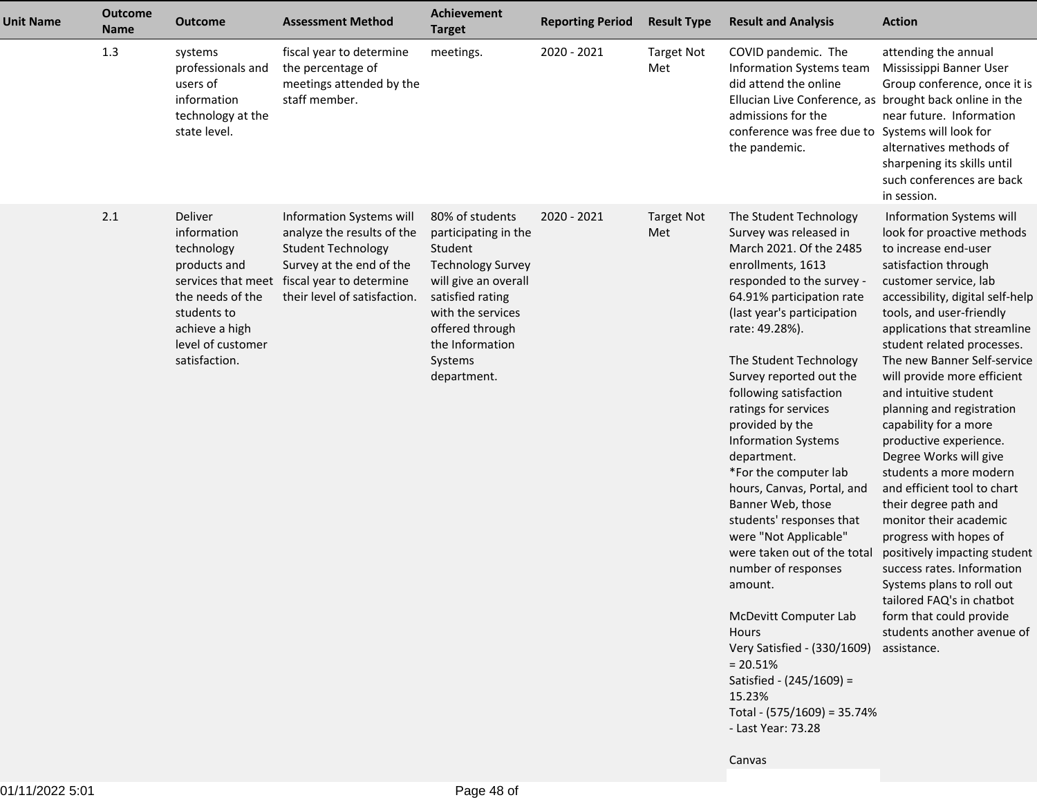| Unit Name | Outcome Name | Outcome | Assessment Method | Achievement Target | Reporting Period | Result Type | Result and Analysis | Action |
|---|---|---|---|---|---|---|---|---|
| | 1.3 | systems professionals and users of information technology at the state level. | fiscal year to determine the percentage of meetings attended by the staff member. | meetings. | 2020 - 2021 | Target Not Met | COVID pandemic. The Information Systems team did attend the online Ellucian Live Conference, as admissions for the conference was free due to the pandemic. | attending the annual Mississippi Banner User Group conference, once it is brought back online in the near future. Information Systems will look for alternatives methods of sharpening its skills until such conferences are back in session. |
| | 2.1 | Deliver information technology products and services that meet the needs of the students to achieve a high level of customer satisfaction. | Information Systems will analyze the results of the Student Technology Survey at the end of the fiscal year to determine their level of satisfaction. | 80% of students participating in the Student Technology Survey will give an overall satisfied rating with the services offered through the Information Systems department. | 2020 - 2021 | Target Not Met | The Student Technology Survey was released in March 2021. Of the 2485 enrollments, 1613 responded to the survey - 64.91% participation rate (last year's participation rate: 49.28%).<br><br>The Student Technology Survey reported out the following satisfaction ratings for services provided by the Information Systems department.<br>*For the computer lab hours, Canvas, Portal, and Banner Web, those students' responses that were "Not Applicable" were taken out of the total number of responses amount.<br><br>McDevitt Computer Lab Hours<br>Very Satisfied - (330/1609) = 20.51%<br>Satisfied - (245/1609) = 15.23%<br>Total - (575/1609) = 35.74% - Last Year: 73.28<br><br>Canvas | Information Systems will look for proactive methods to increase end-user satisfaction through customer service, lab accessibility, digital self-help tools, and user-friendly applications that streamline student related processes. The new Banner Self-service will provide more efficient and intuitive student planning and registration capability for a more productive experience. Degree Works will give students a more modern and efficient tool to chart their degree path and monitor their academic progress with hopes of positively impacting student success rates. Information Systems plans to roll out tailored FAQ's in chatbot form that could provide students another avenue of assistance. |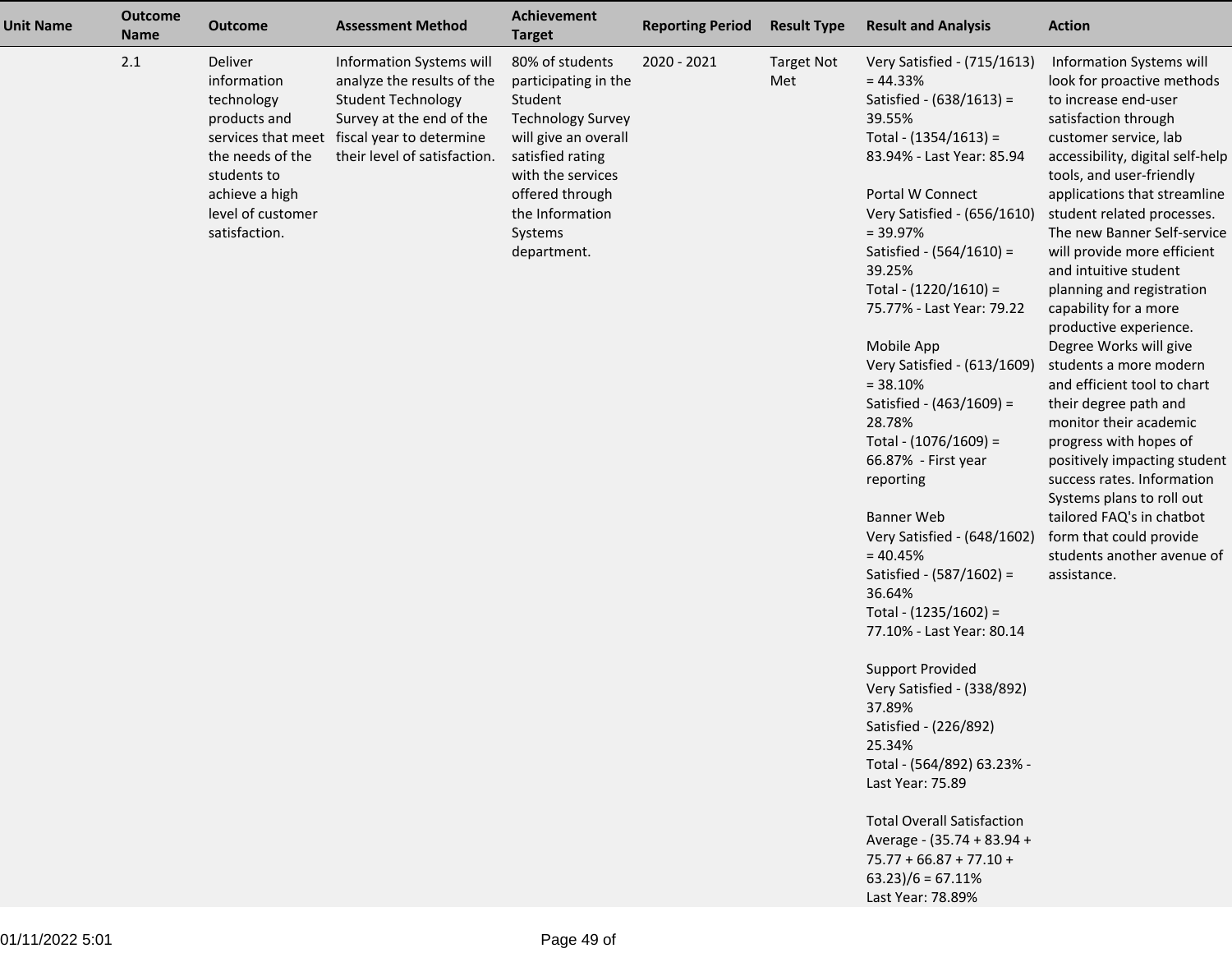| Unit Name | Outcome Name | Outcome | Assessment Method | Achievement Target | Reporting Period | Result Type | Result and Analysis | Action |
|---|---|---|---|---|---|---|---|---|
| | 2.1 | Deliver information technology products and services that meet the needs of the students to achieve a high level of customer satisfaction. | Information Systems will analyze the results of the Student Technology Survey at the end of the fiscal year to determine their level of satisfaction. | 80% of students participating in the Student Technology Survey will give an overall satisfied rating with the services offered through the Information Systems department. | 2020 - 2021 | Target Not Met | Very Satisfied - (715/1613) = 44.33%<br>Satisfied - (638/1613) = 39.55%<br>Total - (1354/1613) = 83.94% - Last Year: 85.94<br><br>Portal W Connect<br>Very Satisfied - (656/1610) = 39.97%<br>Satisfied - (564/1610) = 39.25%<br>Total - (1220/1610) = 75.77% - Last Year: 79.22<br><br>Mobile App<br>Very Satisfied - (613/1609) = 38.10%<br>Satisfied - (463/1609) = 28.78%<br>Total - (1076/1609) = 66.87% - First year reporting<br><br>Banner Web<br>Very Satisfied - (648/1602) = 40.45%<br>Satisfied - (587/1602) = 36.64%<br>Total - (1235/1602) = 77.10% - Last Year: 80.14<br><br>Support Provided<br>Very Satisfied - (338/892) 37.89%<br>Satisfied - (226/892) 25.34%<br>Total - (564/892) 63.23% - Last Year: 75.89<br><br>Total Overall Satisfaction Average - (35.74 + 83.94 + 75.77 + 66.87 + 77.10 + 63.23)/6 = 67.11%<br>Last Year: 78.89% | Information Systems will look for proactive methods to increase end-user satisfaction through customer service, lab accessibility, digital self-help tools, and user-friendly applications that streamline student related processes. The new Banner Self-service will provide more efficient and intuitive student planning and registration capability for a more productive experience. Degree Works will give students a more modern and efficient tool to chart their degree path and monitor their academic progress with hopes of positively impacting student success rates. Information Systems plans to roll out tailored FAQ's in chatbot form that could provide students another avenue of assistance. |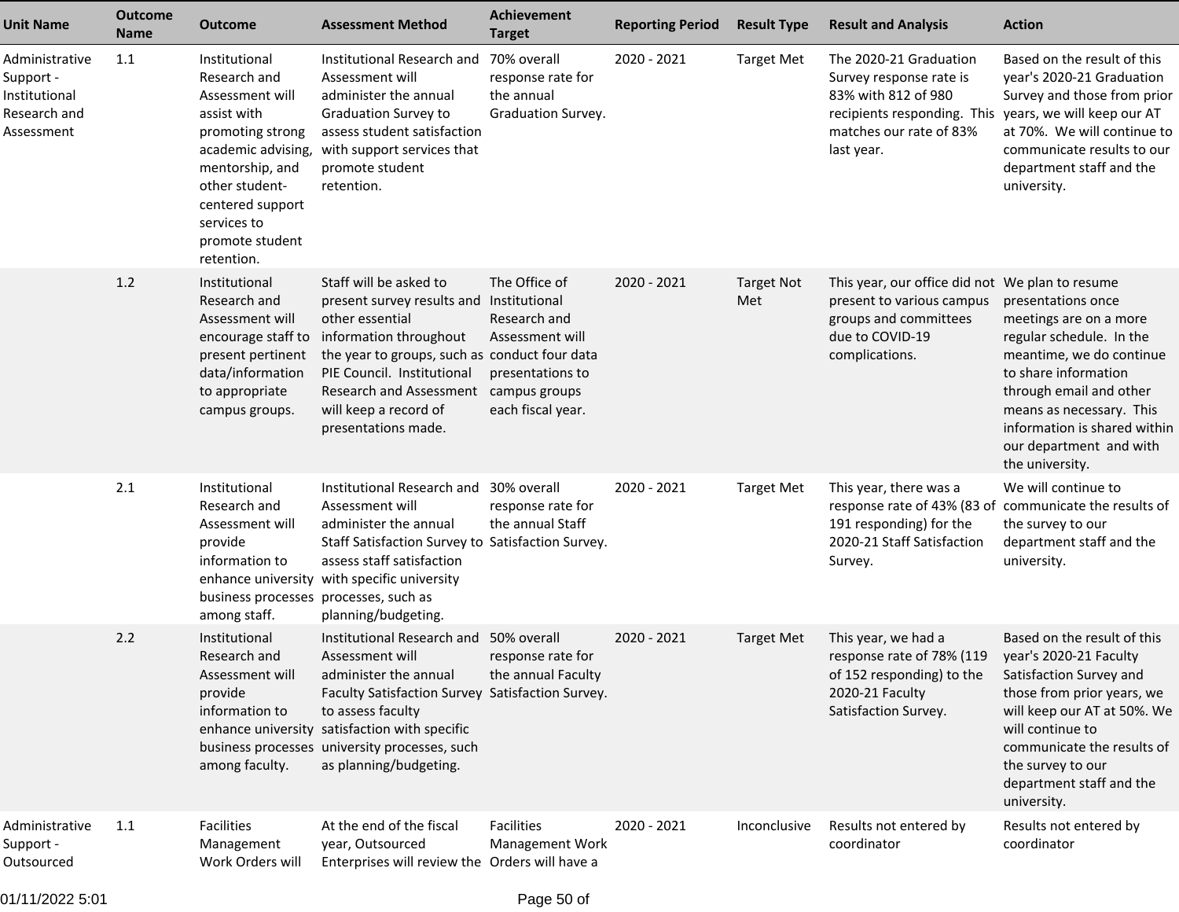| Unit Name | Outcome Name | Outcome | Assessment Method | Achievement Target | Reporting Period | Result Type | Result and Analysis | Action |
|---|---|---|---|---|---|---|---|---|
| Administrative Support - Institutional Research and Assessment | 1.1 | Institutional Research and Assessment will assist with promoting strong academic advising, mentorship, and other student-centered support services to promote student retention. | Institutional Research and Assessment will administer the annual Graduation Survey to assess student satisfaction with support services that promote student retention. | 70% overall response rate for the annual Graduation Survey. | 2020 - 2021 | Target Met | The 2020-21 Graduation Survey response rate is 83% with 812 of 980 recipients responding. This matches our rate of 83% last year. | Based on the result of this year's 2020-21 Graduation Survey and those from prior years, we will keep our AT at 70%. We will continue to communicate results to our department staff and the university. |
| | 1.2 | Institutional Research and Assessment will encourage staff to present pertinent data/information to appropriate campus groups. | Staff will be asked to present survey results and other essential information throughout the year to groups, such as PIE Council. Institutional Research and Assessment will keep a record of presentations made. | The Office of Institutional Research and Assessment will conduct four data presentations to campus groups each fiscal year. | 2020 - 2021 | Target Not Met | This year, our office did not present to various campus groups and committees due to COVID-19 complications. | We plan to resume presentations once meetings are on a more regular schedule. In the meantime, we do continue to share information through email and other means as necessary. This information is shared within our department and with the university. |
| | 2.1 | Institutional Research and Assessment will provide information to enhance university business processes among staff. | Institutional Research and Assessment will administer the annual Staff Satisfaction Survey to assess staff satisfaction with specific university processes, such as planning/budgeting. | 30% overall response rate for the annual Staff Satisfaction Survey. | 2020 - 2021 | Target Met | This year, there was a response rate of 43% (83 of 191 responding) for the 2020-21 Staff Satisfaction Survey. | We will continue to communicate the results of the survey to our department staff and the university. |
| | 2.2 | Institutional Research and Assessment will provide information to enhance university business processes among faculty. | Institutional Research and Assessment will administer the annual Faculty Satisfaction Survey to assess faculty satisfaction with specific university processes, such as planning/budgeting. | 50% overall response rate for the annual Faculty Satisfaction Survey. | 2020 - 2021 | Target Met | This year, we had a response rate of 78% (119 of 152 responding) to the 2020-21 Faculty Satisfaction Survey. | Based on the result of this year's 2020-21 Faculty Satisfaction Survey and those from prior years, we will keep our AT at 50%. We will continue to communicate the results of the survey to our department staff and the university. |
| Administrative Support - Outsourced | 1.1 | Facilities Management Work Orders will | At the end of the fiscal year, Outsourced Enterprises will review the | Facilities Management Work Orders will have a | 2020 - 2021 | Inconclusive | Results not entered by coordinator | Results not entered by coordinator |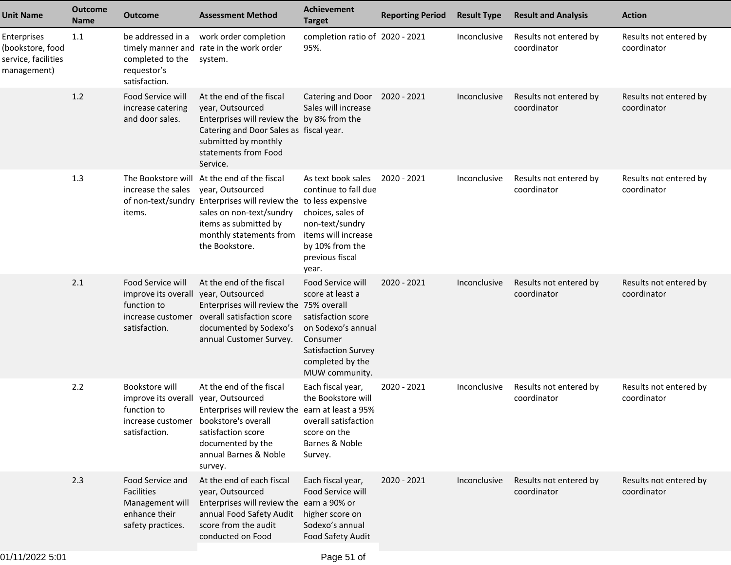| Unit Name | Outcome Name | Outcome | Assessment Method | Achievement Target | Reporting Period | Result Type | Result and Analysis | Action |
|---|---|---|---|---|---|---|---|---|
| Enterprises (bookstore, food service, facilities management) | 1.1 | be addressed in a timely manner and completed to the requestor's satisfaction. | work order completion rate in the work order system. | completion ratio of 95%. | 2020 - 2021 | Inconclusive | Results not entered by coordinator | Results not entered by coordinator |
| | 1.2 | Food Service will increase catering and door sales. | At the end of the fiscal year, Outsourced Enterprises will review the Catering and Door Sales as submitted by monthly statements from Food Service. | Catering and Door Sales will increase by 8% from the fiscal year. | 2020 - 2021 | Inconclusive | Results not entered by coordinator | Results not entered by coordinator |
| | 1.3 | The Bookstore will increase the sales of non-text/sundry items. | At the end of the fiscal year, Outsourced Enterprises will review the sales on non-text/sundry items as submitted by monthly statements from the Bookstore. | As text book sales continue to fall due to less expensive choices, sales of non-text/sundry items will increase by 10% from the previous fiscal year. | 2020 - 2021 | Inconclusive | Results not entered by coordinator | Results not entered by coordinator |
| | 2.1 | Food Service will improve its overall function to increase customer satisfaction. | At the end of the fiscal year, Outsourced Enterprises will review the overall satisfaction score documented by Sodexo's annual Customer Survey. | Food Service will score at least a 75% overall satisfaction score on Sodexo's annual Consumer Satisfaction Survey completed by the MUW community. | 2020 - 2021 | Inconclusive | Results not entered by coordinator | Results not entered by coordinator |
| | 2.2 | Bookstore will improve its overall function to increase customer satisfaction. | At the end of the fiscal year, Outsourced Enterprises will review the bookstore's overall satisfaction score documented by the annual Barnes & Noble survey. | Each fiscal year, the Bookstore will earn at least a 95% overall satisfaction score on the Barnes & Noble Survey. | 2020 - 2021 | Inconclusive | Results not entered by coordinator | Results not entered by coordinator |
| | 2.3 | Food Service and Facilities Management will enhance their safety practices. | At the end of each fiscal year, Outsourced Enterprises will review the annual Food Safety Audit score from the audit conducted on Food | Each fiscal year, Food Service will earn a 90% or higher score on Sodexo's annual Food Safety Audit | 2020 - 2021 | Inconclusive | Results not entered by coordinator | Results not entered by coordinator |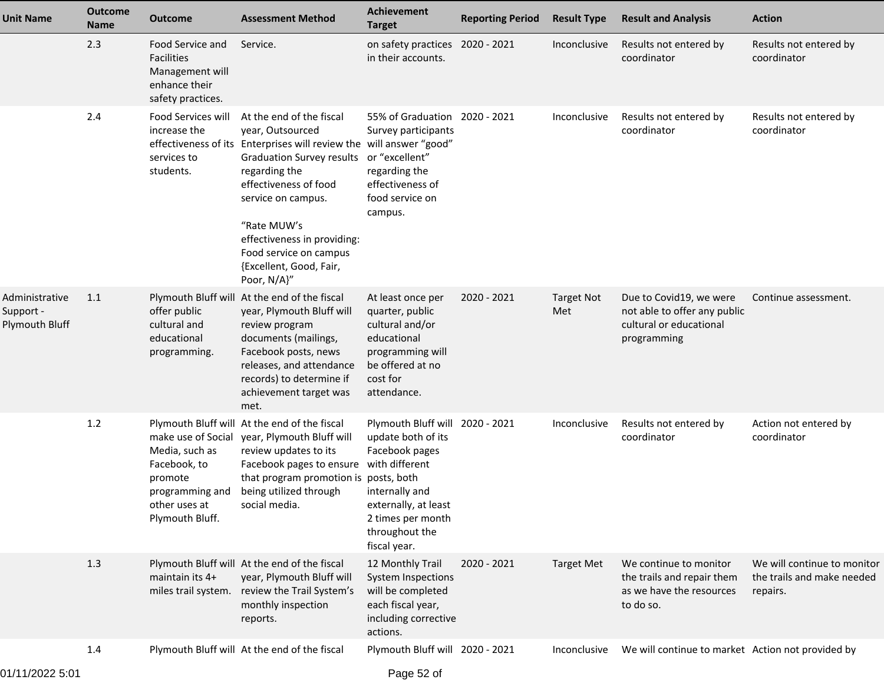| Unit Name | Outcome Name | Outcome | Assessment Method | Achievement Target | Reporting Period | Result Type | Result and Analysis | Action |
|---|---|---|---|---|---|---|---|---|
| | 2.3 | Food Service and Facilities Management will enhance their safety practices. | Service. | on safety practices in their accounts. | 2020 - 2021 | Inconclusive | Results not entered by coordinator | Results not entered by coordinator |
| | 2.4 | Food Services will increase the effectiveness of its services to students. | At the end of the fiscal year, Outsourced Enterprises will review the Graduation Survey results regarding the effectiveness of food service on campus.<br><br>“Rate MUW’s effectiveness in providing: Food service on campus {Excellent, Good, Fair, Poor, N/A}” | 55% of Graduation Survey participants will answer “good” or “excellent” regarding the effectiveness of food service on campus. | 2020 - 2021 | Inconclusive | Results not entered by coordinator | Results not entered by coordinator |
| Administrative Support - Plymouth Bluff | 1.1 | Plymouth Bluff will offer public cultural and educational programming. | At the end of the fiscal year, Plymouth Bluff will review program documents (mailings, Facebook posts, news releases, and attendance records) to determine if achievement target was met. | At least once per quarter, public cultural and/or educational programming will be offered at no cost for attendance. | 2020 - 2021 | Target Not Met | Due to Covid19, we were not able to offer any public cultural or educational programming | Continue assessment. |
| | 1.2 | Plymouth Bluff will make use of Social Media, such as Facebook, to promote programming and other uses at Plymouth Bluff. | At the end of the fiscal year, Plymouth Bluff will review updates to its Facebook pages to ensure that program promotion is being utilized through social media. | Plymouth Bluff will update both of its Facebook pages with different posts, both internally and externally, at least 2 times per month throughout the fiscal year. | 2020 - 2021 | Inconclusive | Results not entered by coordinator | Action not entered by coordinator |
| | 1.3 | Plymouth Bluff will maintain its 4+ miles trail system. | At the end of the fiscal year, Plymouth Bluff will review the Trail System’s monthly inspection reports. | 12 Monthly Trail System Inspections will be completed each fiscal year, including corrective actions. | 2020 - 2021 | Target Met | We continue to monitor the trails and repair them as we have the resources to do so. | We will continue to monitor the trails and make needed repairs. |
| | 1.4 | Plymouth Bluff will | At the end of the fiscal | Plymouth Bluff will | 2020 - 2021 | Inconclusive | We will continue to market | Action not provided by |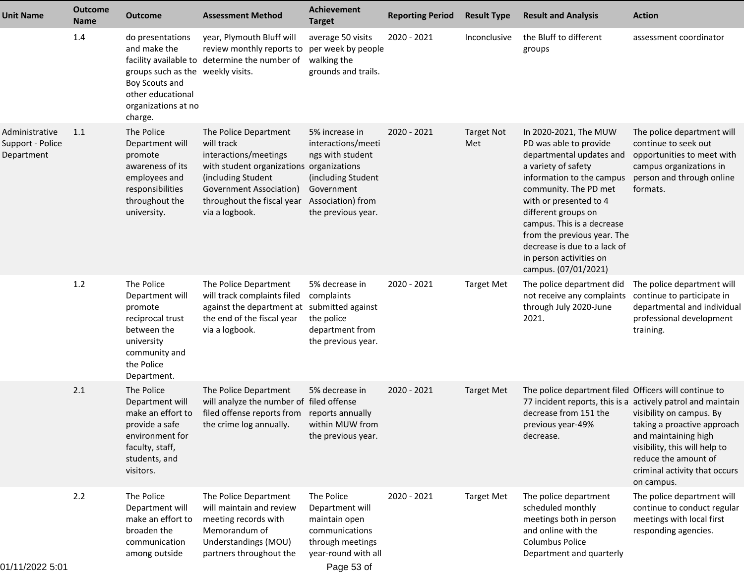| Unit Name | Outcome Name | Outcome | Assessment Method | Achievement Target | Reporting Period | Result Type | Result and Analysis | Action |
|---|---|---|---|---|---|---|---|---|
| | 1.4 | do presentations and make the facility available to groups such as the Boy Scouts and other educational organizations at no charge. | year, Plymouth Bluff will review monthly reports to determine the number of weekly visits. | average 50 visits per week by people walking the grounds and trails. | 2020 - 2021 | Inconclusive | the Bluff to different groups | assessment coordinator |
| Administrative Support - Police Department | 1.1 | The Police Department will promote awareness of its employees and responsibilities throughout the university. | The Police Department will track interactions/meetings with student organizations (including Student Government Association) throughout the fiscal year via a logbook. | 5% increase in interactions/meetings with student organizations (including Student Government Association) from the previous year. | 2020 - 2021 | Target Not Met | In 2020-2021, The MUW PD was able to provide departmental updates and a variety of safety information to the campus community. The PD met with or presented to 4 different groups on campus. This is a decrease from the previous year. The decrease is due to a lack of in person activities on campus. (07/01/2021) | The police department will continue to seek out opportunities to meet with campus organizations in person and through online formats. |
| | 1.2 | The Police Department will promote reciprocal trust between the university community and the Police Department. | The Police Department will track complaints filed against the department at the end of the fiscal year via a logbook. | 5% decrease in complaints submitted against the police department from the previous year. | 2020 - 2021 | Target Met | The police department did not receive any complaints through July 2020-June 2021. | The police department will continue to participate in departmental and individual professional development training. |
| | 2.1 | The Police Department will make an effort to provide a safe environment for faculty, staff, students, and visitors. | The Police Department will analyze the number of filed offense reports from the crime log annually. | 5% decrease in filed offense reports annually within MUW from the previous year. | 2020 - 2021 | Target Met | The police department filed 77 incident reports, this is a decrease from 151 the previous year-49% decrease. | Officers will continue to actively patrol and maintain visibility on campus. By taking a proactive approach and maintaining high visibility, this will help to reduce the amount of criminal activity that occurs on campus. |
| | 2.2 | The Police Department will make an effort to broaden the communication among outside | The Police Department will maintain and review meeting records with Memorandum of Understandings (MOU) partners throughout the | The Police Department will maintain open communications through meetings year-round with all | 2020 - 2021 | Target Met | The police department scheduled monthly meetings both in person and online with the Columbus Police Department and quarterly | The police department will continue to conduct regular meetings with local first responding agencies. |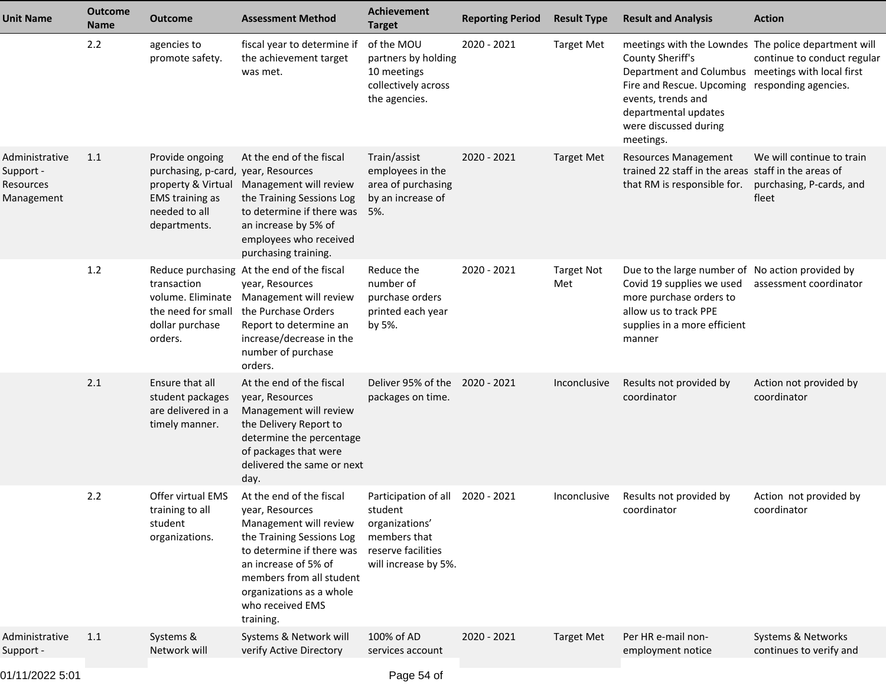| Unit Name | Outcome Name | Outcome | Assessment Method | Achievement Target | Reporting Period | Result Type | Result and Analysis | Action |
|---|---|---|---|---|---|---|---|---|
| | 2.2 | agencies to promote safety. | fiscal year to determine if the achievement target was met. | of the MOU partners by holding 10 meetings collectively across the agencies. | 2020 - 2021 | Target Met | meetings with the Lowndes County Sheriff's Department and Columbus Fire and Rescue. Upcoming events, trends and departmental updates were discussed during meetings. | The police department will continue to conduct regular meetings with local first responding agencies. |
| Administrative Support - Resources Management | 1.1 | Provide ongoing purchasing, p-card, property & Virtual EMS training as needed to all departments. | At the end of the fiscal year, Resources Management will review the Training Sessions Log to determine if there was an increase by 5% of employees who received purchasing training. | Train/assist employees in the area of purchasing by an increase of 5%. | 2020 - 2021 | Target Met | Resources Management trained 22 staff in the areas that RM is responsible for. | We will continue to train staff in the areas of purchasing, P-cards, and fleet |
| | 1.2 | Reduce purchasing transaction volume. Eliminate the need for small dollar purchase orders. | At the end of the fiscal year, Resources Management will review the Purchase Orders Report to determine an increase/decrease in the number of purchase orders. | Reduce the number of purchase orders printed each year by 5%. | 2020 - 2021 | Target Not Met | Due to the large number of Covid 19 supplies we used more purchase orders to allow us to track PPE supplies in a more efficient manner | No action provided by assessment coordinator |
| | 2.1 | Ensure that all student packages are delivered in a timely manner. | At the end of the fiscal year, Resources Management will review the Delivery Report to determine the percentage of packages that were delivered the same or next day. | Deliver 95% of the packages on time. | 2020 - 2021 | Inconclusive | Results not provided by coordinator | Action not provided by coordinator |
| | 2.2 | Offer virtual EMS training to all student organizations. | At the end of the fiscal year, Resources Management will review the Training Sessions Log to determine if there was an increase of 5% of members from all student organizations as a whole who received EMS training. | Participation of all student organizations' members that reserve facilities will increase by 5%. | 2020 - 2021 | Inconclusive | Results not provided by coordinator | Action not provided by coordinator |
| Administrative Support - | 1.1 | Systems & Network will | Systems & Network will verify Active Directory | 100% of AD services account | 2020 - 2021 | Target Met | Per HR e-mail non-employment notice | Systems & Networks continues to verify and |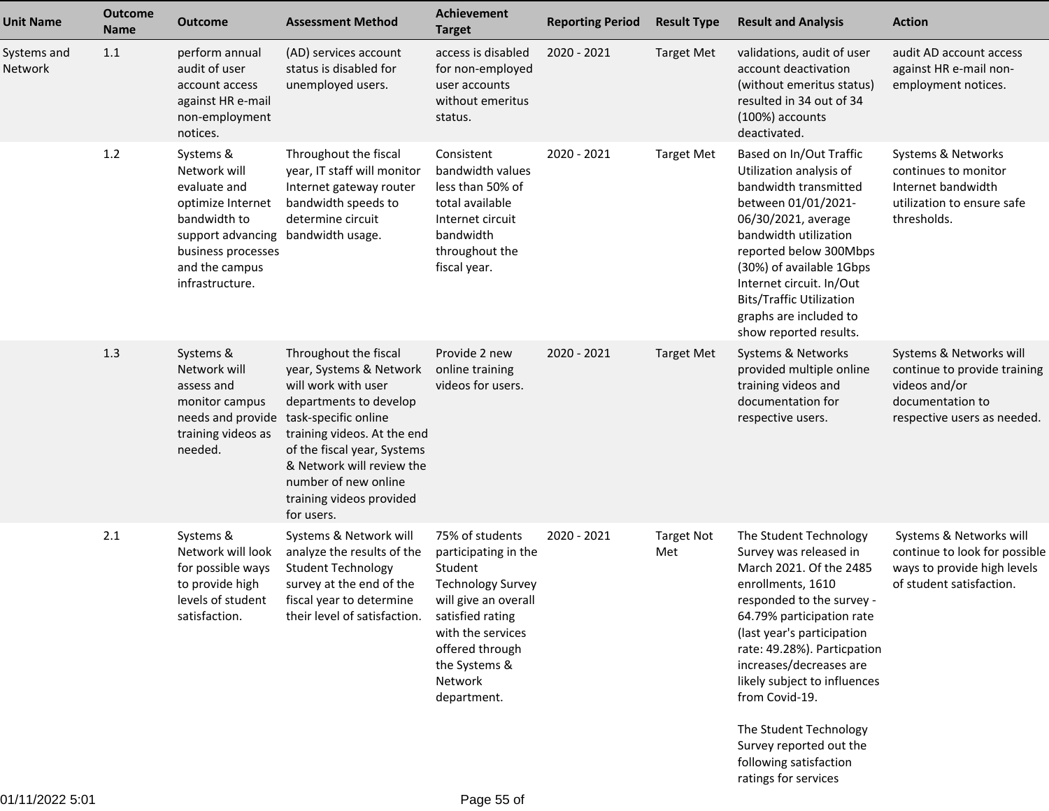| Unit Name | Outcome Name | Outcome | Assessment Method | Achievement Target | Reporting Period | Result Type | Result and Analysis | Action |
|---|---|---|---|---|---|---|---|---|
| Systems and Network | 1.1 | perform annual audit of user account access against HR e-mail non-employment notices. | (AD) services account status is disabled for unemployed users. | access is disabled for non-employed user accounts without emeritus status. | 2020 - 2021 | Target Met | validations, audit of user account deactivation (without emeritus status) resulted in 34 out of 34 (100%) accounts deactivated. | audit AD account access against HR e-mail non-employment notices. |
| | 1.2 | Systems & Network will evaluate and optimize Internet bandwidth to support advancing business processes and the campus infrastructure. | Throughout the fiscal year, IT staff will monitor Internet gateway router bandwidth speeds to determine circuit bandwidth usage. | Consistent bandwidth values less than 50% of total available Internet circuit bandwidth throughout the fiscal year. | 2020 - 2021 | Target Met | Based on In/Out Traffic Utilization analysis of bandwidth transmitted between 01/01/2021-06/30/2021, average bandwidth utilization reported below 300Mbps (30%) of available 1Gbps Internet circuit. In/Out Bits/Traffic Utilization graphs are included to show reported results. | Systems & Networks continues to monitor Internet bandwidth utilization to ensure safe thresholds. |
| | 1.3 | Systems & Network will assess and monitor campus needs and provide training videos as needed. | Throughout the fiscal year, Systems & Network will work with user departments to develop task-specific online training videos. At the end of the fiscal year, Systems & Network will review the number of new online training videos provided for users. | Provide 2 new online training videos for users. | 2020 - 2021 | Target Met | Systems & Networks provided multiple online training videos and documentation for respective users. | Systems & Networks will continue to provide training videos and/or documentation to respective users as needed. |
| | 2.1 | Systems & Network will look for possible ways to provide high levels of student satisfaction. | Systems & Network will analyze the results of the Student Technology survey at the end of the fiscal year to determine their level of satisfaction. | 75% of students participating in the Student Technology Survey will give an overall satisfied rating with the services offered through the Systems & Network department. | 2020 - 2021 | Target Not Met | The Student Technology Survey was released in March 2021. Of the 2485 enrollments, 1610 responded to the survey - 64.79% participation rate (last year's participation rate: 49.28%). Particpation increases/decreases are likely subject to influences from Covid-19.<br><br>The Student Technology Survey reported out the following satisfaction ratings for services | Systems & Networks will continue to look for possible ways to provide high levels of student satisfaction. |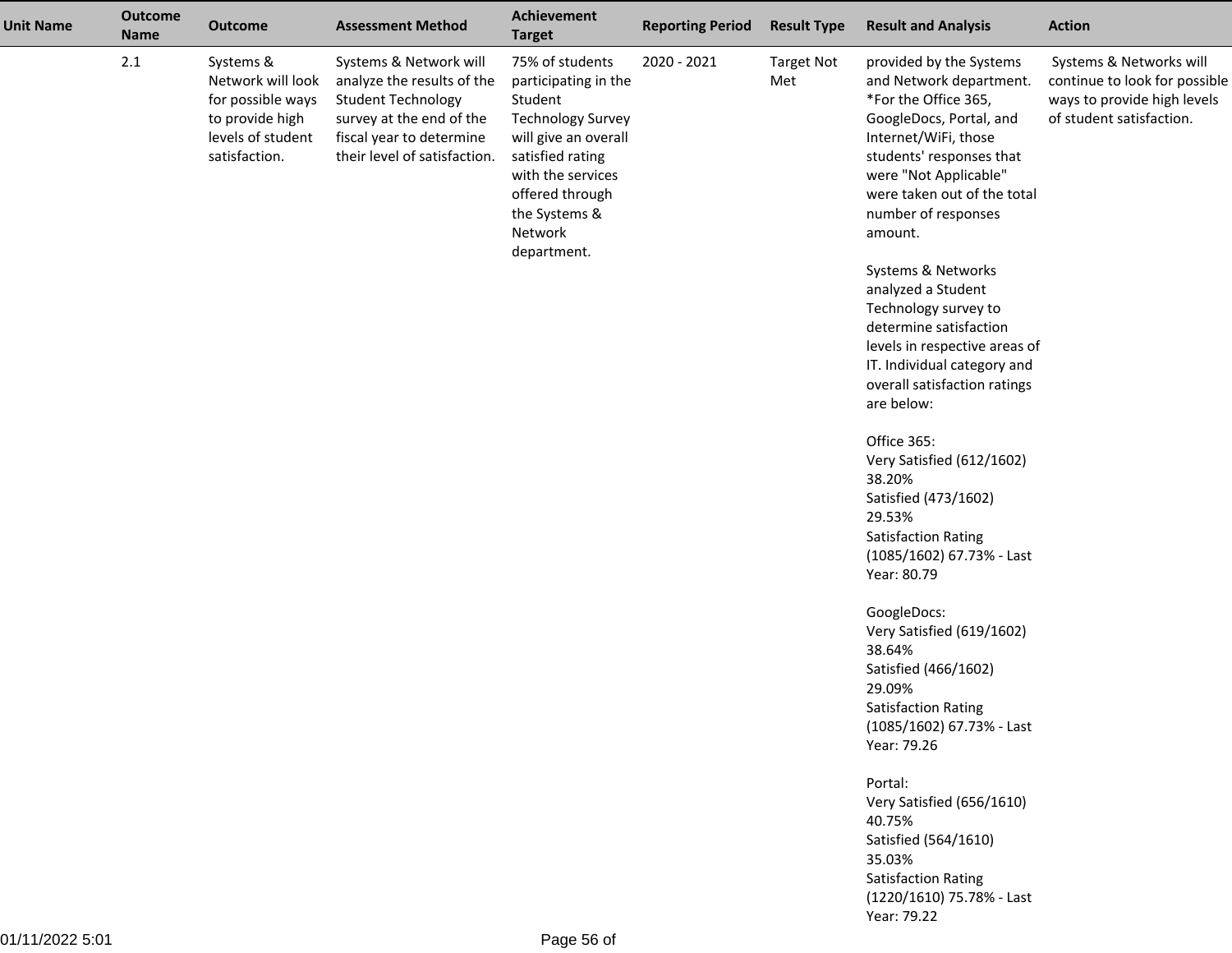| Unit Name | Outcome Name | Outcome | Assessment Method | Achievement Target | Reporting Period | Result Type | Result and Analysis | Action |
|---|---|---|---|---|---|---|---|---|
| | 2.1 | Systems & Network will look for possible ways to provide high levels of student satisfaction. | Systems & Network will analyze the results of the Student Technology survey at the end of the fiscal year to determine their level of satisfaction. | 75% of students participating in the Student Technology Survey will give an overall satisfied rating with the services offered through the Systems & Network department. | 2020 - 2021 | Target Not Met | provided by the Systems and Network department. *For the Office 365, GoogleDocs, Portal, and Internet/WiFi, those students' responses that were "Not Applicable" were taken out of the total number of responses amount.<br><br>Systems & Networks analyzed a Student Technology survey to determine satisfaction levels in respective areas of IT. Individual category and overall satisfaction ratings are below:<br><br>Office 365:<br>Very Satisfied (612/1602) 38.20%<br>Satisfied (473/1602) 29.53%<br>Satisfaction Rating (1085/1602) 67.73% - Last Year: 80.79<br><br>GoogleDocs:<br>Very Satisfied (619/1602) 38.64%<br>Satisfied (466/1602) 29.09%<br>Satisfaction Rating (1085/1602) 67.73% - Last Year: 79.26<br><br>Portal:<br>Very Satisfied (656/1610) 40.75%<br>Satisfied (564/1610) 35.03%<br>Satisfaction Rating (1220/1610) 75.78% - Last Year: 79.22 | Systems & Networks will continue to look for possible ways to provide high levels of student satisfaction. |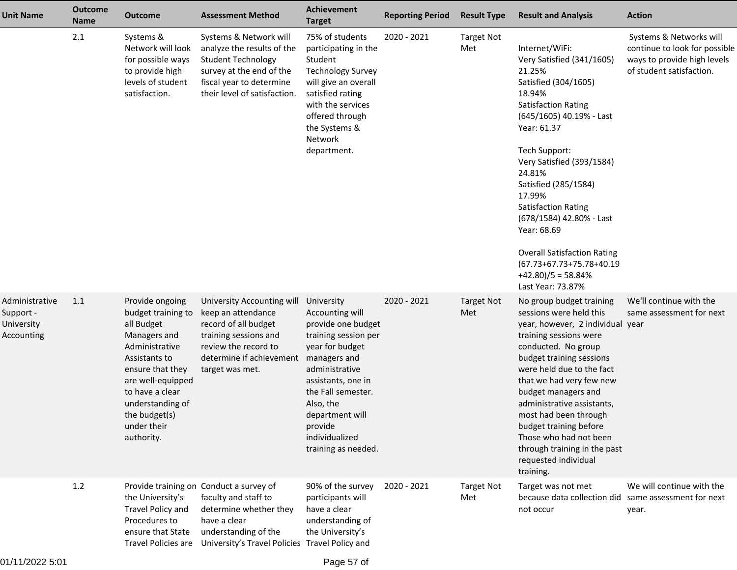| Unit Name | Outcome Name | Outcome | Assessment Method | Achievement Target | Reporting Period | Result Type | Result and Analysis | Action |
|---|---|---|---|---|---|---|---|---|
| | 2.1 | Systems & Network will look for possible ways to provide high levels of student satisfaction. | Systems & Network will analyze the results of the Student Technology survey at the end of the fiscal year to determine their level of satisfaction. | 75% of students participating in the Student Technology Survey will give an overall satisfied rating with the services offered through the Systems & Network department. | 2020 - 2021 | Target Not Met | Internet/WiFi:<br>Very Satisfied (341/1605) 21.25%<br>Satisfied (304/1605) 18.94%<br>Satisfaction Rating (645/1605) 40.19% - Last Year: 61.37<br><br>Tech Support:<br>Very Satisfied (393/1584) 24.81%<br>Satisfied (285/1584) 17.99%<br>Satisfaction Rating (678/1584) 42.80% - Last Year: 68.69<br><br>Overall Satisfaction Rating (67.73+67.73+75.78+40.19+42.80)/5 = 58.84%<br>Last Year: 73.87% | Systems & Networks will continue to look for possible ways to provide high levels of student satisfaction. |
| Administrative Support - University Accounting | 1.1 | Provide ongoing budget training to all Budget Managers and Administrative Assistants to ensure that they are well-equipped to have a clear understanding of the budget(s) under their authority. | University Accounting will keep an attendance record of all budget training sessions and review the record to determine if achievement target was met. | University Accounting will provide one budget training session per year for budget managers and administrative assistants, one in the Fall semester. Also, the department will provide individualized training as needed. | 2020 - 2021 | Target Not Met | No group budget training sessions were held this year, however, 2 individual training sessions were conducted. No group budget training sessions were held due to the fact that we had very few new budget managers and administrative assistants, most had been through budget training before Those who had not been through training in the past requested individual training. | We'll continue with the same assessment for next year |
| | 1.2 | Provide training on the University's Travel Policy and Procedures to ensure that State Travel Policies are | Conduct a survey of faculty and staff to determine whether they have a clear understanding of the University's Travel Policies | 90% of the survey participants will have a clear understanding of the University's Travel Policy and | 2020 - 2021 | Target Not Met | Target was not met because data collection did not occur | We will continue with the same assessment for next year. |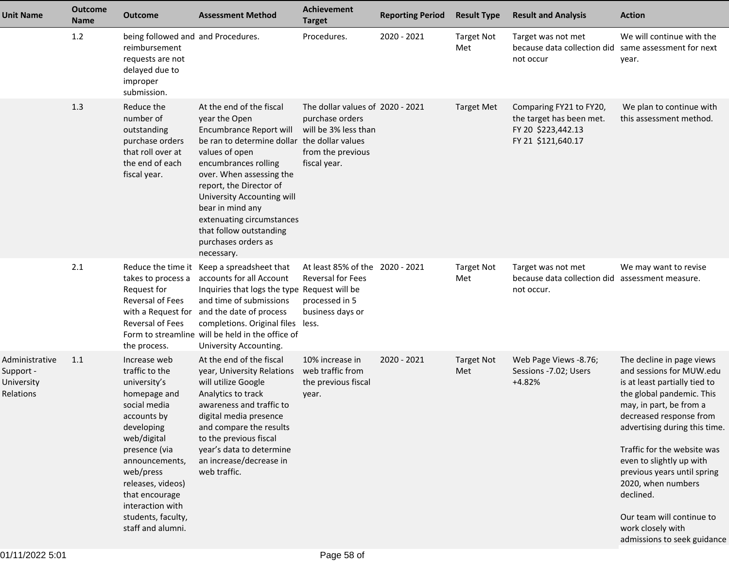| Unit Name | Outcome Name | Outcome | Assessment Method | Achievement Target | Reporting Period | Result Type | Result and Analysis | Action |
|---|---|---|---|---|---|---|---|---|
| | 1.2 | being followed and reimbursement requests are not delayed due to improper submission. | and Procedures. | Procedures. | 2020 - 2021 | Target Not Met | Target was not met because data collection did not occur | We will continue with the same assessment for next year. |
| | 1.3 | Reduce the number of outstanding purchase orders that roll over at the end of each fiscal year. | At the end of the fiscal year the Open Encumbrance Report will be ran to determine dollar values of open encumbrances rolling over. When assessing the report, the Director of University Accounting will bear in mind any extenuating circumstances that follow outstanding purchases orders as necessary. | The dollar values of purchase orders will be 3% less than the dollar values from the previous fiscal year. | 2020 - 2021 | Target Met | Comparing FY21 to FY20, the target has been met.<br>FY 20 $223,442.13<br>FY 21 $121,640.17 | We plan to continue with this assessment method. |
| | 2.1 | Reduce the time it takes to process a Request for Reversal of Fees with a Request for Reversal of Fees Form to streamline the process. | Keep a spreadsheet that accounts for all Account Inquiries that logs the type and time of submissions and the date of process completions. Original files will be held in the office of University Accounting. | At least 85% of the Reversal for Fees Request will be processed in 5 business days or less. | 2020 - 2021 | Target Not Met | Target was not met because data collection did not occur. | We may want to revise assessment measure. |
| Administrative Support - University Relations | 1.1 | Increase web traffic to the university's homepage and social media accounts by developing web/digital presence (via announcements, web/press releases, videos) that encourage interaction with students, faculty, staff and alumni. | At the end of the fiscal year, University Relations will utilize Google Analytics to track awareness and traffic to digital media presence and compare the results to the previous fiscal year's data to determine an increase/decrease in web traffic. | 10% increase in web traffic from the previous fiscal year. | 2020 - 2021 | Target Not Met | Web Page Views -8.76; Sessions -7.02; Users +4.82% | The decline in page views and sessions for MUW.edu is at least partially tied to the global pandemic. This may, in part, be from a decreased response from advertising during this time.<br><br>Traffic for the website was even to slightly up with previous years until spring 2020, when numbers declined.<br><br>Our team will continue to work closely with admissions to seek guidance |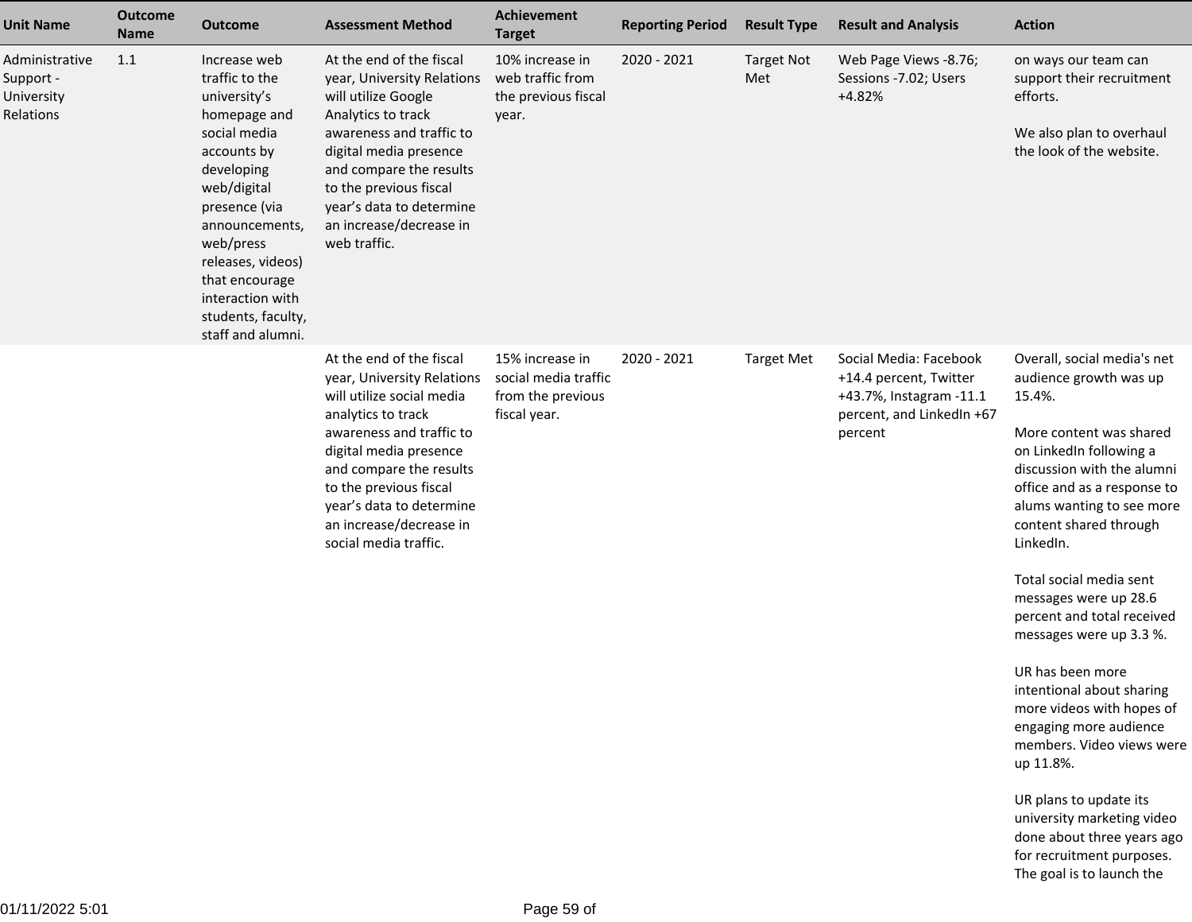| Unit Name | Outcome Name | Outcome | Assessment Method | Achievement Target | Reporting Period | Result Type | Result and Analysis | Action |
|---|---|---|---|---|---|---|---|---|
| Administrative Support - University Relations | 1.1 | Increase web traffic to the university's homepage and social media accounts by developing web/digital presence (via announcements, web/press releases, videos) that encourage interaction with students, faculty, staff and alumni. | At the end of the fiscal year, University Relations will utilize Google Analytics to track awareness and traffic to digital media presence and compare the results to the previous fiscal year's data to determine an increase/decrease in web traffic. | 10% increase in web traffic from the previous fiscal year. | 2020 - 2021 | Target Not Met | Web Page Views -8.76; Sessions -7.02; Users +4.82% | on ways our team can support their recruitment efforts.<br><br>We also plan to overhaul the look of the website. |
| | | | At the end of the fiscal year, University Relations will utilize social media analytics to track awareness and traffic to digital media presence and compare the results to the previous fiscal year's data to determine an increase/decrease in social media traffic. | 15% increase in social media traffic from the previous fiscal year. | 2020 - 2021 | Target Met | Social Media: Facebook +14.4 percent, Twitter +43.7%, Instagram -11.1 percent, and LinkedIn +67 percent | Overall, social media's net audience growth was up 15.4%.<br><br>More content was shared on LinkedIn following a discussion with the alumni office and as a response to alums wanting to see more content shared through LinkedIn.<br><br>Total social media sent messages were up 28.6 percent and total received messages were up 3.3 %.<br><br>UR has been more intentional about sharing more videos with hopes of engaging more audience members. Video views were up 11.8%.<br><br>UR plans to update its university marketing video done about three years ago for recruitment purposes. The goal is to launch the |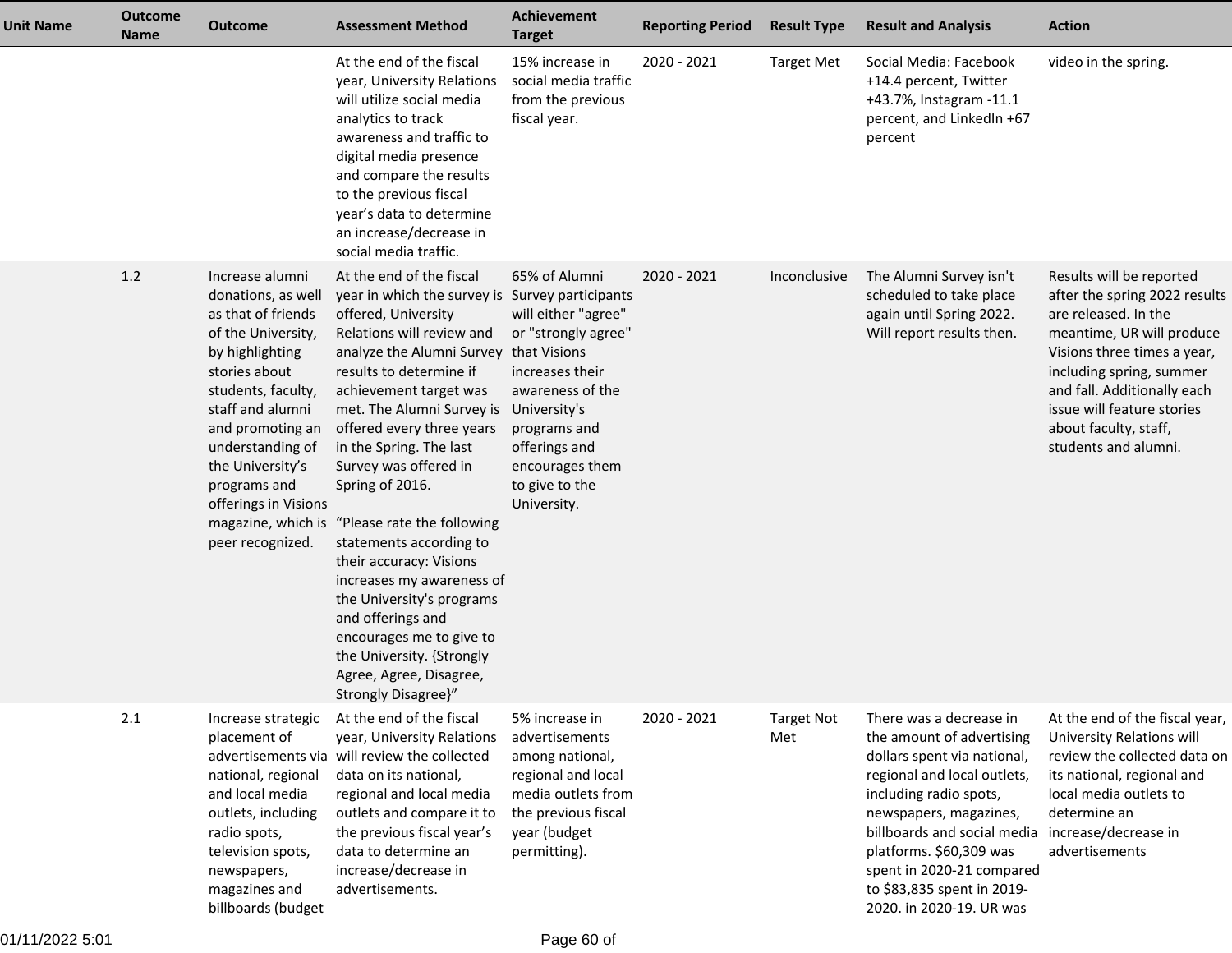| Unit Name | Outcome Name | Outcome | Assessment Method | Achievement Target | Reporting Period | Result Type | Result and Analysis | Action |
|---|---|---|---|---|---|---|---|---|
| | | | At the end of the fiscal year, University Relations will utilize social media analytics to track awareness and traffic to digital media presence and compare the results to the previous fiscal year's data to determine an increase/decrease in social media traffic. | 15% increase in social media traffic from the previous fiscal year. | 2020 - 2021 | Target Met | Social Media: Facebook +14.4 percent, Twitter +43.7%, Instagram -11.1 percent, and LinkedIn +67 percent | video in the spring. |
| | 1.2 | Increase alumni donations, as well as that of friends of the University, by highlighting stories about students, faculty, staff and alumni and promoting an understanding of the University's programs and offerings in Visions magazine, which is peer recognized. | At the end of the fiscal year in which the survey is offered, University Relations will review and analyze the Alumni Survey results to determine if achievement target was met. The Alumni Survey is offered every three years in the Spring. The last Survey was offered in Spring of 2016. "Please rate the following statements according to their accuracy: Visions increases my awareness of the University's programs and offerings and encourages me to give to the University. {Strongly Agree, Agree, Disagree, Strongly Disagree}" | 65% of Alumni Survey participants will either "agree" or "strongly agree" that Visions increases their awareness of the University's programs and offerings and encourages them to give to the University. | 2020 - 2021 | Inconclusive | The Alumni Survey isn't scheduled to take place again until Spring 2022. Will report results then. | Results will be reported after the spring 2022 results are released. In the meantime, UR will produce Visions three times a year, including spring, summer and fall. Additionally each issue will feature stories about faculty, staff, students and alumni. |
| | 2.1 | Increase strategic placement of advertisements via national, regional and local media outlets, including radio spots, television spots, newspapers, magazines and billboards (budget | At the end of the fiscal year, University Relations will review the collected data on its national, regional and local media outlets and compare it to the previous fiscal year's data to determine an increase/decrease in advertisements. | 5% increase in advertisements among national, regional and local media outlets from the previous fiscal year (budget permitting). | 2020 - 2021 | Target Not Met | There was a decrease in the amount of advertising dollars spent via national, regional and local outlets, including radio spots, newspapers, magazines, billboards and social media platforms. $60,309 was spent in 2020-21 compared to $83,835 spent in 2019-2020. in 2020-19. UR was | At the end of the fiscal year, University Relations will review the collected data on its national, regional and local media outlets to determine an increase/decrease in advertisements |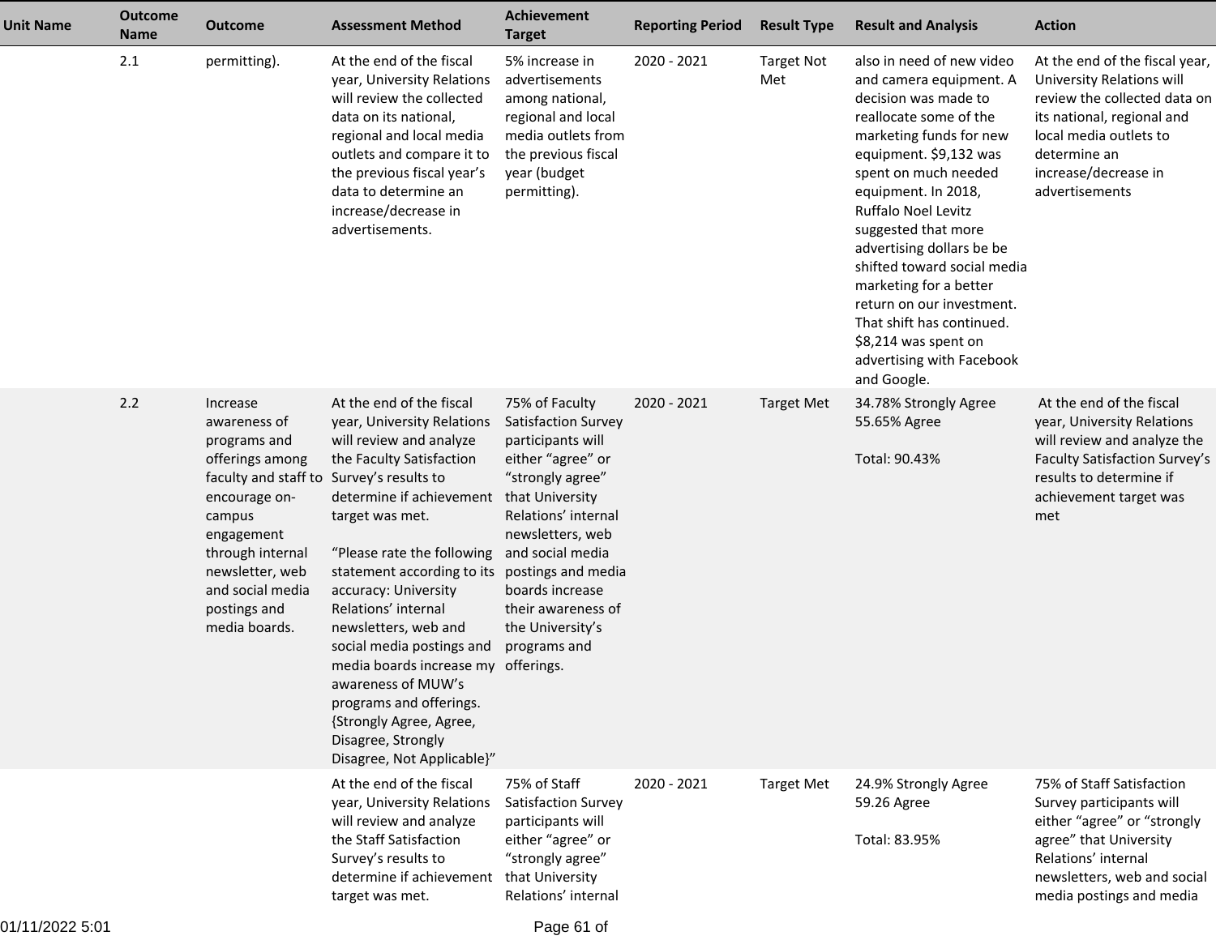| Unit Name | Outcome Name | Outcome | Assessment Method | Achievement Target | Reporting Period | Result Type | Result and Analysis | Action |
|---|---|---|---|---|---|---|---|---|
| | 2.1 | permitting). | At the end of the fiscal year, University Relations will review the collected data on its national, regional and local media outlets and compare it to the previous fiscal year's data to determine an increase/decrease in advertisements. | 5% increase in advertisements among national, regional and local media outlets from the previous fiscal year (budget permitting). | 2020 - 2021 | Target Not Met | also in need of new video and camera equipment. A decision was made to reallocate some of the marketing funds for new equipment. $9,132 was spent on much needed equipment. In 2018, Ruffalo Noel Levitz suggested that more advertising dollars be be shifted toward social media marketing for a better return on our investment. That shift has continued. $8,214 was spent on advertising with Facebook and Google. | At the end of the fiscal year, University Relations will review the collected data on its national, regional and local media outlets to determine an increase/decrease in advertisements |
| | 2.2 | Increase awareness of programs and offerings among faculty and staff to encourage on-campus engagement through internal newsletter, web and social media postings and media boards. | At the end of the fiscal year, University Relations will review and analyze the Faculty Satisfaction Survey's results to determine if achievement target was met.<br><br>"Please rate the following statement according to its accuracy: University Relations' internal newsletters, web and social media postings and media boards increase my awareness of MUW's programs and offerings. {Strongly Agree, Agree, Disagree, Strongly Disagree, Not Applicable}" | 75% of Faculty Satisfaction Survey participants will either "agree" or "strongly agree" that University Relations' internal newsletters, web and social media postings and media boards increase their awareness of the University's programs and offerings. | 2020 - 2021 | Target Met | 34.78% Strongly Agree<br>55.65% Agree<br><br>Total: 90.43% | At the end of the fiscal year, University Relations will review and analyze the Faculty Satisfaction Survey's results to determine if achievement target was met |
| | | | At the end of the fiscal year, University Relations will review and analyze the Staff Satisfaction Survey's results to determine if achievement target was met. | 75% of Staff Satisfaction Survey participants will either "agree" or "strongly agree" that University Relations' internal | 2020 - 2021 | Target Met | 24.9% Strongly Agree<br>59.26 Agree<br><br>Total: 83.95% | 75% of Staff Satisfaction Survey participants will either "agree" or "strongly agree" that University Relations' internal newsletters, web and social media postings and media |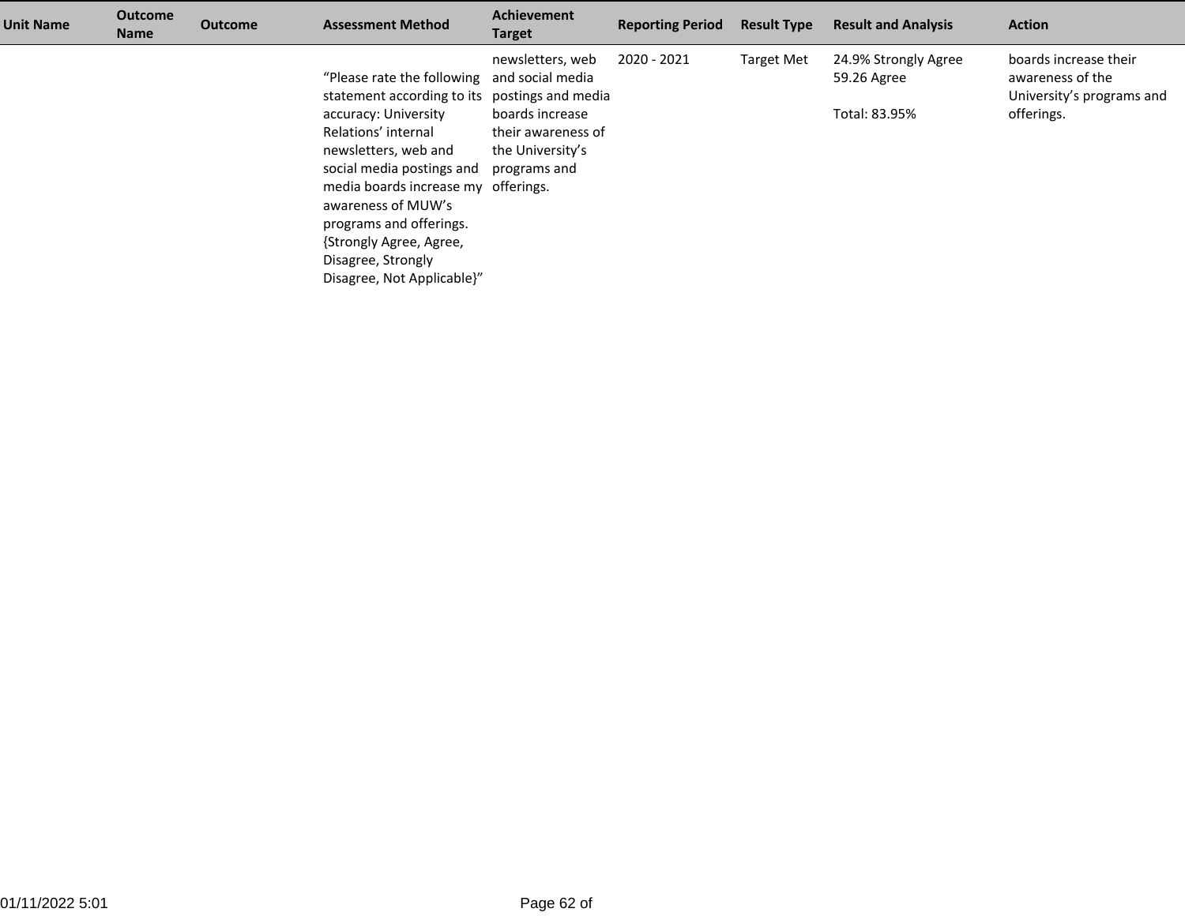| Unit Name | Outcome Name | Outcome | Assessment Method | Achievement Target | Reporting Period | Result Type | Result and Analysis | Action |
|---|---|---|---|---|---|---|---|---|
| | | | "Please rate the following statement according to its accuracy: University Relations' internal newsletters, web and social media postings and media boards increase my awareness of MUW's programs and offerings. {Strongly Agree, Agree, Disagree, Strongly Disagree, Not Applicable}" | newsletters, web and social media postings and media boards increase their awareness of the University's programs and offerings. | 2020 - 2021 | Target Met | 24.9% Strongly Agree<br>59.26 Agree<br><br>Total: 83.95% | boards increase their awareness of the University's programs and offerings. |